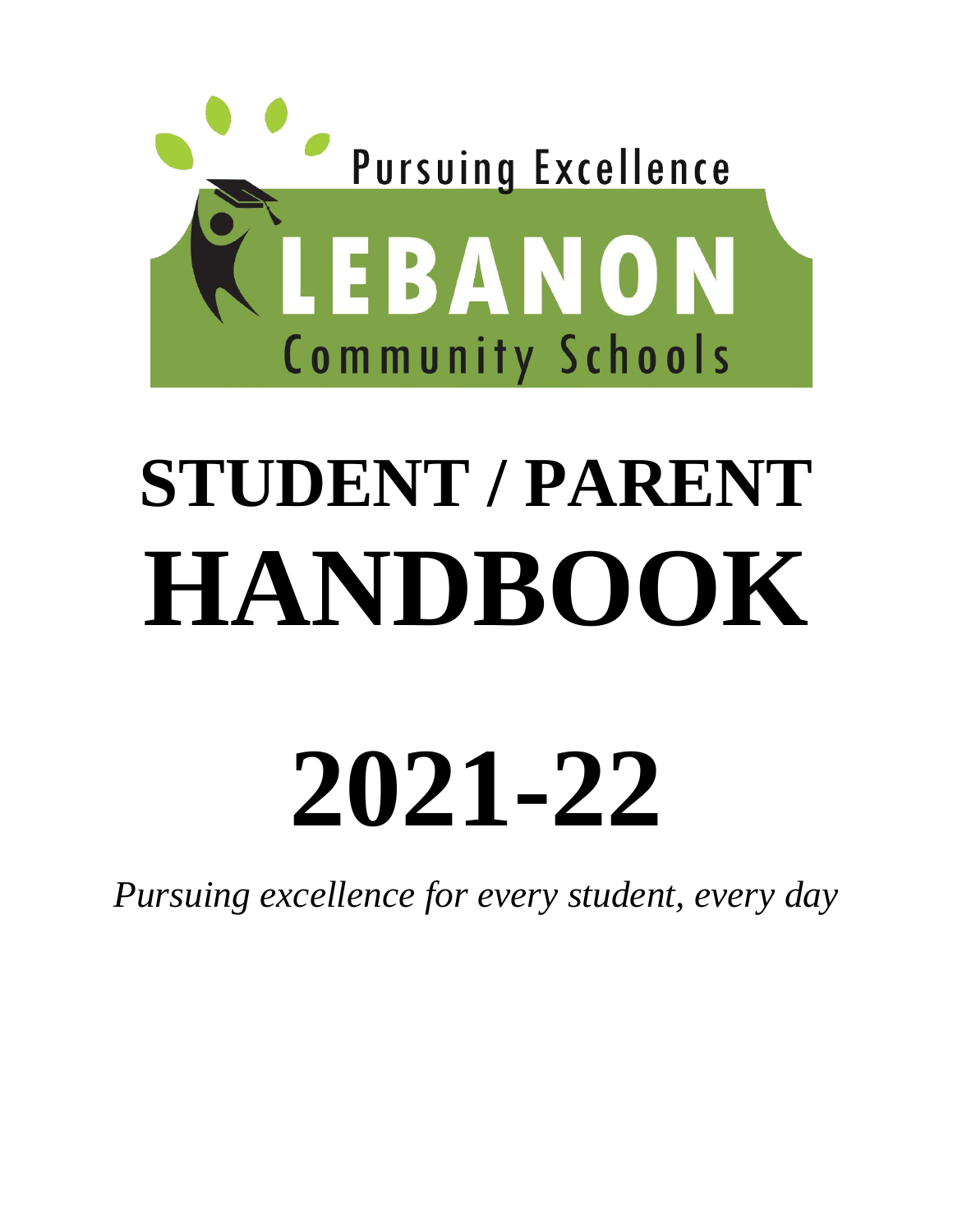Pursuing Excellence

LEBANON

Community Schools

# STUDENT / PARENT HANDBOOK

# 2021-22

*Pursuing excellence for every student, every day*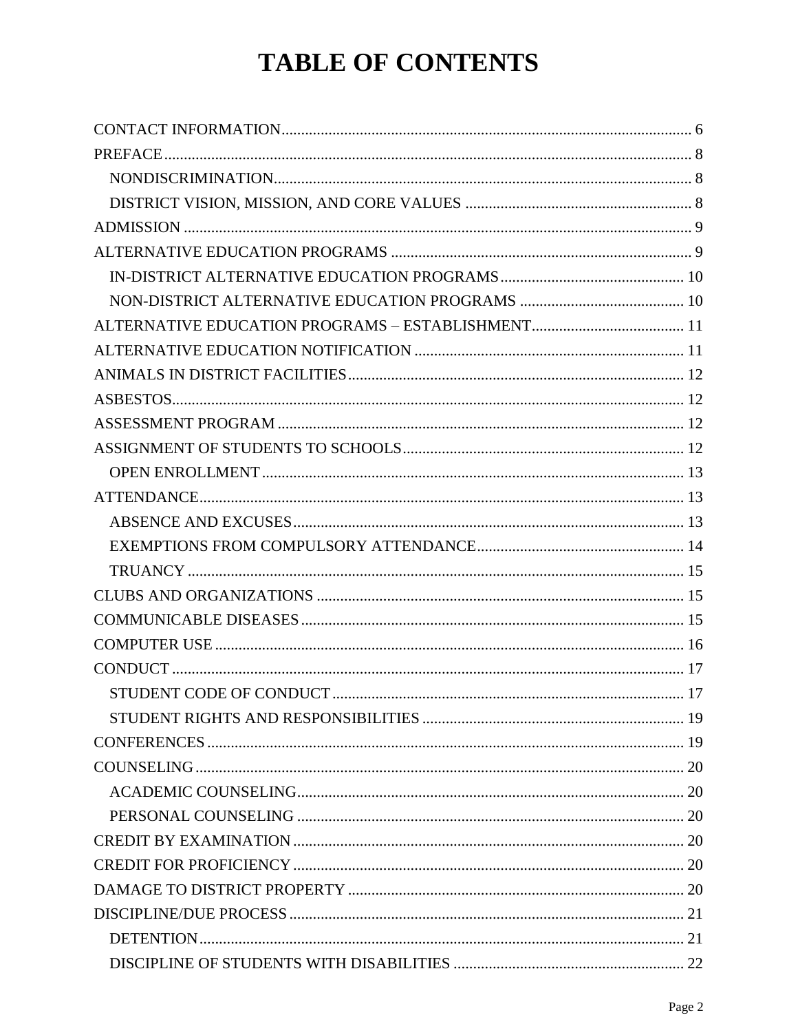# TABLE OF CONTENTS

CONTACT INFORMATION ........................................................................................................ 6
PREFACE ...................................................................................................................................... 8
    NONDISCRIMINATION ........................................................................................................... 8
    DISTRICT VISION, MISSION, AND CORE VALUES ........................................................... 8
ADMISSION ................................................................................................................................... 9
ALTERNATIVE EDUCATION PROGRAMS ............................................................................. 9
    IN-DISTRICT ALTERNATIVE EDUCATION PROGRAMS ................................................ 10
    NON-DISTRICT ALTERNATIVE EDUCATION PROGRAMS ........................................... 10
ALTERNATIVE EDUCATION PROGRAMS – ESTABLISHMENT ....................................... 11
ALTERNATIVE EDUCATION NOTIFICATION ..................................................................... 11
ANIMALS IN DISTRICT FACILITIES ...................................................................................... 12
ASBESTOS ................................................................................................................................... 12
ASSESSMENT PROGRAM ......................................................................................................... 12
ASSIGNMENT OF STUDENTS TO SCHOOLS ........................................................................ 12
    OPEN ENROLLMENT ............................................................................................................ 13
ATTENDANCE ............................................................................................................................. 13
    ABSENCE AND EXCUSES .................................................................................................... 13
    EXEMPTIONS FROM COMPULSORY ATTENDANCE ..................................................... 14
    TRUANCY ............................................................................................................................... 15
CLUBS AND ORGANIZATIONS .............................................................................................. 15
COMMUNICABLE DISEASES .................................................................................................. 15
COMPUTER USE ......................................................................................................................... 16
CONDUCT .................................................................................................................................... 17
    STUDENT CODE OF CONDUCT .......................................................................................... 17
    STUDENT RIGHTS AND RESPONSIBILITIES ................................................................... 19
CONFERENCES ........................................................................................................................... 19
COUNSELING .............................................................................................................................. 20
    ACADEMIC COUNSELING ................................................................................................... 20
    PERSONAL COUNSELING ................................................................................................... 20
CREDIT BY EXAMINATION .................................................................................................... 20
CREDIT FOR PROFICIENCY .................................................................................................... 20
DAMAGE TO DISTRICT PROPERTY ...................................................................................... 20
DISCIPLINE/DUE PROCESS ..................................................................................................... 21
    DETENTION ............................................................................................................................ 21
    DISCIPLINE OF STUDENTS WITH DISABILITIES ........................................................... 22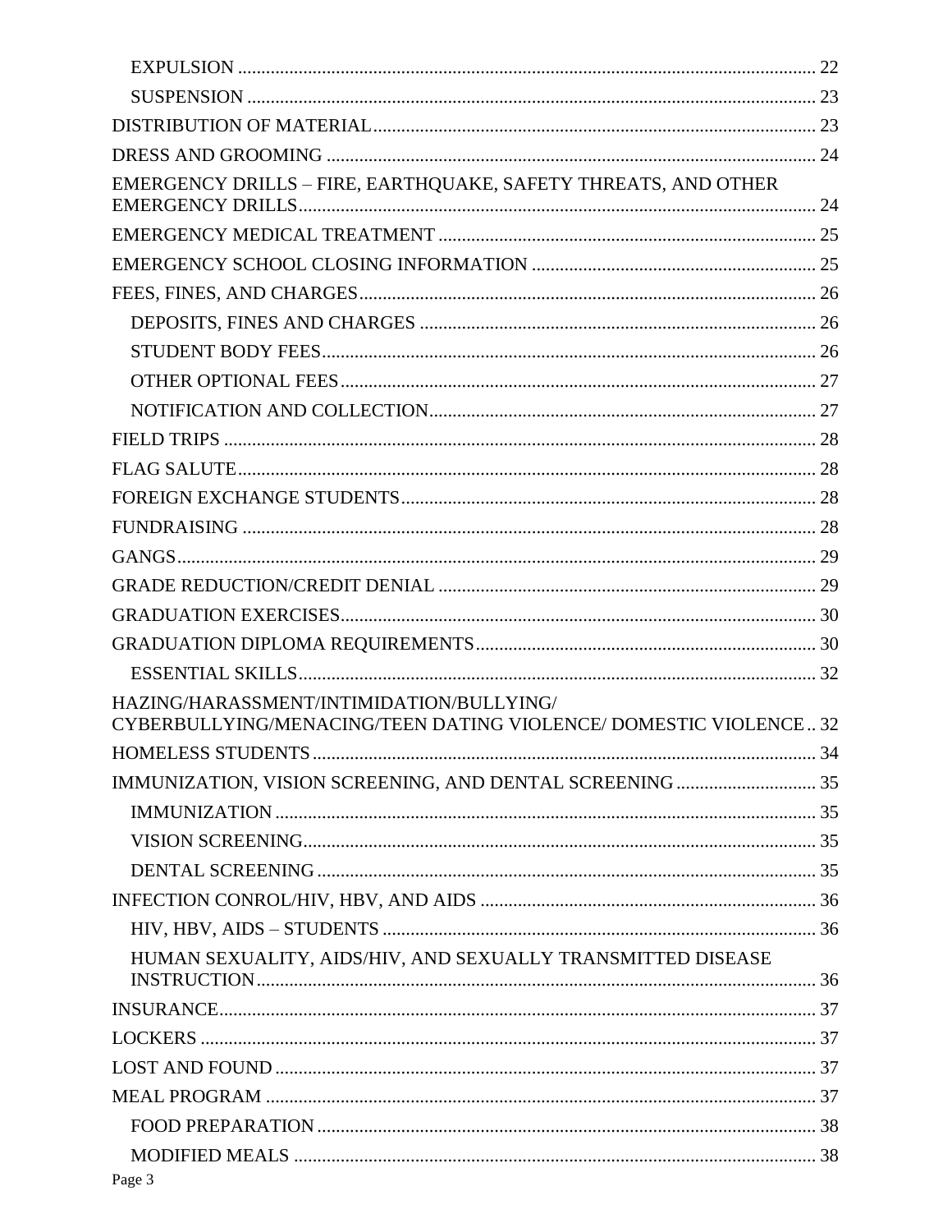- EXPULSION ........ 22
- SUSPENSION ........ 23

DISTRIBUTION OF MATERIAL ........ 23

DRESS AND GROOMING ........ 24

EMERGENCY DRILLS – FIRE, EARTHQUAKE, SAFETY THREATS, AND OTHER EMERGENCY DRILLS ........ 24

EMERGENCY MEDICAL TREATMENT ........ 25

EMERGENCY SCHOOL CLOSING INFORMATION ........ 25

FEES, FINES, AND CHARGES ........ 26

- DEPOSITS, FINES AND CHARGES ........ 26
- STUDENT BODY FEES ........ 26
- OTHER OPTIONAL FEES ........ 27
- NOTIFICATION AND COLLECTION ........ 27

FIELD TRIPS ........ 28

FLAG SALUTE ........ 28

FOREIGN EXCHANGE STUDENTS ........ 28

FUNDRAISING ........ 28

GANGS ........ 29

GRADE REDUCTION/CREDIT DENIAL ........ 29

GRADUATION EXERCISES ........ 30

GRADUATION DIPLOMA REQUIREMENTS ........ 30

- ESSENTIAL SKILLS ........ 32

HAZING/HARASSMENT/INTIMIDATION/BULLYING/ CYBERBULLYING/MENACING/TEEN DATING VIOLENCE/ DOMESTIC VIOLENCE .. 32

HOMELESS STUDENTS ........ 34

IMMUNIZATION, VISION SCREENING, AND DENTAL SCREENING ........ 35

- IMMUNIZATION ........ 35
- VISION SCREENING ........ 35
- DENTAL SCREENING ........ 35

INFECTION CONROL/HIV, HBV, AND AIDS ........ 36

- HIV, HBV, AIDS – STUDENTS ........ 36
- HUMAN SEXUALITY, AIDS/HIV, AND SEXUALLY TRANSMITTED DISEASE INSTRUCTION ........ 36

INSURANCE ........ 37

LOCKERS ........ 37

LOST AND FOUND ........ 37

MEAL PROGRAM ........ 37

- FOOD PREPARATION ........ 38
- MODIFIED MEALS ........ 38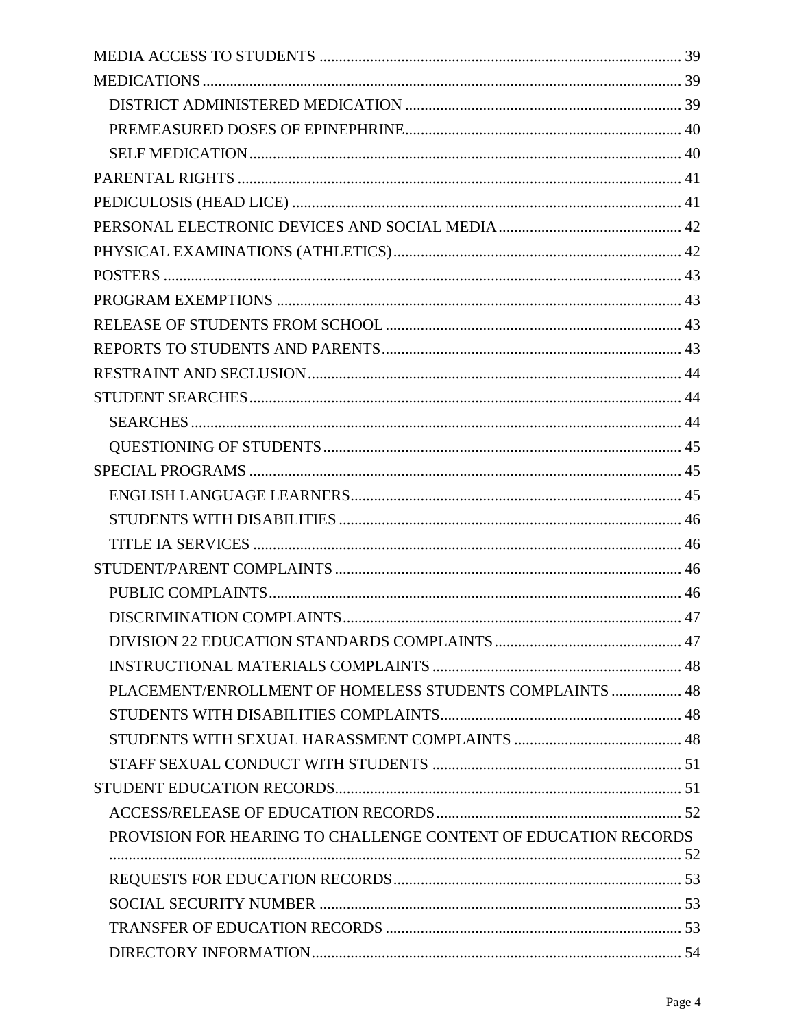MEDIA ACCESS TO STUDENTS ........................................................................................ 39
MEDICATIONS ........................................................................................................... 39
    DISTRICT ADMINISTERED MEDICATION ................................................................. 39
    PREMEASURED DOSES OF EPINEPHRINE ................................................................. 40
    SELF MEDICATION ................................................................................................ 40
PARENTAL RIGHTS ..................................................................................................... 41
PEDICULOSIS (HEAD LICE) ........................................................................................ 41
PERSONAL ELECTRONIC DEVICES AND SOCIAL MEDIA ............................................... 42
PHYSICAL EXAMINATIONS (ATHLETICS) .................................................................... 42
POSTERS ................................................................................................................... 43
PROGRAM EXEMPTIONS ............................................................................................ 43
RELEASE OF STUDENTS FROM SCHOOL ..................................................................... 43
REPORTS TO STUDENTS AND PARENTS ...................................................................... 43
RESTRAINT AND SECLUSION ...................................................................................... 44
STUDENT SEARCHES .................................................................................................. 44
    SEARCHES ............................................................................................................ 44
    QUESTIONING OF STUDENTS .................................................................................. 45
SPECIAL PROGRAMS .................................................................................................. 45
    ENGLISH LANGUAGE LEARNERS ............................................................................. 45
    STUDENTS WITH DISABILITIES ............................................................................... 46
    TITLE IA SERVICES ................................................................................................ 46
STUDENT/PARENT COMPLAINTS ................................................................................ 46
    PUBLIC COMPLAINTS ............................................................................................. 46
    DISCRIMINATION COMPLAINTS .............................................................................. 47
    DIVISION 22 EDUCATION STANDARDS COMPLAINTS ............................................... 47
    INSTRUCTIONAL MATERIALS COMPLAINTS ............................................................. 48
    PLACEMENT/ENROLLMENT OF HOMELESS STUDENTS COMPLAINTS ........................ 48
    STUDENTS WITH DISABILITIES COMPLAINTS ........................................................... 48
    STUDENTS WITH SEXUAL HARASSMENT COMPLAINTS .............................................. 48
    STAFF SEXUAL CONDUCT WITH STUDENTS ............................................................. 51
STUDENT EDUCATION RECORDS ................................................................................ 51
    ACCESS/RELEASE OF EDUCATION RECORDS ............................................................ 52
    PROVISION FOR HEARING TO CHALLENGE CONTENT OF EDUCATION RECORDS ............................................................................................................................ 52
    REQUESTS FOR EDUCATION RECORDS ..................................................................... 53
    SOCIAL SECURITY NUMBER .................................................................................... 53
    TRANSFER OF EDUCATION RECORDS ....................................................................... 53
    DIRECTORY INFORMATION ...................................................................................... 54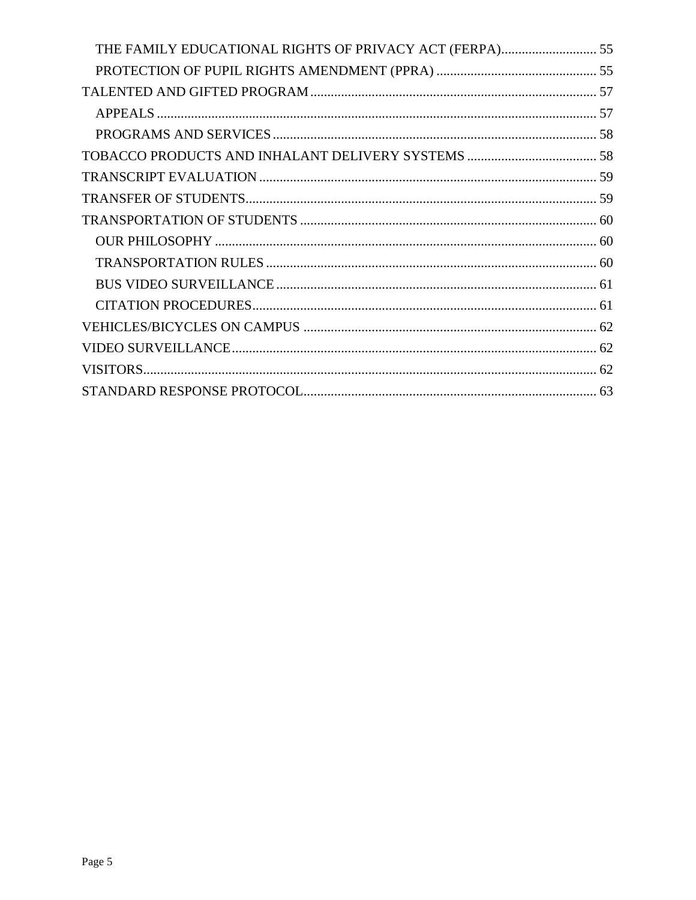- THE FAMILY EDUCATIONAL RIGHTS OF PRIVACY ACT (FERPA)............................ 55
- PROTECTION OF PUPIL RIGHTS AMENDMENT (PPRA) ............................................... 55

TALENTED AND GIFTED PROGRAM ................................................................................... 57

- APPEALS ................................................................................................................... 57
- PROGRAMS AND SERVICES ................................................................................... 58

TOBACCO PRODUCTS AND INHALANT DELIVERY SYSTEMS ...................................... 58

TRANSCRIPT EVALUATION .................................................................................................. 59

TRANSFER OF STUDENTS....................................................................................................... 59

TRANSPORTATION OF STUDENTS ...................................................................................... 60

- OUR PHILOSOPHY ................................................................................................ 60
- TRANSPORTATION RULES ................................................................................... 60
- BUS VIDEO SURVEILLANCE ................................................................................ 61
- CITATION PROCEDURES ...................................................................................... 61

VEHICLES/BICYCLES ON CAMPUS ...................................................................................... 62

VIDEO SURVEILLANCE........................................................................................................... 62

VISITORS..................................................................................................................................... 62

STANDARD RESPONSE PROTOCOL...................................................................................... 63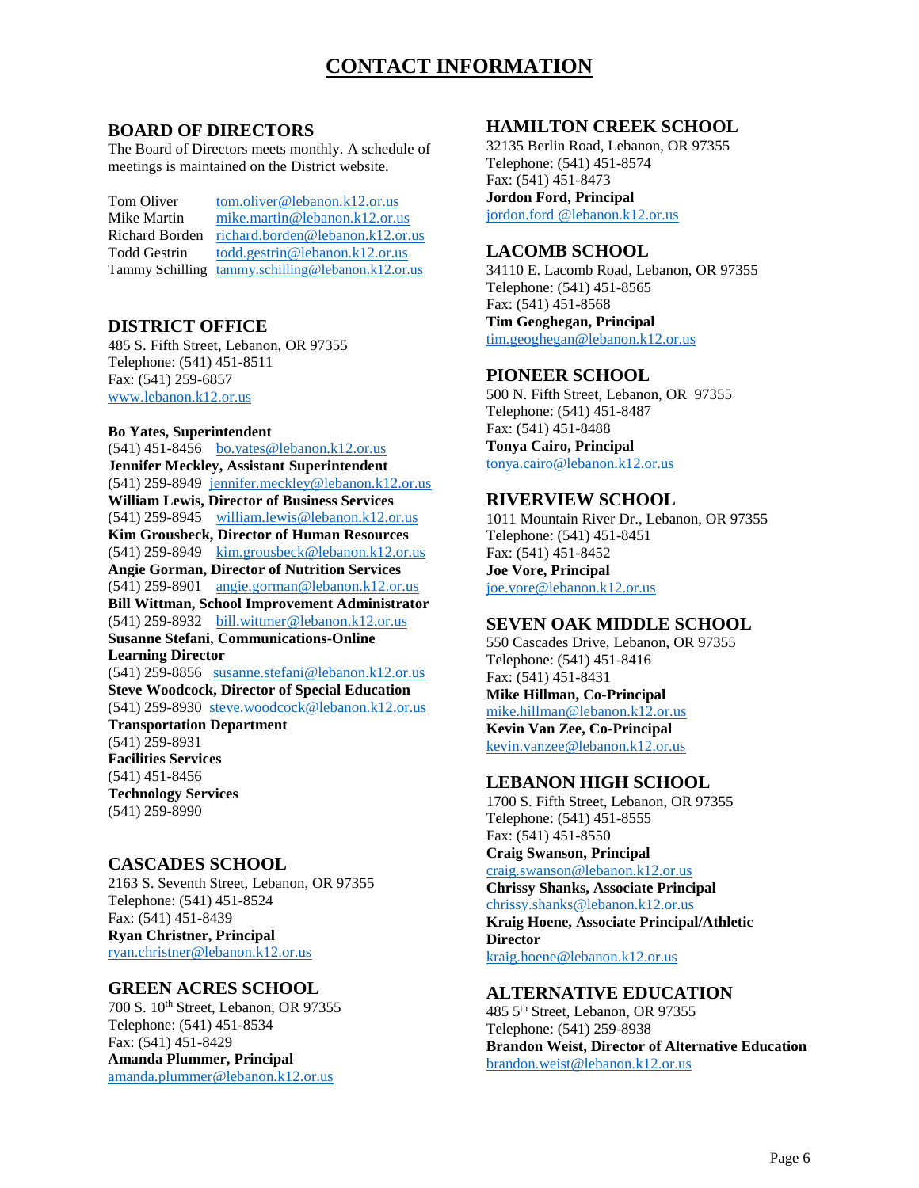# CONTACT INFORMATION

## BOARD OF DIRECTORS

The Board of Directors meets monthly. A schedule of meetings is maintained on the District website.

| | |
|---|---|
| Tom Oliver | tom.oliver@lebanon.k12.or.us |
| Mike Martin | mike.martin@lebanon.k12.or.us |
| Richard Borden | richard.borden@lebanon.k12.or.us |
| Todd Gestrin | todd.gestrin@lebanon.k12.or.us |
| Tammy Schilling | tammy.schilling@lebanon.k12.or.us |

## DISTRICT OFFICE

485 S. Fifth Street, Lebanon, OR 97355
Telephone: (541) 451-8511
Fax: (541) 259-6857
www.lebanon.k12.or.us

**Bo Yates, Superintendent**
(541) 451-8456 bo.yates@lebanon.k12.or.us
**Jennifer Meckley, Assistant Superintendent**
(541) 259-8949 jennifer.meckley@lebanon.k12.or.us
**William Lewis, Director of Business Services**
(541) 259-8945 william.lewis@lebanon.k12.or.us
**Kim Grousbeck, Director of Human Resources**
(541) 259-8949 kim.grousbeck@lebanon.k12.or.us
**Angie Gorman, Director of Nutrition Services**
(541) 259-8901 angie.gorman@lebanon.k12.or.us
**Bill Wittman, School Improvement Administrator**
(541) 259-8932 bill.wittmer@lebanon.k12.or.us
**Susanne Stefani, Communications-Online Learning Director**
(541) 259-8856 susanne.stefani@lebanon.k12.or.us
**Steve Woodcock, Director of Special Education**
(541) 259-8930 steve.woodcock@lebanon.k12.or.us
**Transportation Department**
(541) 259-8931
**Facilities Services**
(541) 451-8456
**Technology Services**
(541) 259-8990

## CASCADES SCHOOL

2163 S. Seventh Street, Lebanon, OR 97355
Telephone: (541) 451-8524
Fax: (541) 451-8439
**Ryan Christner, Principal**
ryan.christner@lebanon.k12.or.us

## GREEN ACRES SCHOOL

700 S. 10th Street, Lebanon, OR 97355
Telephone: (541) 451-8534
Fax: (541) 451-8429
**Amanda Plummer, Principal**
amanda.plummer@lebanon.k12.or.us

## HAMILTON CREEK SCHOOL

32135 Berlin Road, Lebanon, OR 97355
Telephone: (541) 451-8574
Fax: (541) 451-8473
**Jordon Ford, Principal**
jordon.ford @lebanon.k12.or.us

## LACOMB SCHOOL

34110 E. Lacomb Road, Lebanon, OR 97355
Telephone: (541) 451-8565
Fax: (541) 451-8568
**Tim Geoghegan, Principal**
tim.geoghegan@lebanon.k12.or.us

## PIONEER SCHOOL

500 N. Fifth Street, Lebanon, OR 97355
Telephone: (541) 451-8487
Fax: (541) 451-8488
**Tonya Cairo, Principal**
tonya.cairo@lebanon.k12.or.us

## RIVERVIEW SCHOOL

1011 Mountain River Dr., Lebanon, OR 97355
Telephone: (541) 451-8451
Fax: (541) 451-8452
**Joe Vore, Principal**
joe.vore@lebanon.k12.or.us

## SEVEN OAK MIDDLE SCHOOL

550 Cascades Drive, Lebanon, OR 97355
Telephone: (541) 451-8416
Fax: (541) 451-8431
**Mike Hillman, Co-Principal**
mike.hillman@lebanon.k12.or.us
**Kevin Van Zee, Co-Principal**
kevin.vanzee@lebanon.k12.or.us

## LEBANON HIGH SCHOOL

1700 S. Fifth Street, Lebanon, OR 97355
Telephone: (541) 451-8555
Fax: (541) 451-8550
**Craig Swanson, Principal**
craig.swanson@lebanon.k12.or.us
**Chrissy Shanks, Associate Principal**
chrissy.shanks@lebanon.k12.or.us
**Kraig Hoene, Associate Principal/Athletic Director**
kraig.hoene@lebanon.k12.or.us

## ALTERNATIVE EDUCATION

485 5th Street, Lebanon, OR 97355
Telephone: (541) 259-8938
**Brandon Weist, Director of Alternative Education**
brandon.weist@lebanon.k12.or.us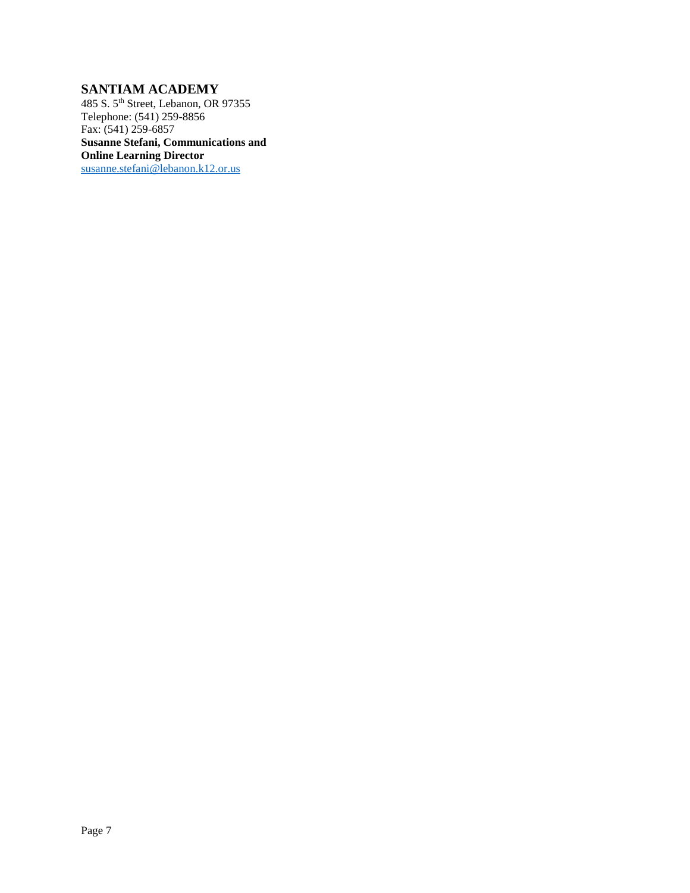## SANTIAM ACADEMY

485 S. 5th Street, Lebanon, OR 97355
Telephone: (541) 259-8856
Fax: (541) 259-6857
**Susanne Stefani, Communications and Online Learning Director**
susanne.stefani@lebanon.k12.or.us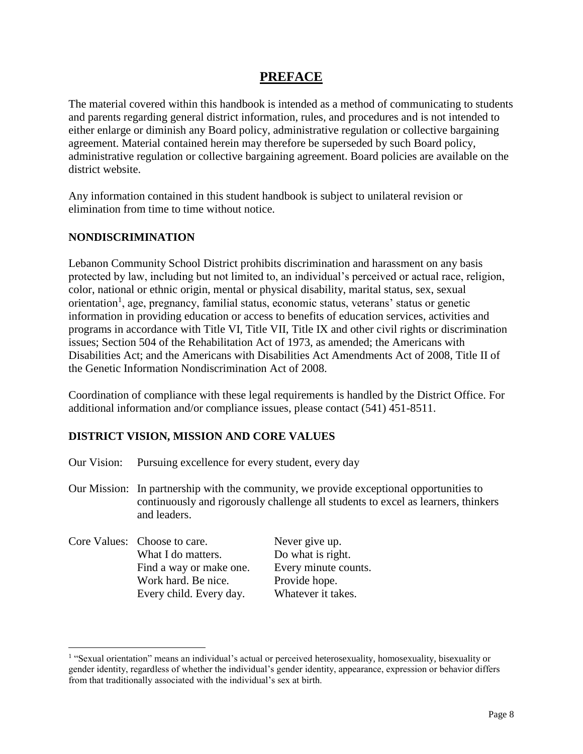# PREFACE

The material covered within this handbook is intended as a method of communicating to students and parents regarding general district information, rules, and procedures and is not intended to either enlarge or diminish any Board policy, administrative regulation or collective bargaining agreement. Material contained herein may therefore be superseded by such Board policy, administrative regulation or collective bargaining agreement. Board policies are available on the district website.

Any information contained in this student handbook is subject to unilateral revision or elimination from time to time without notice.

## NONDISCRIMINATION

Lebanon Community School District prohibits discrimination and harassment on any basis protected by law, including but not limited to, an individual's perceived or actual race, religion, color, national or ethnic origin, mental or physical disability, marital status, sex, sexual orientation[1], age, pregnancy, familial status, economic status, veterans' status or genetic information in providing education or access to benefits of education services, activities and programs in accordance with Title VI, Title VII, Title IX and other civil rights or discrimination issues; Section 504 of the Rehabilitation Act of 1973, as amended; the Americans with Disabilities Act; and the Americans with Disabilities Act Amendments Act of 2008, Title II of the Genetic Information Nondiscrimination Act of 2008.

Coordination of compliance with these legal requirements is handled by the District Office. For additional information and/or compliance issues, please contact (541) 451-8511.

## DISTRICT VISION, MISSION AND CORE VALUES

Our Vision: Pursuing excellence for every student, every day

Our Mission: In partnership with the community, we provide exceptional opportunities to continuously and rigorously challenge all students to excel as learners, thinkers and leaders.

Core Values:

- Choose to care.
- What I do matters.
- Find a way or make one.
- Work hard. Be nice.
- Every child. Every day.
- Never give up.
- Do what is right.
- Every minute counts.
- Provide hope.
- Whatever it takes.

---

[1] "Sexual orientation" means an individual's actual or perceived heterosexuality, homosexuality, bisexuality or gender identity, regardless of whether the individual's gender identity, appearance, expression or behavior differs from that traditionally associated with the individual's sex at birth.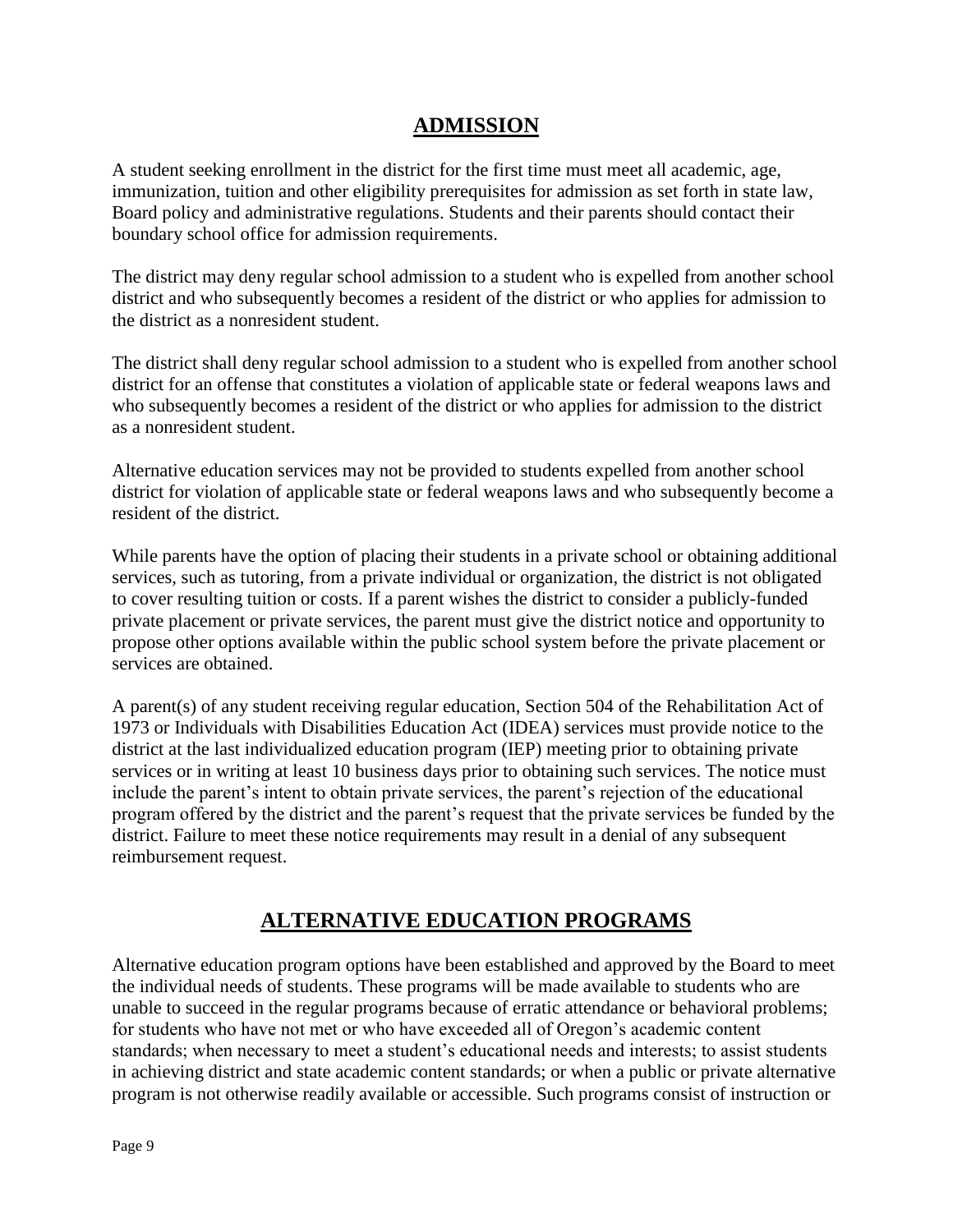## ADMISSION

A student seeking enrollment in the district for the first time must meet all academic, age, immunization, tuition and other eligibility prerequisites for admission as set forth in state law, Board policy and administrative regulations. Students and their parents should contact their boundary school office for admission requirements.

The district may deny regular school admission to a student who is expelled from another school district and who subsequently becomes a resident of the district or who applies for admission to the district as a nonresident student.

The district shall deny regular school admission to a student who is expelled from another school district for an offense that constitutes a violation of applicable state or federal weapons laws and who subsequently becomes a resident of the district or who applies for admission to the district as a nonresident student.

Alternative education services may not be provided to students expelled from another school district for violation of applicable state or federal weapons laws and who subsequently become a resident of the district.

While parents have the option of placing their students in a private school or obtaining additional services, such as tutoring, from a private individual or organization, the district is not obligated to cover resulting tuition or costs. If a parent wishes the district to consider a publicly-funded private placement or private services, the parent must give the district notice and opportunity to propose other options available within the public school system before the private placement or services are obtained.

A parent(s) of any student receiving regular education, Section 504 of the Rehabilitation Act of 1973 or Individuals with Disabilities Education Act (IDEA) services must provide notice to the district at the last individualized education program (IEP) meeting prior to obtaining private services or in writing at least 10 business days prior to obtaining such services. The notice must include the parent's intent to obtain private services, the parent's rejection of the educational program offered by the district and the parent's request that the private services be funded by the district. Failure to meet these notice requirements may result in a denial of any subsequent reimbursement request.

## ALTERNATIVE EDUCATION PROGRAMS

Alternative education program options have been established and approved by the Board to meet the individual needs of students. These programs will be made available to students who are unable to succeed in the regular programs because of erratic attendance or behavioral problems; for students who have not met or who have exceeded all of Oregon's academic content standards; when necessary to meet a student's educational needs and interests; to assist students in achieving district and state academic content standards; or when a public or private alternative program is not otherwise readily available or accessible. Such programs consist of instruction or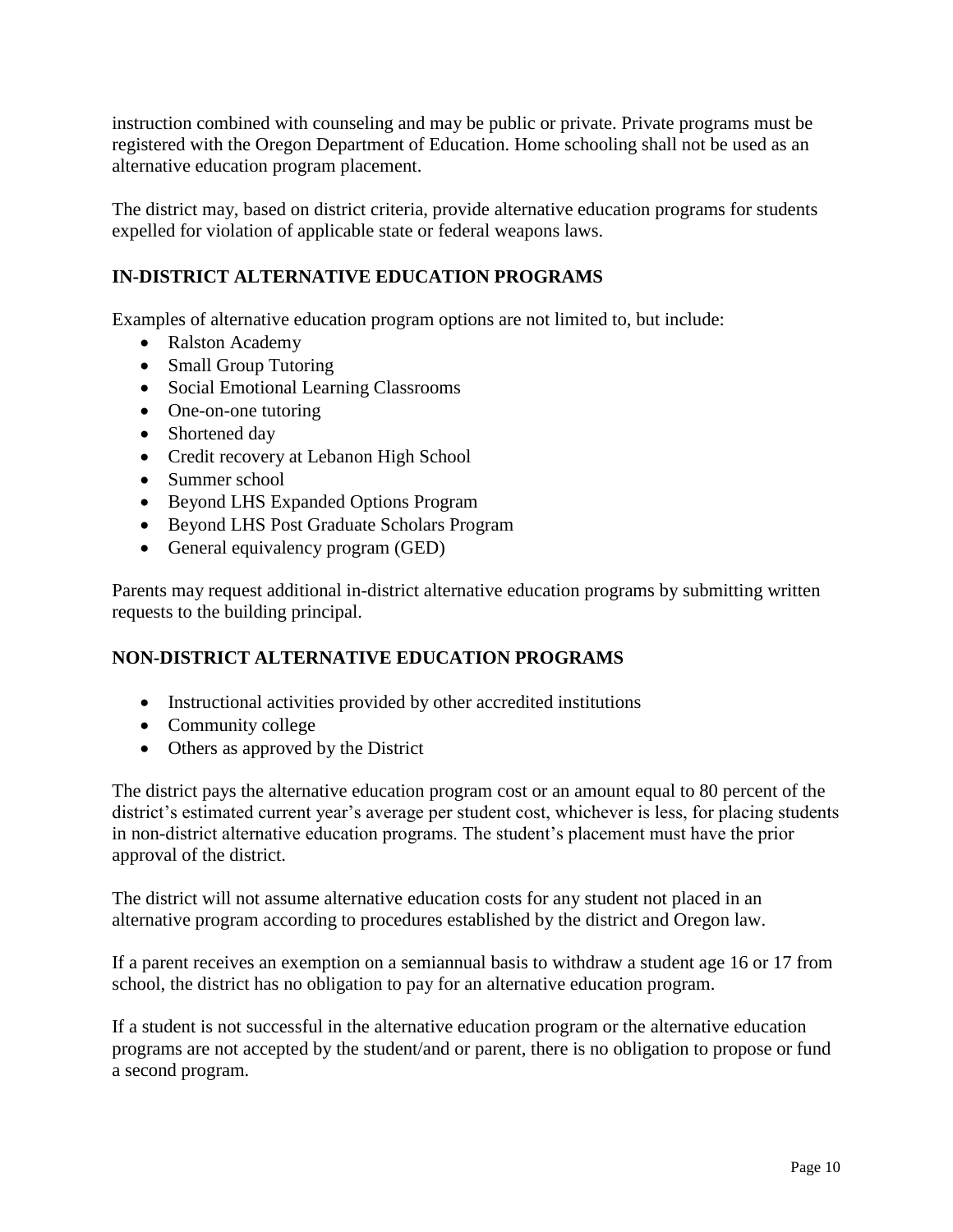instruction combined with counseling and may be public or private. Private programs must be registered with the Oregon Department of Education. Home schooling shall not be used as an alternative education program placement.

The district may, based on district criteria, provide alternative education programs for students expelled for violation of applicable state or federal weapons laws.

## IN-DISTRICT ALTERNATIVE EDUCATION PROGRAMS

Examples of alternative education program options are not limited to, but include:

- Ralston Academy
- Small Group Tutoring
- Social Emotional Learning Classrooms
- One-on-one tutoring
- Shortened day
- Credit recovery at Lebanon High School
- Summer school
- Beyond LHS Expanded Options Program
- Beyond LHS Post Graduate Scholars Program
- General equivalency program (GED)

Parents may request additional in-district alternative education programs by submitting written requests to the building principal.

## NON-DISTRICT ALTERNATIVE EDUCATION PROGRAMS

- Instructional activities provided by other accredited institutions
- Community college
- Others as approved by the District

The district pays the alternative education program cost or an amount equal to 80 percent of the district's estimated current year's average per student cost, whichever is less, for placing students in non-district alternative education programs. The student's placement must have the prior approval of the district.

The district will not assume alternative education costs for any student not placed in an alternative program according to procedures established by the district and Oregon law.

If a parent receives an exemption on a semiannual basis to withdraw a student age 16 or 17 from school, the district has no obligation to pay for an alternative education program.

If a student is not successful in the alternative education program or the alternative education programs are not accepted by the student/and or parent, there is no obligation to propose or fund a second program.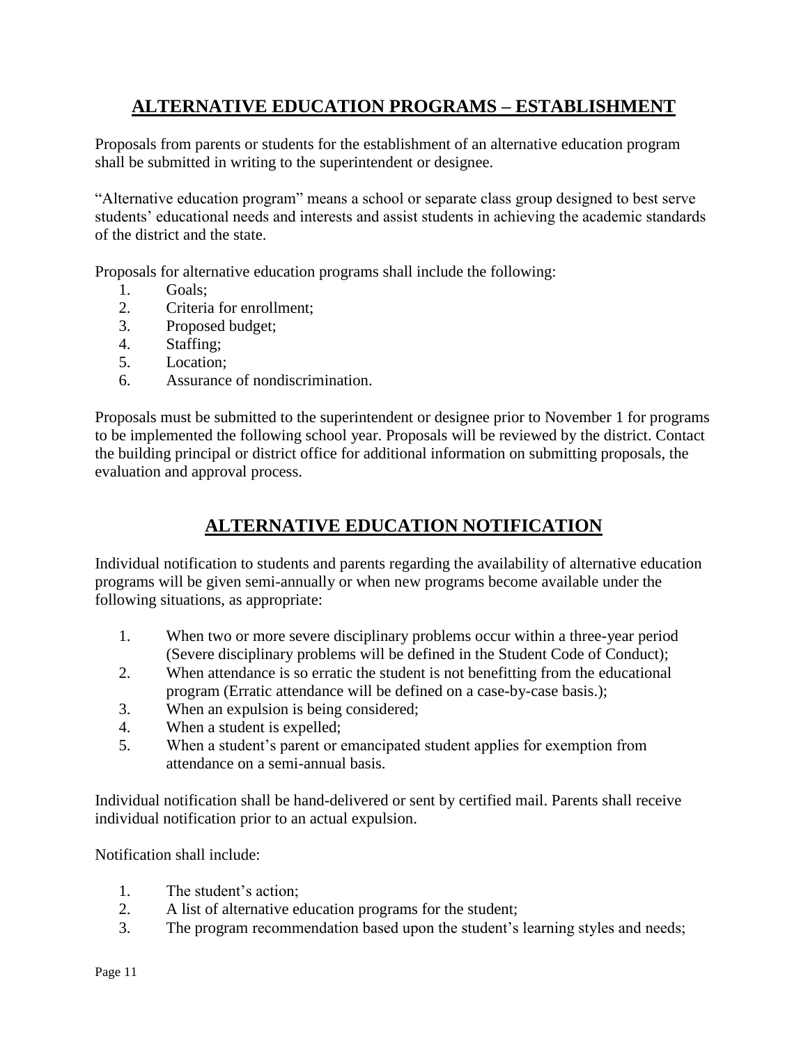## ALTERNATIVE EDUCATION PROGRAMS – ESTABLISHMENT

Proposals from parents or students for the establishment of an alternative education program shall be submitted in writing to the superintendent or designee.

"Alternative education program" means a school or separate class group designed to best serve students' educational needs and interests and assist students in achieving the academic standards of the district and the state.

Proposals for alternative education programs shall include the following:

1. Goals;
2. Criteria for enrollment;
3. Proposed budget;
4. Staffing;
5. Location;
6. Assurance of nondiscrimination.

Proposals must be submitted to the superintendent or designee prior to November 1 for programs to be implemented the following school year. Proposals will be reviewed by the district. Contact the building principal or district office for additional information on submitting proposals, the evaluation and approval process.

## ALTERNATIVE EDUCATION NOTIFICATION

Individual notification to students and parents regarding the availability of alternative education programs will be given semi-annually or when new programs become available under the following situations, as appropriate:

1. When two or more severe disciplinary problems occur within a three-year period (Severe disciplinary problems will be defined in the Student Code of Conduct);
2. When attendance is so erratic the student is not benefitting from the educational program (Erratic attendance will be defined on a case-by-case basis.);
3. When an expulsion is being considered;
4. When a student is expelled;
5. When a student's parent or emancipated student applies for exemption from attendance on a semi-annual basis.

Individual notification shall be hand-delivered or sent by certified mail. Parents shall receive individual notification prior to an actual expulsion.

Notification shall include:

1. The student's action;
2. A list of alternative education programs for the student;
3. The program recommendation based upon the student's learning styles and needs;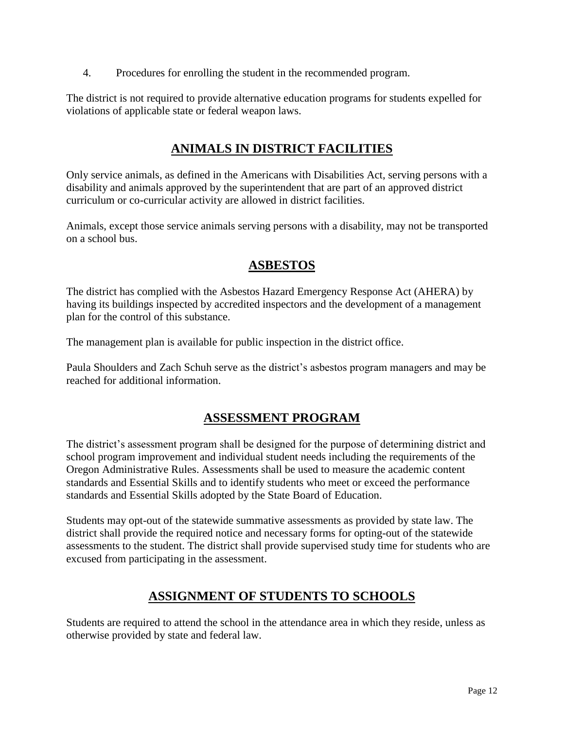4. Procedures for enrolling the student in the recommended program.

The district is not required to provide alternative education programs for students expelled for violations of applicable state or federal weapon laws.

## ANIMALS IN DISTRICT FACILITIES

Only service animals, as defined in the Americans with Disabilities Act, serving persons with a disability and animals approved by the superintendent that are part of an approved district curriculum or co-curricular activity are allowed in district facilities.

Animals, except those service animals serving persons with a disability, may not be transported on a school bus.

## ASBESTOS

The district has complied with the Asbestos Hazard Emergency Response Act (AHERA) by having its buildings inspected by accredited inspectors and the development of a management plan for the control of this substance.

The management plan is available for public inspection in the district office.

Paula Shoulders and Zach Schuh serve as the district's asbestos program managers and may be reached for additional information.

## ASSESSMENT PROGRAM

The district's assessment program shall be designed for the purpose of determining district and school program improvement and individual student needs including the requirements of the Oregon Administrative Rules. Assessments shall be used to measure the academic content standards and Essential Skills and to identify students who meet or exceed the performance standards and Essential Skills adopted by the State Board of Education.

Students may opt-out of the statewide summative assessments as provided by state law. The district shall provide the required notice and necessary forms for opting-out of the statewide assessments to the student. The district shall provide supervised study time for students who are excused from participating in the assessment.

## ASSIGNMENT OF STUDENTS TO SCHOOLS

Students are required to attend the school in the attendance area in which they reside, unless as otherwise provided by state and federal law.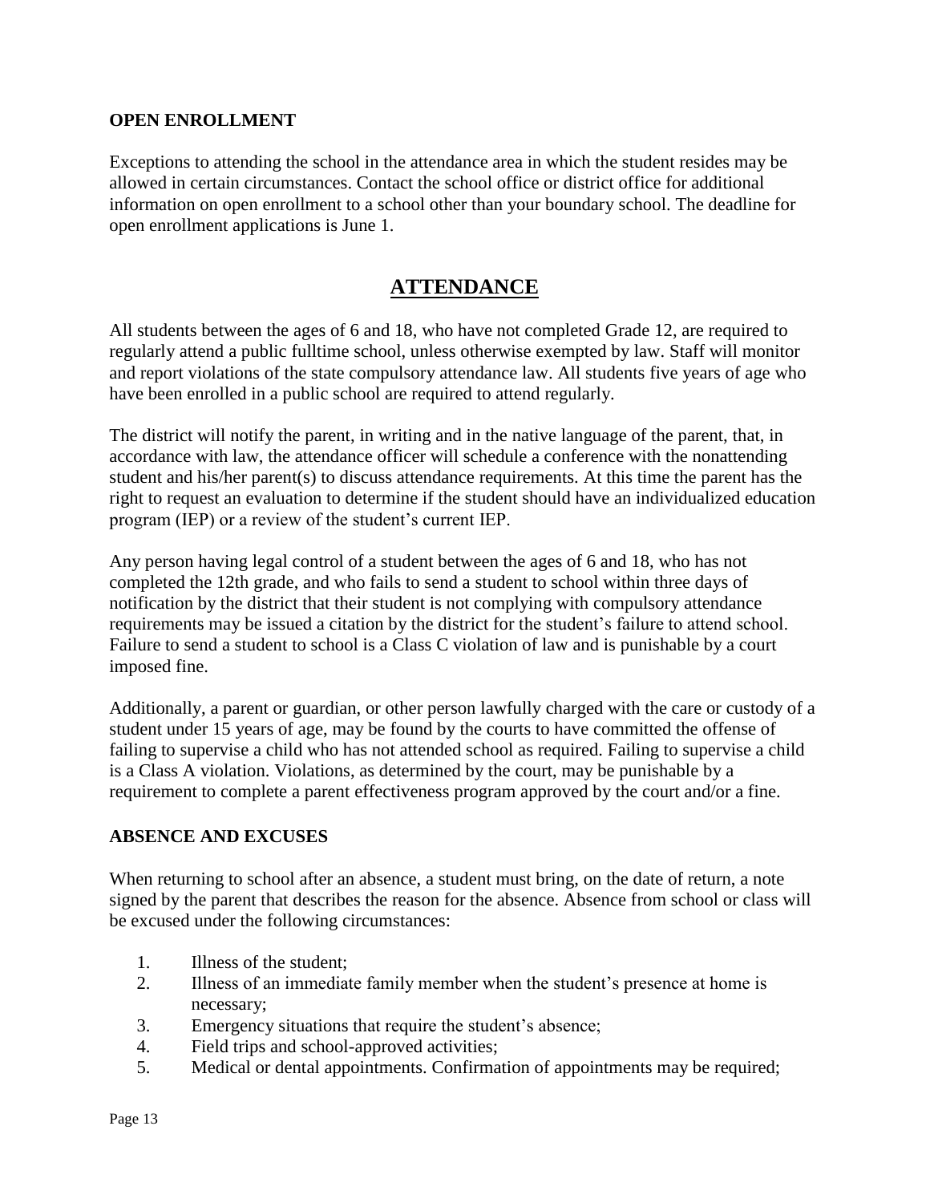**OPEN ENROLLMENT**

Exceptions to attending the school in the attendance area in which the student resides may be allowed in certain circumstances. Contact the school office or district office for additional information on open enrollment to a school other than your boundary school. The deadline for open enrollment applications is June 1.

## ATTENDANCE

All students between the ages of 6 and 18, who have not completed Grade 12, are required to regularly attend a public fulltime school, unless otherwise exempted by law. Staff will monitor and report violations of the state compulsory attendance law. All students five years of age who have been enrolled in a public school are required to attend regularly.

The district will notify the parent, in writing and in the native language of the parent, that, in accordance with law, the attendance officer will schedule a conference with the nonattending student and his/her parent(s) to discuss attendance requirements. At this time the parent has the right to request an evaluation to determine if the student should have an individualized education program (IEP) or a review of the student's current IEP.

Any person having legal control of a student between the ages of 6 and 18, who has not completed the 12th grade, and who fails to send a student to school within three days of notification by the district that their student is not complying with compulsory attendance requirements may be issued a citation by the district for the student's failure to attend school. Failure to send a student to school is a Class C violation of law and is punishable by a court imposed fine.

Additionally, a parent or guardian, or other person lawfully charged with the care or custody of a student under 15 years of age, may be found by the courts to have committed the offense of failing to supervise a child who has not attended school as required. Failing to supervise a child is a Class A violation. Violations, as determined by the court, may be punishable by a requirement to complete a parent effectiveness program approved by the court and/or a fine.

**ABSENCE AND EXCUSES**

When returning to school after an absence, a student must bring, on the date of return, a note signed by the parent that describes the reason for the absence. Absence from school or class will be excused under the following circumstances:

1. Illness of the student;
2. Illness of an immediate family member when the student's presence at home is necessary;
3. Emergency situations that require the student's absence;
4. Field trips and school-approved activities;
5. Medical or dental appointments. Confirmation of appointments may be required;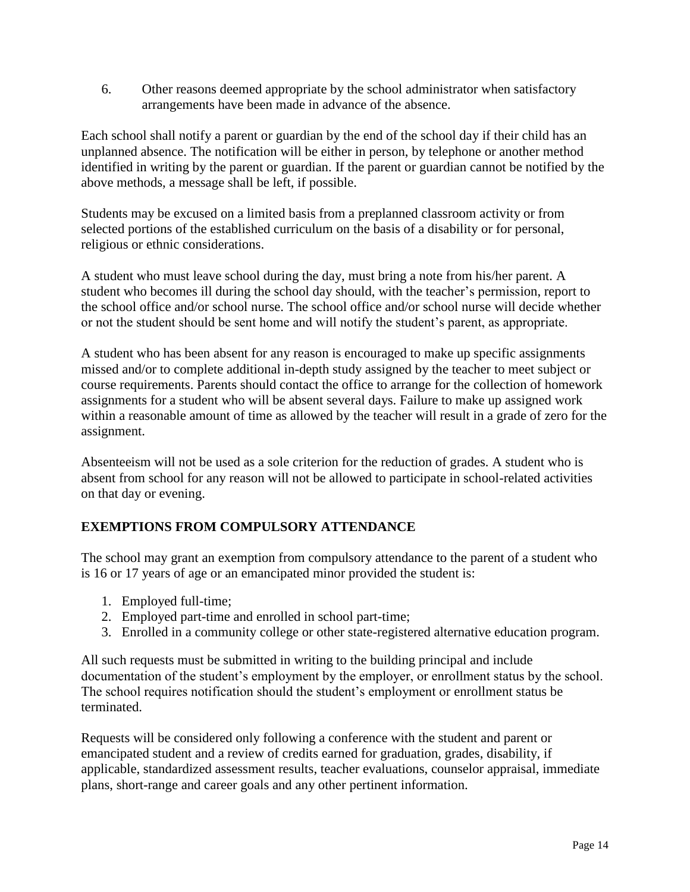6. Other reasons deemed appropriate by the school administrator when satisfactory arrangements have been made in advance of the absence.

Each school shall notify a parent or guardian by the end of the school day if their child has an unplanned absence. The notification will be either in person, by telephone or another method identified in writing by the parent or guardian. If the parent or guardian cannot be notified by the above methods, a message shall be left, if possible.

Students may be excused on a limited basis from a preplanned classroom activity or from selected portions of the established curriculum on the basis of a disability or for personal, religious or ethnic considerations.

A student who must leave school during the day, must bring a note from his/her parent. A student who becomes ill during the school day should, with the teacher's permission, report to the school office and/or school nurse. The school office and/or school nurse will decide whether or not the student should be sent home and will notify the student's parent, as appropriate.

A student who has been absent for any reason is encouraged to make up specific assignments missed and/or to complete additional in-depth study assigned by the teacher to meet subject or course requirements. Parents should contact the office to arrange for the collection of homework assignments for a student who will be absent several days. Failure to make up assigned work within a reasonable amount of time as allowed by the teacher will result in a grade of zero for the assignment.

Absenteeism will not be used as a sole criterion for the reduction of grades. A student who is absent from school for any reason will not be allowed to participate in school-related activities on that day or evening.

## EXEMPTIONS FROM COMPULSORY ATTENDANCE

The school may grant an exemption from compulsory attendance to the parent of a student who is 16 or 17 years of age or an emancipated minor provided the student is:

1. Employed full-time;
2. Employed part-time and enrolled in school part-time;
3. Enrolled in a community college or other state-registered alternative education program.

All such requests must be submitted in writing to the building principal and include documentation of the student's employment by the employer, or enrollment status by the school. The school requires notification should the student's employment or enrollment status be terminated.

Requests will be considered only following a conference with the student and parent or emancipated student and a review of credits earned for graduation, grades, disability, if applicable, standardized assessment results, teacher evaluations, counselor appraisal, immediate plans, short-range and career goals and any other pertinent information.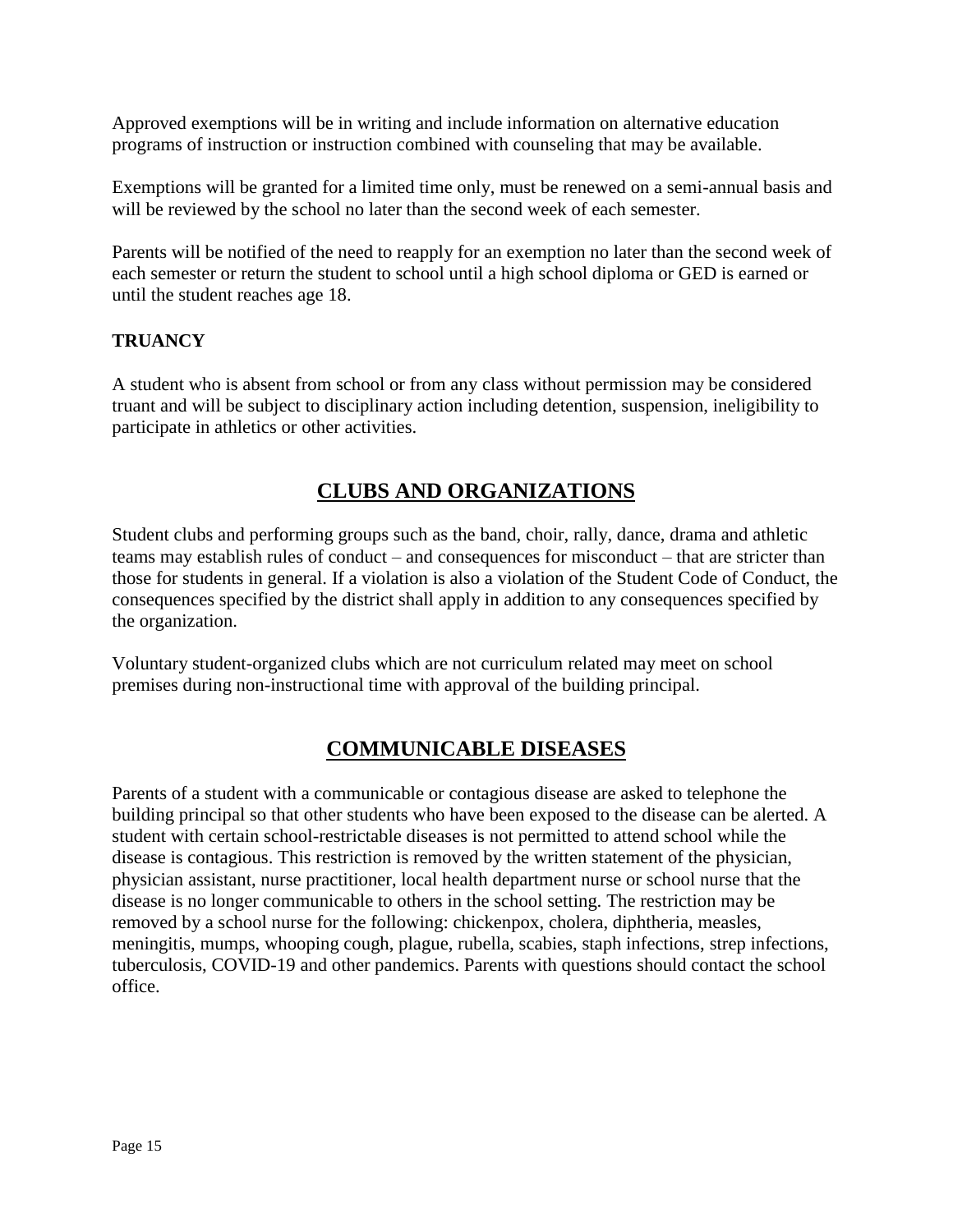Approved exemptions will be in writing and include information on alternative education programs of instruction or instruction combined with counseling that may be available.

Exemptions will be granted for a limited time only, must be renewed on a semi-annual basis and will be reviewed by the school no later than the second week of each semester.

Parents will be notified of the need to reapply for an exemption no later than the second week of each semester or return the student to school until a high school diploma or GED is earned or until the student reaches age 18.

### TRUANCY

A student who is absent from school or from any class without permission may be considered truant and will be subject to disciplinary action including detention, suspension, ineligibility to participate in athletics or other activities.

## CLUBS AND ORGANIZATIONS

Student clubs and performing groups such as the band, choir, rally, dance, drama and athletic teams may establish rules of conduct – and consequences for misconduct – that are stricter than those for students in general. If a violation is also a violation of the Student Code of Conduct, the consequences specified by the district shall apply in addition to any consequences specified by the organization.

Voluntary student-organized clubs which are not curriculum related may meet on school premises during non-instructional time with approval of the building principal.

## COMMUNICABLE DISEASES

Parents of a student with a communicable or contagious disease are asked to telephone the building principal so that other students who have been exposed to the disease can be alerted. A student with certain school-restrictable diseases is not permitted to attend school while the disease is contagious. This restriction is removed by the written statement of the physician, physician assistant, nurse practitioner, local health department nurse or school nurse that the disease is no longer communicable to others in the school setting. The restriction may be removed by a school nurse for the following: chickenpox, cholera, diphtheria, measles, meningitis, mumps, whooping cough, plague, rubella, scabies, staph infections, strep infections, tuberculosis, COVID-19 and other pandemics. Parents with questions should contact the school office.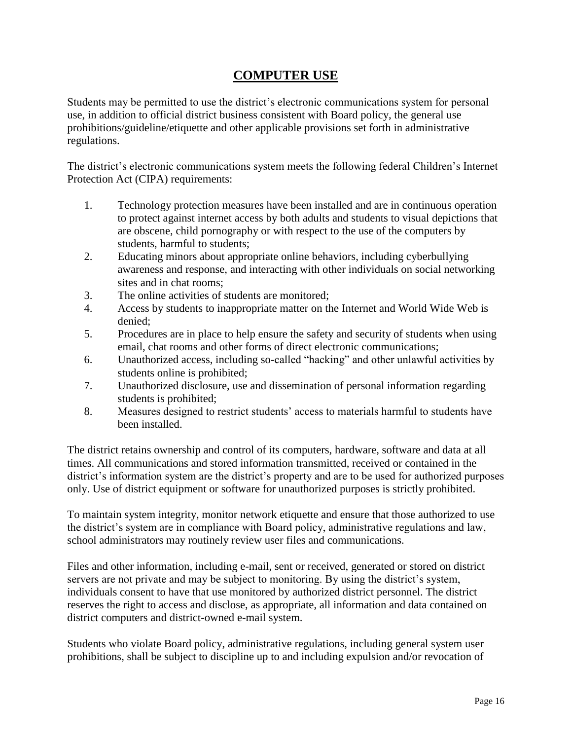# COMPUTER USE

Students may be permitted to use the district's electronic communications system for personal use, in addition to official district business consistent with Board policy, the general use prohibitions/guideline/etiquette and other applicable provisions set forth in administrative regulations.

The district's electronic communications system meets the following federal Children's Internet Protection Act (CIPA) requirements:

1. Technology protection measures have been installed and are in continuous operation to protect against internet access by both adults and students to visual depictions that are obscene, child pornography or with respect to the use of the computers by students, harmful to students;
2. Educating minors about appropriate online behaviors, including cyberbullying awareness and response, and interacting with other individuals on social networking sites and in chat rooms;
3. The online activities of students are monitored;
4. Access by students to inappropriate matter on the Internet and World Wide Web is denied;
5. Procedures are in place to help ensure the safety and security of students when using email, chat rooms and other forms of direct electronic communications;
6. Unauthorized access, including so-called "hacking" and other unlawful activities by students online is prohibited;
7. Unauthorized disclosure, use and dissemination of personal information regarding students is prohibited;
8. Measures designed to restrict students' access to materials harmful to students have been installed.

The district retains ownership and control of its computers, hardware, software and data at all times. All communications and stored information transmitted, received or contained in the district's information system are the district's property and are to be used for authorized purposes only. Use of district equipment or software for unauthorized purposes is strictly prohibited.

To maintain system integrity, monitor network etiquette and ensure that those authorized to use the district's system are in compliance with Board policy, administrative regulations and law, school administrators may routinely review user files and communications.

Files and other information, including e-mail, sent or received, generated or stored on district servers are not private and may be subject to monitoring. By using the district's system, individuals consent to have that use monitored by authorized district personnel. The district reserves the right to access and disclose, as appropriate, all information and data contained on district computers and district-owned e-mail system.

Students who violate Board policy, administrative regulations, including general system user prohibitions, shall be subject to discipline up to and including expulsion and/or revocation of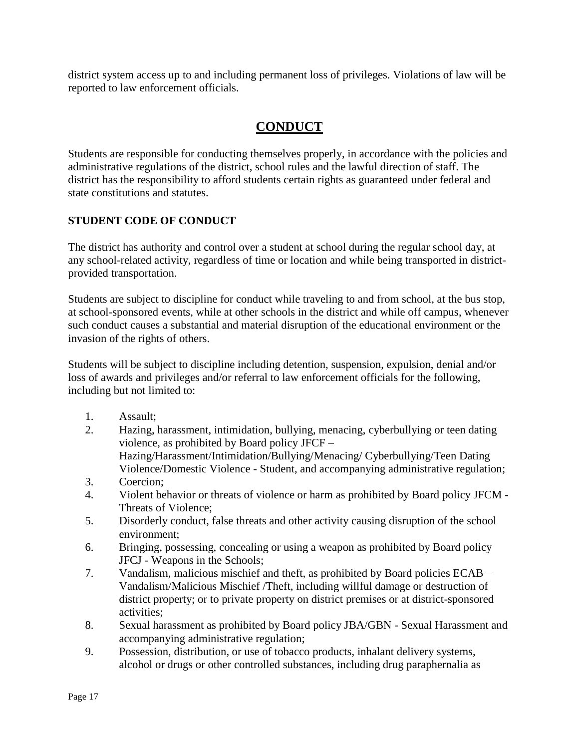district system access up to and including permanent loss of privileges. Violations of law will be reported to law enforcement officials.

# CONDUCT

Students are responsible for conducting themselves properly, in accordance with the policies and administrative regulations of the district, school rules and the lawful direction of staff. The district has the responsibility to afford students certain rights as guaranteed under federal and state constitutions and statutes.

## STUDENT CODE OF CONDUCT

The district has authority and control over a student at school during the regular school day, at any school-related activity, regardless of time or location and while being transported in district-provided transportation.

Students are subject to discipline for conduct while traveling to and from school, at the bus stop, at school-sponsored events, while at other schools in the district and while off campus, whenever such conduct causes a substantial and material disruption of the educational environment or the invasion of the rights of others.

Students will be subject to discipline including detention, suspension, expulsion, denial and/or loss of awards and privileges and/or referral to law enforcement officials for the following, including but not limited to:

1. Assault;
2. Hazing, harassment, intimidation, bullying, menacing, cyberbullying or teen dating violence, as prohibited by Board policy JFCF – Hazing/Harassment/Intimidation/Bullying/Menacing/ Cyberbullying/Teen Dating Violence/Domestic Violence - Student, and accompanying administrative regulation;
3. Coercion;
4. Violent behavior or threats of violence or harm as prohibited by Board policy JFCM - Threats of Violence;
5. Disorderly conduct, false threats and other activity causing disruption of the school environment;
6. Bringing, possessing, concealing or using a weapon as prohibited by Board policy JFCJ - Weapons in the Schools;
7. Vandalism, malicious mischief and theft, as prohibited by Board policies ECAB – Vandalism/Malicious Mischief /Theft, including willful damage or destruction of district property; or to private property on district premises or at district-sponsored activities;
8. Sexual harassment as prohibited by Board policy JBA/GBN - Sexual Harassment and accompanying administrative regulation;
9. Possession, distribution, or use of tobacco products, inhalant delivery systems, alcohol or drugs or other controlled substances, including drug paraphernalia as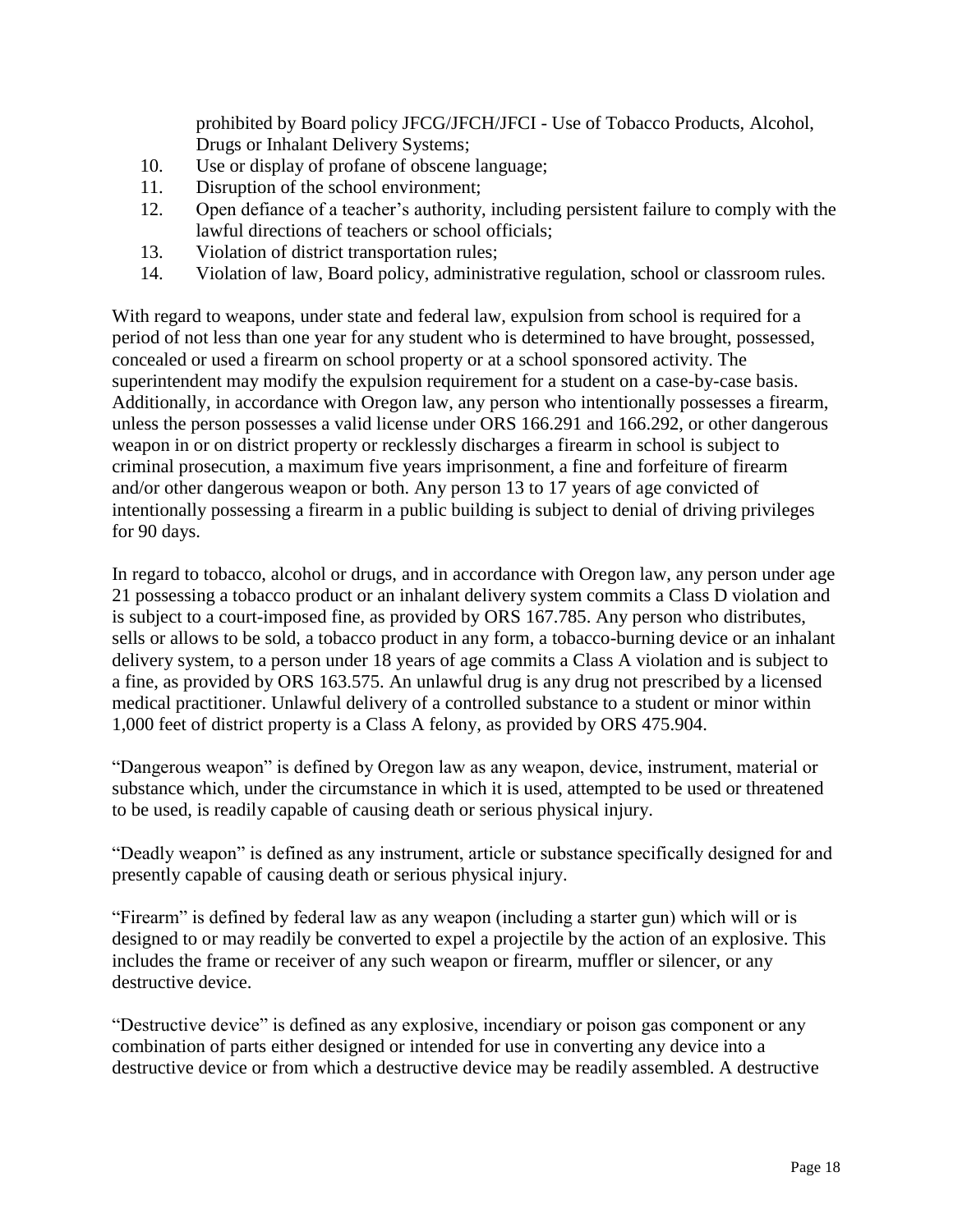prohibited by Board policy JFCG/JFCH/JFCI - Use of Tobacco Products, Alcohol, Drugs or Inhalant Delivery Systems;

10. Use or display of profane of obscene language;
11. Disruption of the school environment;
12. Open defiance of a teacher's authority, including persistent failure to comply with the lawful directions of teachers or school officials;
13. Violation of district transportation rules;
14. Violation of law, Board policy, administrative regulation, school or classroom rules.

With regard to weapons, under state and federal law, expulsion from school is required for a period of not less than one year for any student who is determined to have brought, possessed, concealed or used a firearm on school property or at a school sponsored activity. The superintendent may modify the expulsion requirement for a student on a case-by-case basis. Additionally, in accordance with Oregon law, any person who intentionally possesses a firearm, unless the person possesses a valid license under ORS 166.291 and 166.292, or other dangerous weapon in or on district property or recklessly discharges a firearm in school is subject to criminal prosecution, a maximum five years imprisonment, a fine and forfeiture of firearm and/or other dangerous weapon or both. Any person 13 to 17 years of age convicted of intentionally possessing a firearm in a public building is subject to denial of driving privileges for 90 days.

In regard to tobacco, alcohol or drugs, and in accordance with Oregon law, any person under age 21 possessing a tobacco product or an inhalant delivery system commits a Class D violation and is subject to a court-imposed fine, as provided by ORS 167.785. Any person who distributes, sells or allows to be sold, a tobacco product in any form, a tobacco-burning device or an inhalant delivery system, to a person under 18 years of age commits a Class A violation and is subject to a fine, as provided by ORS 163.575. An unlawful drug is any drug not prescribed by a licensed medical practitioner. Unlawful delivery of a controlled substance to a student or minor within 1,000 feet of district property is a Class A felony, as provided by ORS 475.904.

"Dangerous weapon" is defined by Oregon law as any weapon, device, instrument, material or substance which, under the circumstance in which it is used, attempted to be used or threatened to be used, is readily capable of causing death or serious physical injury.

"Deadly weapon" is defined as any instrument, article or substance specifically designed for and presently capable of causing death or serious physical injury.

"Firearm" is defined by federal law as any weapon (including a starter gun) which will or is designed to or may readily be converted to expel a projectile by the action of an explosive. This includes the frame or receiver of any such weapon or firearm, muffler or silencer, or any destructive device.

"Destructive device" is defined as any explosive, incendiary or poison gas component or any combination of parts either designed or intended for use in converting any device into a destructive device or from which a destructive device may be readily assembled. A destructive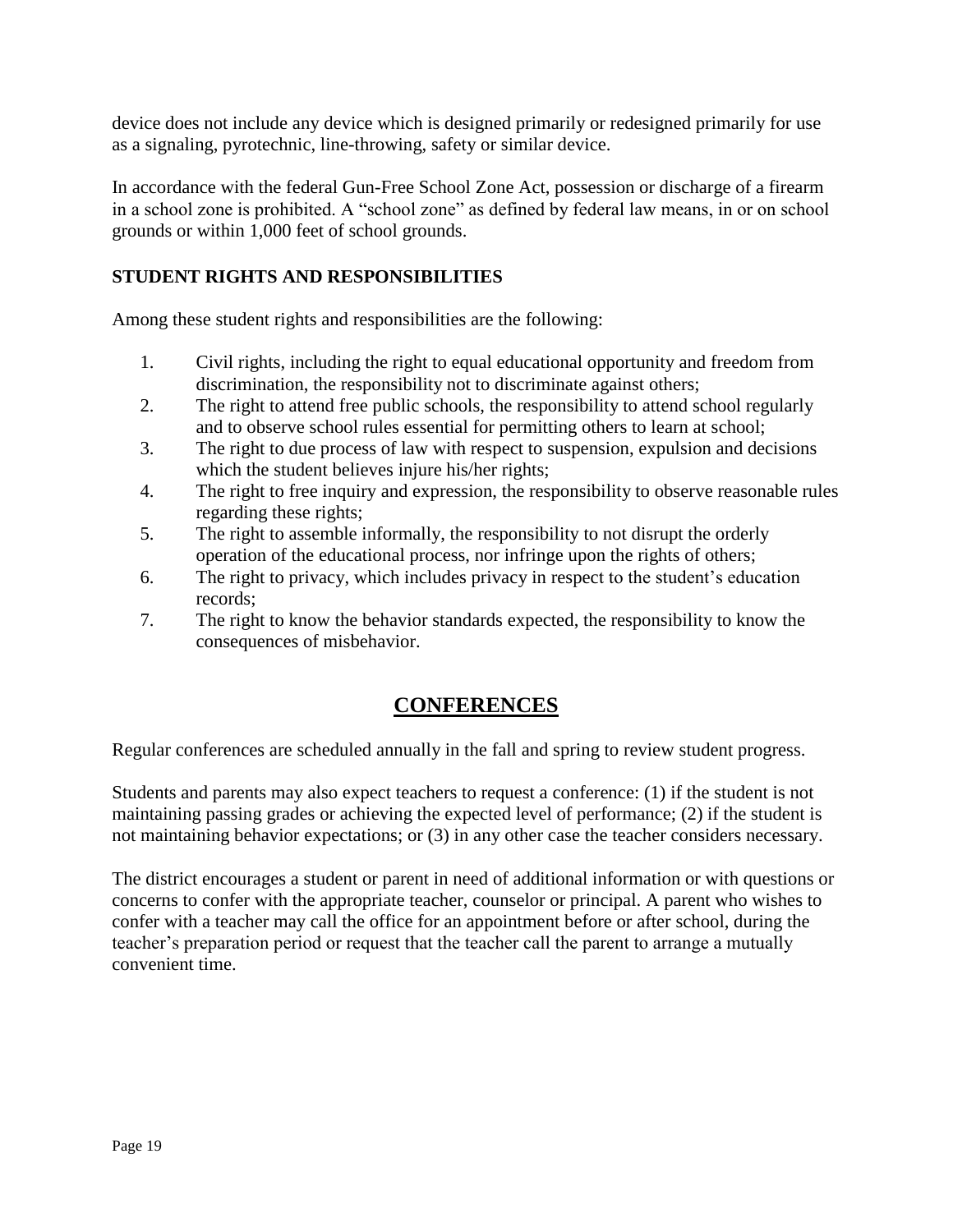device does not include any device which is designed primarily or redesigned primarily for use as a signaling, pyrotechnic, line-throwing, safety or similar device.

In accordance with the federal Gun-Free School Zone Act, possession or discharge of a firearm in a school zone is prohibited. A "school zone" as defined by federal law means, in or on school grounds or within 1,000 feet of school grounds.

### STUDENT RIGHTS AND RESPONSIBILITIES

Among these student rights and responsibilities are the following:

1. Civil rights, including the right to equal educational opportunity and freedom from discrimination, the responsibility not to discriminate against others;
2. The right to attend free public schools, the responsibility to attend school regularly and to observe school rules essential for permitting others to learn at school;
3. The right to due process of law with respect to suspension, expulsion and decisions which the student believes injure his/her rights;
4. The right to free inquiry and expression, the responsibility to observe reasonable rules regarding these rights;
5. The right to assemble informally, the responsibility to not disrupt the orderly operation of the educational process, nor infringe upon the rights of others;
6. The right to privacy, which includes privacy in respect to the student's education records;
7. The right to know the behavior standards expected, the responsibility to know the consequences of misbehavior.

## CONFERENCES

Regular conferences are scheduled annually in the fall and spring to review student progress.

Students and parents may also expect teachers to request a conference: (1) if the student is not maintaining passing grades or achieving the expected level of performance; (2) if the student is not maintaining behavior expectations; or (3) in any other case the teacher considers necessary.

The district encourages a student or parent in need of additional information or with questions or concerns to confer with the appropriate teacher, counselor or principal. A parent who wishes to confer with a teacher may call the office for an appointment before or after school, during the teacher's preparation period or request that the teacher call the parent to arrange a mutually convenient time.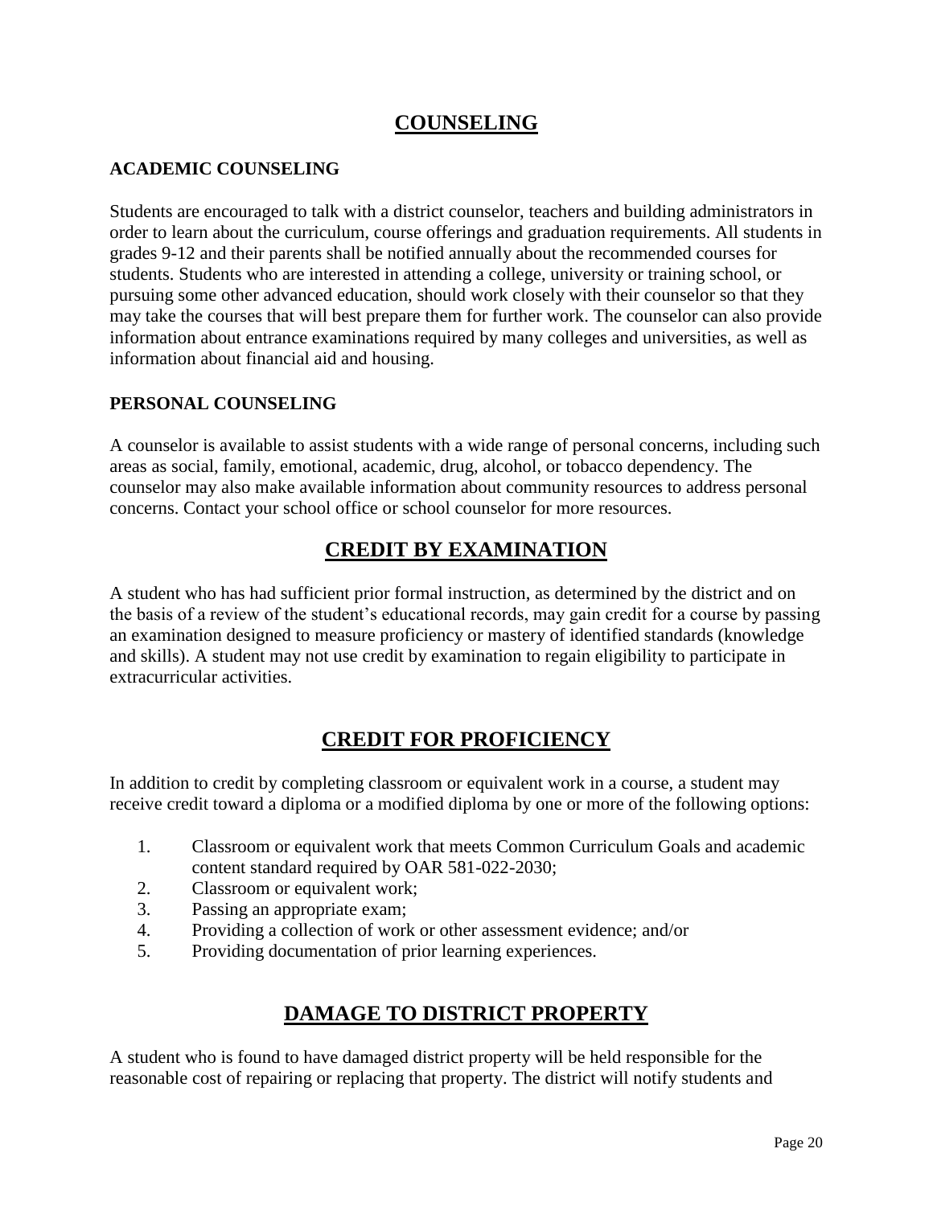# COUNSELING

### ACADEMIC COUNSELING

Students are encouraged to talk with a district counselor, teachers and building administrators in order to learn about the curriculum, course offerings and graduation requirements. All students in grades 9-12 and their parents shall be notified annually about the recommended courses for students. Students who are interested in attending a college, university or training school, or pursuing some other advanced education, should work closely with their counselor so that they may take the courses that will best prepare them for further work. The counselor can also provide information about entrance examinations required by many colleges and universities, as well as information about financial aid and housing.

### PERSONAL COUNSELING

A counselor is available to assist students with a wide range of personal concerns, including such areas as social, family, emotional, academic, drug, alcohol, or tobacco dependency. The counselor may also make available information about community resources to address personal concerns. Contact your school office or school counselor for more resources.

# CREDIT BY EXAMINATION

A student who has had sufficient prior formal instruction, as determined by the district and on the basis of a review of the student's educational records, may gain credit for a course by passing an examination designed to measure proficiency or mastery of identified standards (knowledge and skills). A student may not use credit by examination to regain eligibility to participate in extracurricular activities.

# CREDIT FOR PROFICIENCY

In addition to credit by completing classroom or equivalent work in a course, a student may receive credit toward a diploma or a modified diploma by one or more of the following options:

1. Classroom or equivalent work that meets Common Curriculum Goals and academic content standard required by OAR 581-022-2030;
2. Classroom or equivalent work;
3. Passing an appropriate exam;
4. Providing a collection of work or other assessment evidence; and/or
5. Providing documentation of prior learning experiences.

# DAMAGE TO DISTRICT PROPERTY

A student who is found to have damaged district property will be held responsible for the reasonable cost of repairing or replacing that property. The district will notify students and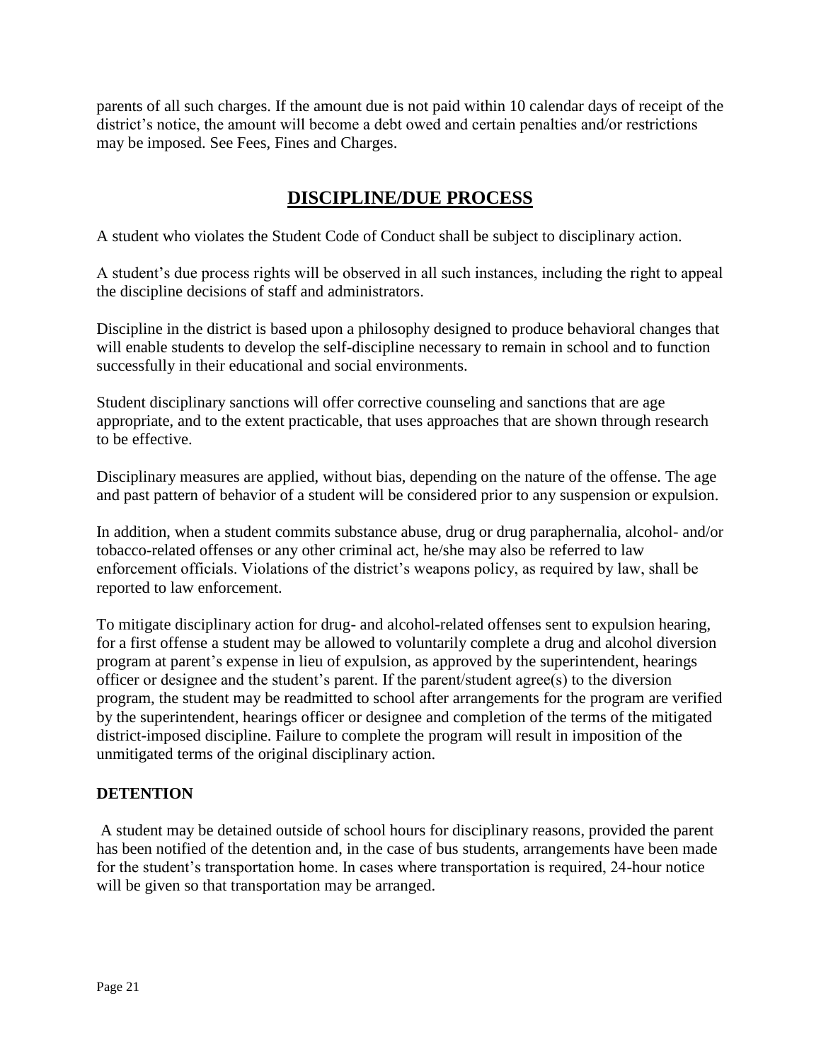parents of all such charges. If the amount due is not paid within 10 calendar days of receipt of the district's notice, the amount will become a debt owed and certain penalties and/or restrictions may be imposed. See Fees, Fines and Charges.

## DISCIPLINE/DUE PROCESS

A student who violates the Student Code of Conduct shall be subject to disciplinary action.

A student's due process rights will be observed in all such instances, including the right to appeal the discipline decisions of staff and administrators.

Discipline in the district is based upon a philosophy designed to produce behavioral changes that will enable students to develop the self-discipline necessary to remain in school and to function successfully in their educational and social environments.

Student disciplinary sanctions will offer corrective counseling and sanctions that are age appropriate, and to the extent practicable, that uses approaches that are shown through research to be effective.

Disciplinary measures are applied, without bias, depending on the nature of the offense. The age and past pattern of behavior of a student will be considered prior to any suspension or expulsion.

In addition, when a student commits substance abuse, drug or drug paraphernalia, alcohol- and/or tobacco-related offenses or any other criminal act, he/she may also be referred to law enforcement officials. Violations of the district's weapons policy, as required by law, shall be reported to law enforcement.

To mitigate disciplinary action for drug- and alcohol-related offenses sent to expulsion hearing, for a first offense a student may be allowed to voluntarily complete a drug and alcohol diversion program at parent's expense in lieu of expulsion, as approved by the superintendent, hearings officer or designee and the student's parent. If the parent/student agree(s) to the diversion program, the student may be readmitted to school after arrangements for the program are verified by the superintendent, hearings officer or designee and completion of the terms of the mitigated district-imposed discipline. Failure to complete the program will result in imposition of the unmitigated terms of the original disciplinary action.

### DETENTION

A student may be detained outside of school hours for disciplinary reasons, provided the parent has been notified of the detention and, in the case of bus students, arrangements have been made for the student's transportation home. In cases where transportation is required, 24-hour notice will be given so that transportation may be arranged.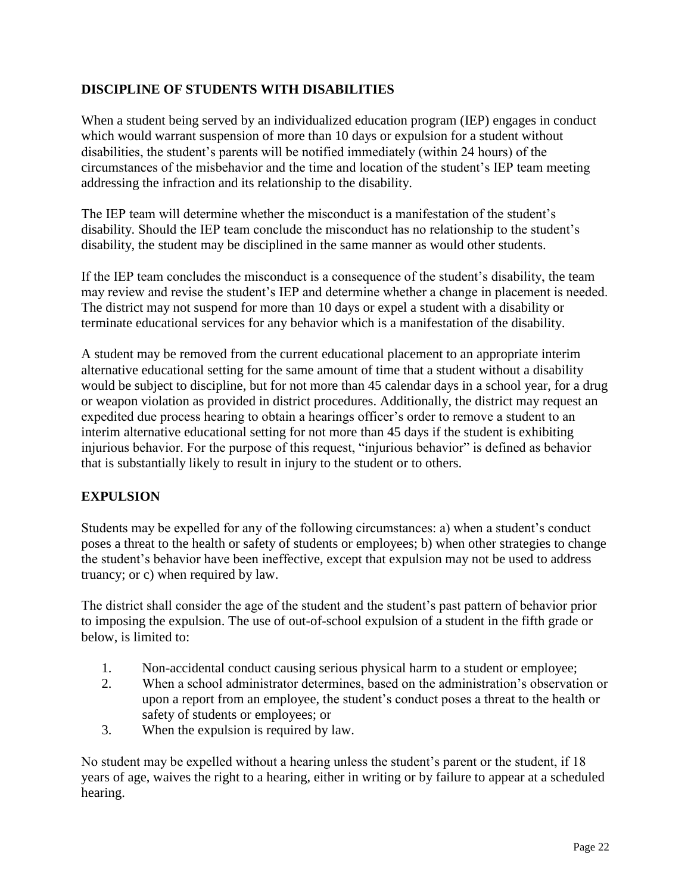## DISCIPLINE OF STUDENTS WITH DISABILITIES

When a student being served by an individualized education program (IEP) engages in conduct which would warrant suspension of more than 10 days or expulsion for a student without disabilities, the student's parents will be notified immediately (within 24 hours) of the circumstances of the misbehavior and the time and location of the student's IEP team meeting addressing the infraction and its relationship to the disability.

The IEP team will determine whether the misconduct is a manifestation of the student's disability. Should the IEP team conclude the misconduct has no relationship to the student's disability, the student may be disciplined in the same manner as would other students.

If the IEP team concludes the misconduct is a consequence of the student's disability, the team may review and revise the student's IEP and determine whether a change in placement is needed. The district may not suspend for more than 10 days or expel a student with a disability or terminate educational services for any behavior which is a manifestation of the disability.

A student may be removed from the current educational placement to an appropriate interim alternative educational setting for the same amount of time that a student without a disability would be subject to discipline, but for not more than 45 calendar days in a school year, for a drug or weapon violation as provided in district procedures. Additionally, the district may request an expedited due process hearing to obtain a hearings officer's order to remove a student to an interim alternative educational setting for not more than 45 days if the student is exhibiting injurious behavior. For the purpose of this request, "injurious behavior" is defined as behavior that is substantially likely to result in injury to the student or to others.

## EXPULSION

Students may be expelled for any of the following circumstances: a) when a student's conduct poses a threat to the health or safety of students or employees; b) when other strategies to change the student's behavior have been ineffective, except that expulsion may not be used to address truancy; or c) when required by law.

The district shall consider the age of the student and the student's past pattern of behavior prior to imposing the expulsion. The use of out-of-school expulsion of a student in the fifth grade or below, is limited to:

1. Non-accidental conduct causing serious physical harm to a student or employee;
2. When a school administrator determines, based on the administration's observation or upon a report from an employee, the student's conduct poses a threat to the health or safety of students or employees; or
3. When the expulsion is required by law.

No student may be expelled without a hearing unless the student's parent or the student, if 18 years of age, waives the right to a hearing, either in writing or by failure to appear at a scheduled hearing.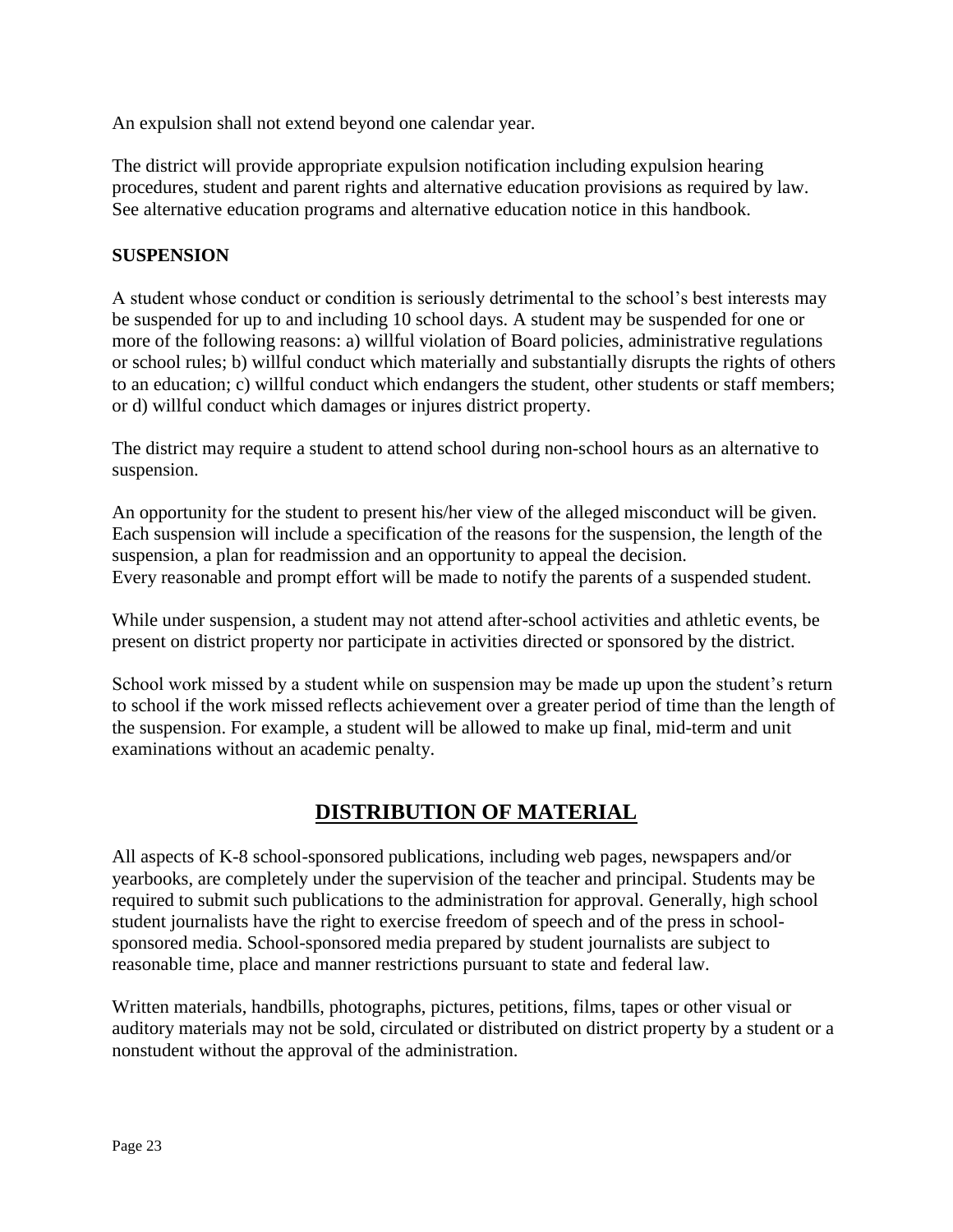An expulsion shall not extend beyond one calendar year.

The district will provide appropriate expulsion notification including expulsion hearing procedures, student and parent rights and alternative education provisions as required by law. See alternative education programs and alternative education notice in this handbook.

### SUSPENSION

A student whose conduct or condition is seriously detrimental to the school's best interests may be suspended for up to and including 10 school days. A student may be suspended for one or more of the following reasons: a) willful violation of Board policies, administrative regulations or school rules; b) willful conduct which materially and substantially disrupts the rights of others to an education; c) willful conduct which endangers the student, other students or staff members; or d) willful conduct which damages or injures district property.

The district may require a student to attend school during non-school hours as an alternative to suspension.

An opportunity for the student to present his/her view of the alleged misconduct will be given. Each suspension will include a specification of the reasons for the suspension, the length of the suspension, a plan for readmission and an opportunity to appeal the decision. Every reasonable and prompt effort will be made to notify the parents of a suspended student.

While under suspension, a student may not attend after-school activities and athletic events, be present on district property nor participate in activities directed or sponsored by the district.

School work missed by a student while on suspension may be made up upon the student's return to school if the work missed reflects achievement over a greater period of time than the length of the suspension. For example, a student will be allowed to make up final, mid-term and unit examinations without an academic penalty.

## DISTRIBUTION OF MATERIAL

All aspects of K-8 school-sponsored publications, including web pages, newspapers and/or yearbooks, are completely under the supervision of the teacher and principal. Students may be required to submit such publications to the administration for approval. Generally, high school student journalists have the right to exercise freedom of speech and of the press in school-sponsored media. School-sponsored media prepared by student journalists are subject to reasonable time, place and manner restrictions pursuant to state and federal law.

Written materials, handbills, photographs, pictures, petitions, films, tapes or other visual or auditory materials may not be sold, circulated or distributed on district property by a student or a nonstudent without the approval of the administration.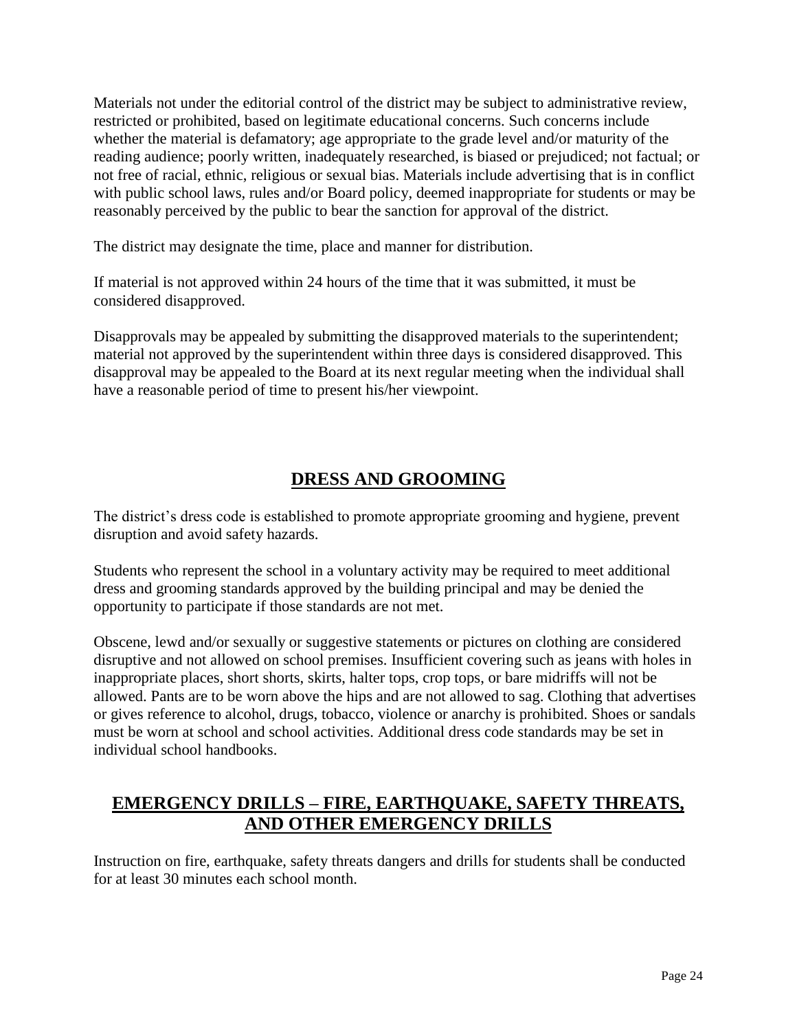Materials not under the editorial control of the district may be subject to administrative review, restricted or prohibited, based on legitimate educational concerns. Such concerns include whether the material is defamatory; age appropriate to the grade level and/or maturity of the reading audience; poorly written, inadequately researched, is biased or prejudiced; not factual; or not free of racial, ethnic, religious or sexual bias. Materials include advertising that is in conflict with public school laws, rules and/or Board policy, deemed inappropriate for students or may be reasonably perceived by the public to bear the sanction for approval of the district.

The district may designate the time, place and manner for distribution.

If material is not approved within 24 hours of the time that it was submitted, it must be considered disapproved.

Disapprovals may be appealed by submitting the disapproved materials to the superintendent; material not approved by the superintendent within three days is considered disapproved. This disapproval may be appealed to the Board at its next regular meeting when the individual shall have a reasonable period of time to present his/her viewpoint.

## DRESS AND GROOMING

The district's dress code is established to promote appropriate grooming and hygiene, prevent disruption and avoid safety hazards.

Students who represent the school in a voluntary activity may be required to meet additional dress and grooming standards approved by the building principal and may be denied the opportunity to participate if those standards are not met.

Obscene, lewd and/or sexually or suggestive statements or pictures on clothing are considered disruptive and not allowed on school premises. Insufficient covering such as jeans with holes in inappropriate places, short shorts, skirts, halter tops, crop tops, or bare midriffs will not be allowed. Pants are to be worn above the hips and are not allowed to sag. Clothing that advertises or gives reference to alcohol, drugs, tobacco, violence or anarchy is prohibited. Shoes or sandals must be worn at school and school activities. Additional dress code standards may be set in individual school handbooks.

## EMERGENCY DRILLS – FIRE, EARTHQUAKE, SAFETY THREATS, AND OTHER EMERGENCY DRILLS

Instruction on fire, earthquake, safety threats dangers and drills for students shall be conducted for at least 30 minutes each school month.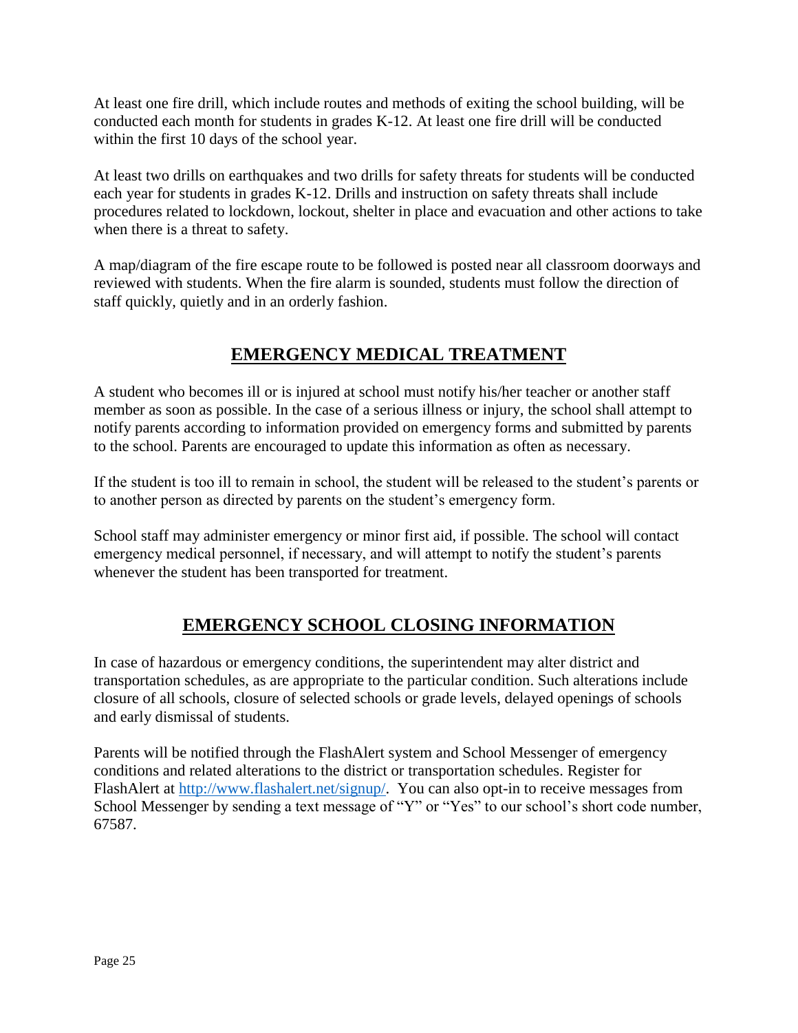At least one fire drill, which include routes and methods of exiting the school building, will be conducted each month for students in grades K-12. At least one fire drill will be conducted within the first 10 days of the school year.

At least two drills on earthquakes and two drills for safety threats for students will be conducted each year for students in grades K-12. Drills and instruction on safety threats shall include procedures related to lockdown, lockout, shelter in place and evacuation and other actions to take when there is a threat to safety.

A map/diagram of the fire escape route to be followed is posted near all classroom doorways and reviewed with students. When the fire alarm is sounded, students must follow the direction of staff quickly, quietly and in an orderly fashion.

## EMERGENCY MEDICAL TREATMENT

A student who becomes ill or is injured at school must notify his/her teacher or another staff member as soon as possible. In the case of a serious illness or injury, the school shall attempt to notify parents according to information provided on emergency forms and submitted by parents to the school. Parents are encouraged to update this information as often as necessary.

If the student is too ill to remain in school, the student will be released to the student's parents or to another person as directed by parents on the student's emergency form.

School staff may administer emergency or minor first aid, if possible. The school will contact emergency medical personnel, if necessary, and will attempt to notify the student's parents whenever the student has been transported for treatment.

## EMERGENCY SCHOOL CLOSING INFORMATION

In case of hazardous or emergency conditions, the superintendent may alter district and transportation schedules, as are appropriate to the particular condition. Such alterations include closure of all schools, closure of selected schools or grade levels, delayed openings of schools and early dismissal of students.

Parents will be notified through the FlashAlert system and School Messenger of emergency conditions and related alterations to the district or transportation schedules. Register for FlashAlert at [http://www.flashalert.net/signup/](http://www.flashalert.net/signup/). You can also opt-in to receive messages from School Messenger by sending a text message of "Y" or "Yes" to our school's short code number, 67587.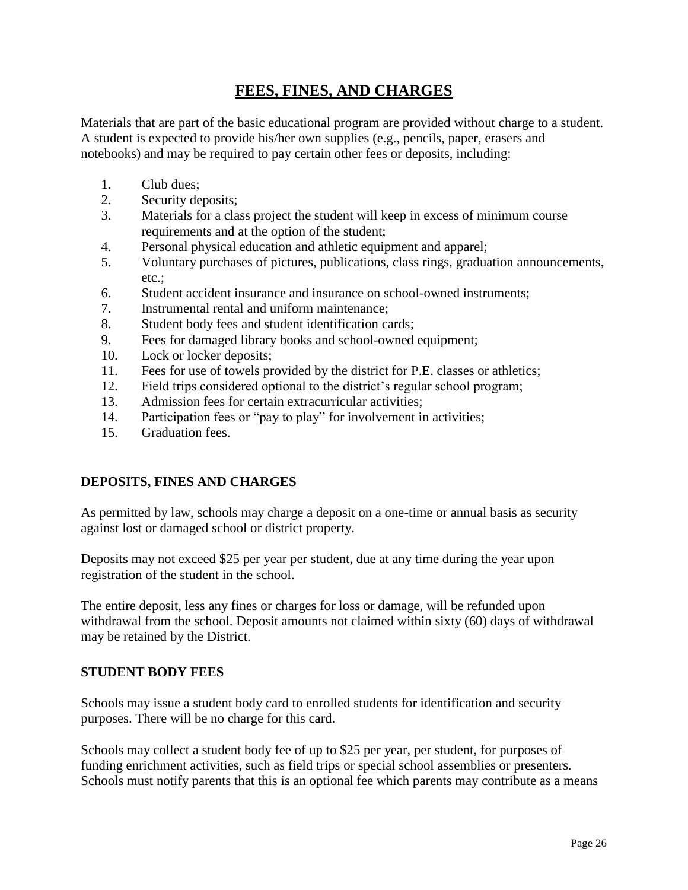# FEES, FINES, AND CHARGES

Materials that are part of the basic educational program are provided without charge to a student. A student is expected to provide his/her own supplies (e.g., pencils, paper, erasers and notebooks) and may be required to pay certain other fees or deposits, including:

1. Club dues;
2. Security deposits;
3. Materials for a class project the student will keep in excess of minimum course requirements and at the option of the student;
4. Personal physical education and athletic equipment and apparel;
5. Voluntary purchases of pictures, publications, class rings, graduation announcements, etc.;
6. Student accident insurance and insurance on school-owned instruments;
7. Instrumental rental and uniform maintenance;
8. Student body fees and student identification cards;
9. Fees for damaged library books and school-owned equipment;
10. Lock or locker deposits;
11. Fees for use of towels provided by the district for P.E. classes or athletics;
12. Field trips considered optional to the district's regular school program;
13. Admission fees for certain extracurricular activities;
14. Participation fees or "pay to play" for involvement in activities;
15. Graduation fees.

## DEPOSITS, FINES AND CHARGES

As permitted by law, schools may charge a deposit on a one-time or annual basis as security against lost or damaged school or district property.

Deposits may not exceed $25 per year per student, due at any time during the year upon registration of the student in the school.

The entire deposit, less any fines or charges for loss or damage, will be refunded upon withdrawal from the school. Deposit amounts not claimed within sixty (60) days of withdrawal may be retained by the District.

## STUDENT BODY FEES

Schools may issue a student body card to enrolled students for identification and security purposes. There will be no charge for this card.

Schools may collect a student body fee of up to $25 per year, per student, for purposes of funding enrichment activities, such as field trips or special school assemblies or presenters. Schools must notify parents that this is an optional fee which parents may contribute as a means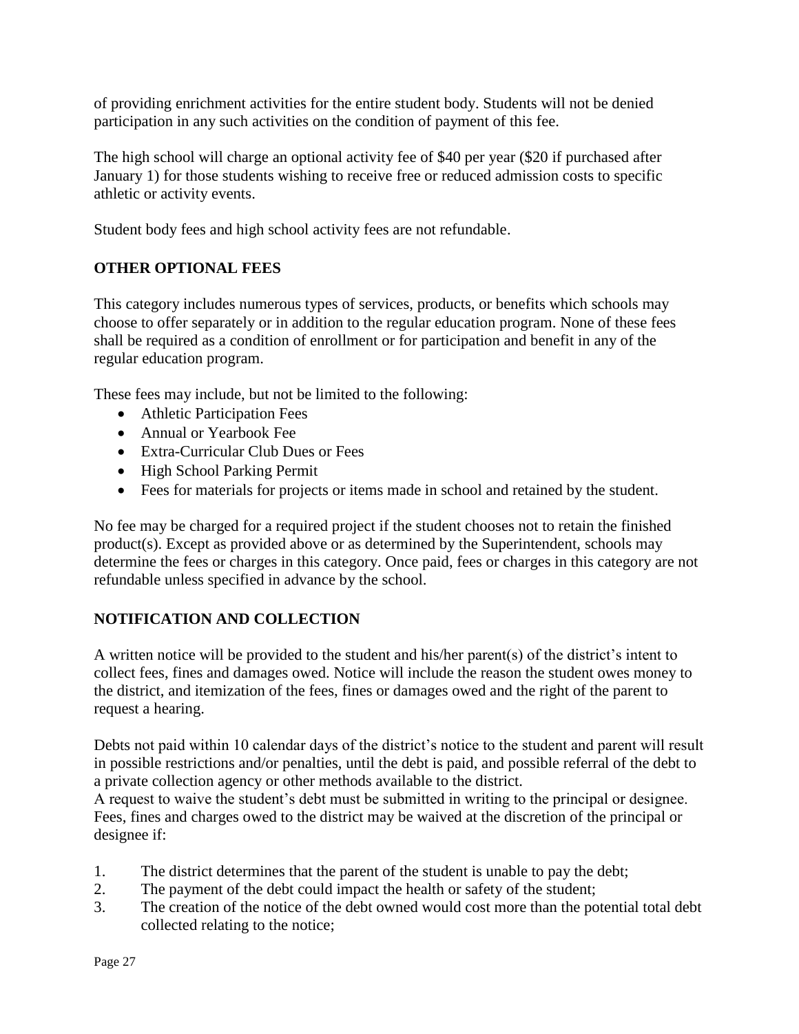of providing enrichment activities for the entire student body. Students will not be denied participation in any such activities on the condition of payment of this fee.

The high school will charge an optional activity fee of $40 per year ($20 if purchased after January 1) for those students wishing to receive free or reduced admission costs to specific athletic or activity events.

Student body fees and high school activity fees are not refundable.

## OTHER OPTIONAL FEES

This category includes numerous types of services, products, or benefits which schools may choose to offer separately or in addition to the regular education program. None of these fees shall be required as a condition of enrollment or for participation and benefit in any of the regular education program.

These fees may include, but not be limited to the following:

- Athletic Participation Fees
- Annual or Yearbook Fee
- Extra-Curricular Club Dues or Fees
- High School Parking Permit
- Fees for materials for projects or items made in school and retained by the student.

No fee may be charged for a required project if the student chooses not to retain the finished product(s). Except as provided above or as determined by the Superintendent, schools may determine the fees or charges in this category. Once paid, fees or charges in this category are not refundable unless specified in advance by the school.

## NOTIFICATION AND COLLECTION

A written notice will be provided to the student and his/her parent(s) of the district's intent to collect fees, fines and damages owed. Notice will include the reason the student owes money to the district, and itemization of the fees, fines or damages owed and the right of the parent to request a hearing.

Debts not paid within 10 calendar days of the district's notice to the student and parent will result in possible restrictions and/or penalties, until the debt is paid, and possible referral of the debt to a private collection agency or other methods available to the district.
A request to waive the student's debt must be submitted in writing to the principal or designee. Fees, fines and charges owed to the district may be waived at the discretion of the principal or designee if:

1. The district determines that the parent of the student is unable to pay the debt;
2. The payment of the debt could impact the health or safety of the student;
3. The creation of the notice of the debt owned would cost more than the potential total debt collected relating to the notice;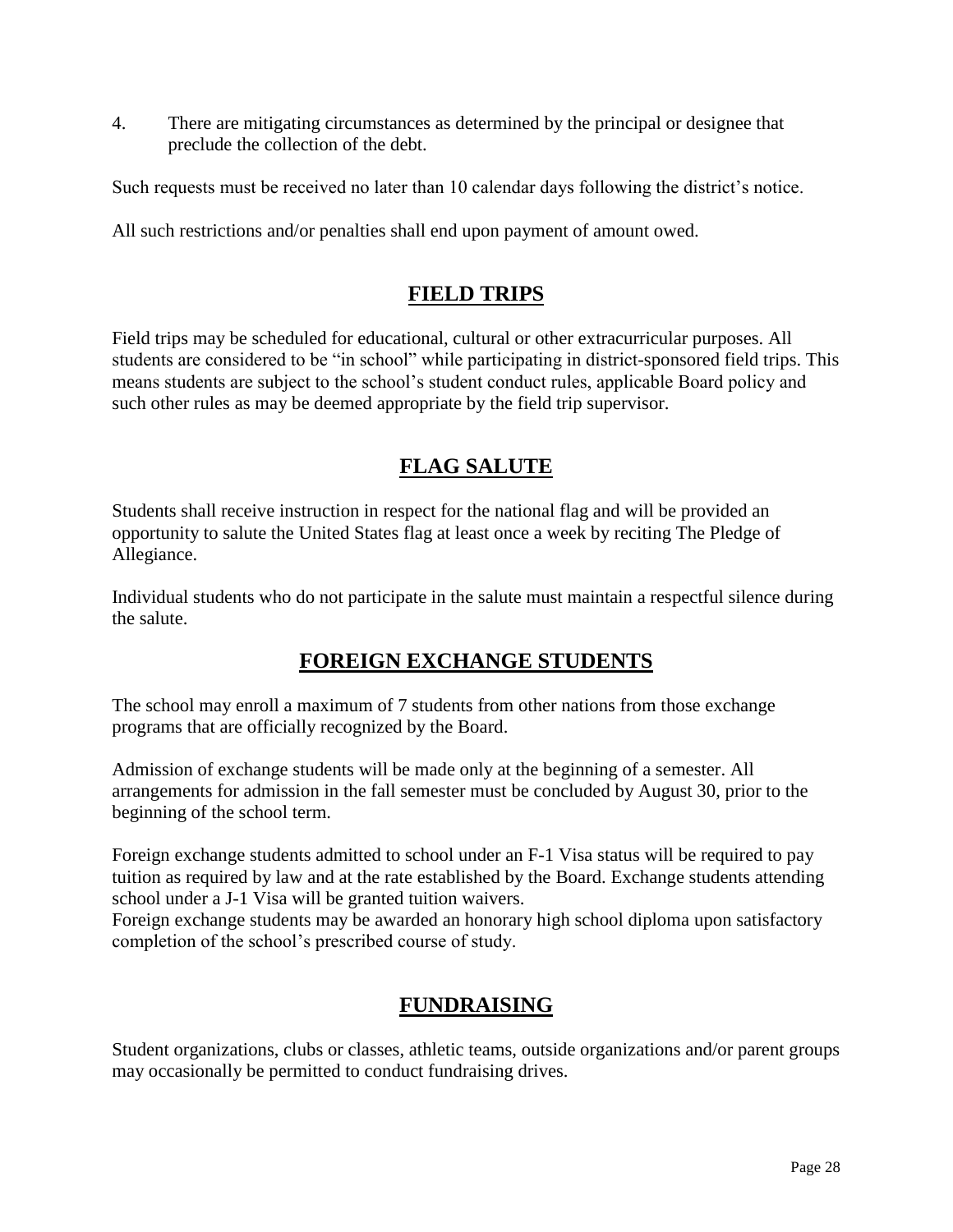4. There are mitigating circumstances as determined by the principal or designee that preclude the collection of the debt.

Such requests must be received no later than 10 calendar days following the district's notice.

All such restrictions and/or penalties shall end upon payment of amount owed.

## FIELD TRIPS

Field trips may be scheduled for educational, cultural or other extracurricular purposes. All students are considered to be "in school" while participating in district-sponsored field trips. This means students are subject to the school's student conduct rules, applicable Board policy and such other rules as may be deemed appropriate by the field trip supervisor.

## FLAG SALUTE

Students shall receive instruction in respect for the national flag and will be provided an opportunity to salute the United States flag at least once a week by reciting The Pledge of Allegiance.

Individual students who do not participate in the salute must maintain a respectful silence during the salute.

## FOREIGN EXCHANGE STUDENTS

The school may enroll a maximum of 7 students from other nations from those exchange programs that are officially recognized by the Board.

Admission of exchange students will be made only at the beginning of a semester. All arrangements for admission in the fall semester must be concluded by August 30, prior to the beginning of the school term.

Foreign exchange students admitted to school under an F-1 Visa status will be required to pay tuition as required by law and at the rate established by the Board. Exchange students attending school under a J-1 Visa will be granted tuition waivers.
Foreign exchange students may be awarded an honorary high school diploma upon satisfactory completion of the school's prescribed course of study.

## FUNDRAISING

Student organizations, clubs or classes, athletic teams, outside organizations and/or parent groups may occasionally be permitted to conduct fundraising drives.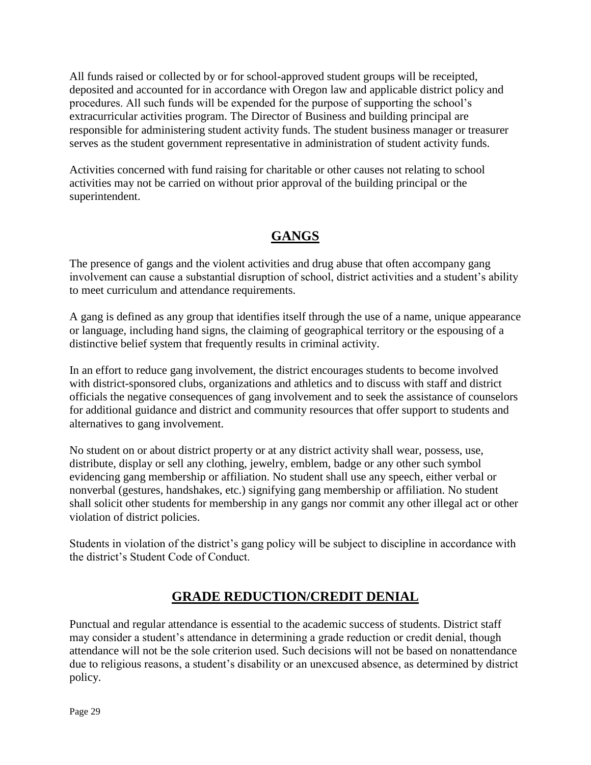All funds raised or collected by or for school-approved student groups will be receipted, deposited and accounted for in accordance with Oregon law and applicable district policy and procedures. All such funds will be expended for the purpose of supporting the school's extracurricular activities program. The Director of Business and building principal are responsible for administering student activity funds. The student business manager or treasurer serves as the student government representative in administration of student activity funds.

Activities concerned with fund raising for charitable or other causes not relating to school activities may not be carried on without prior approval of the building principal or the superintendent.

## GANGS

The presence of gangs and the violent activities and drug abuse that often accompany gang involvement can cause a substantial disruption of school, district activities and a student's ability to meet curriculum and attendance requirements.

A gang is defined as any group that identifies itself through the use of a name, unique appearance or language, including hand signs, the claiming of geographical territory or the espousing of a distinctive belief system that frequently results in criminal activity.

In an effort to reduce gang involvement, the district encourages students to become involved with district-sponsored clubs, organizations and athletics and to discuss with staff and district officials the negative consequences of gang involvement and to seek the assistance of counselors for additional guidance and district and community resources that offer support to students and alternatives to gang involvement.

No student on or about district property or at any district activity shall wear, possess, use, distribute, display or sell any clothing, jewelry, emblem, badge or any other such symbol evidencing gang membership or affiliation. No student shall use any speech, either verbal or nonverbal (gestures, handshakes, etc.) signifying gang membership or affiliation. No student shall solicit other students for membership in any gangs nor commit any other illegal act or other violation of district policies.

Students in violation of the district's gang policy will be subject to discipline in accordance with the district's Student Code of Conduct.

## GRADE REDUCTION/CREDIT DENIAL

Punctual and regular attendance is essential to the academic success of students. District staff may consider a student's attendance in determining a grade reduction or credit denial, though attendance will not be the sole criterion used. Such decisions will not be based on nonattendance due to religious reasons, a student's disability or an unexcused absence, as determined by district policy.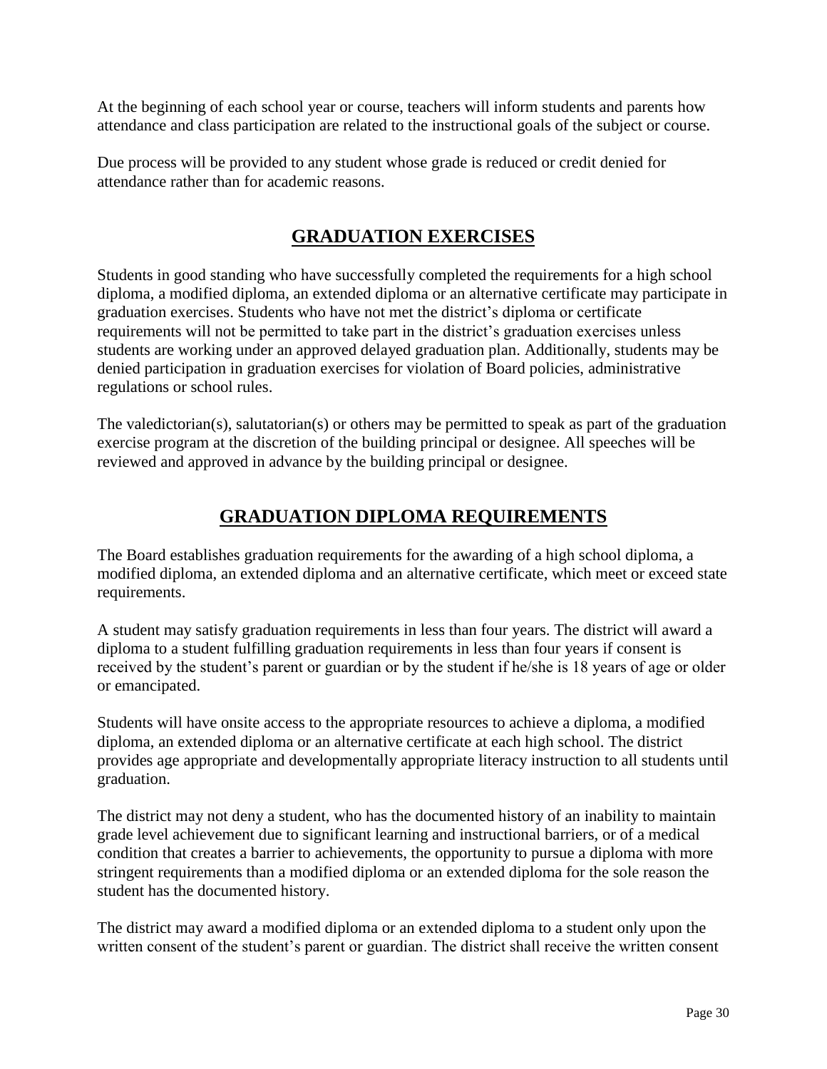At the beginning of each school year or course, teachers will inform students and parents how attendance and class participation are related to the instructional goals of the subject or course.

Due process will be provided to any student whose grade is reduced or credit denied for attendance rather than for academic reasons.

## GRADUATION EXERCISES

Students in good standing who have successfully completed the requirements for a high school diploma, a modified diploma, an extended diploma or an alternative certificate may participate in graduation exercises. Students who have not met the district's diploma or certificate requirements will not be permitted to take part in the district's graduation exercises unless students are working under an approved delayed graduation plan. Additionally, students may be denied participation in graduation exercises for violation of Board policies, administrative regulations or school rules.

The valedictorian(s), salutatorian(s) or others may be permitted to speak as part of the graduation exercise program at the discretion of the building principal or designee. All speeches will be reviewed and approved in advance by the building principal or designee.

## GRADUATION DIPLOMA REQUIREMENTS

The Board establishes graduation requirements for the awarding of a high school diploma, a modified diploma, an extended diploma and an alternative certificate, which meet or exceed state requirements.

A student may satisfy graduation requirements in less than four years. The district will award a diploma to a student fulfilling graduation requirements in less than four years if consent is received by the student's parent or guardian or by the student if he/she is 18 years of age or older or emancipated.

Students will have onsite access to the appropriate resources to achieve a diploma, a modified diploma, an extended diploma or an alternative certificate at each high school. The district provides age appropriate and developmentally appropriate literacy instruction to all students until graduation.

The district may not deny a student, who has the documented history of an inability to maintain grade level achievement due to significant learning and instructional barriers, or of a medical condition that creates a barrier to achievements, the opportunity to pursue a diploma with more stringent requirements than a modified diploma or an extended diploma for the sole reason the student has the documented history.

The district may award a modified diploma or an extended diploma to a student only upon the written consent of the student's parent or guardian. The district shall receive the written consent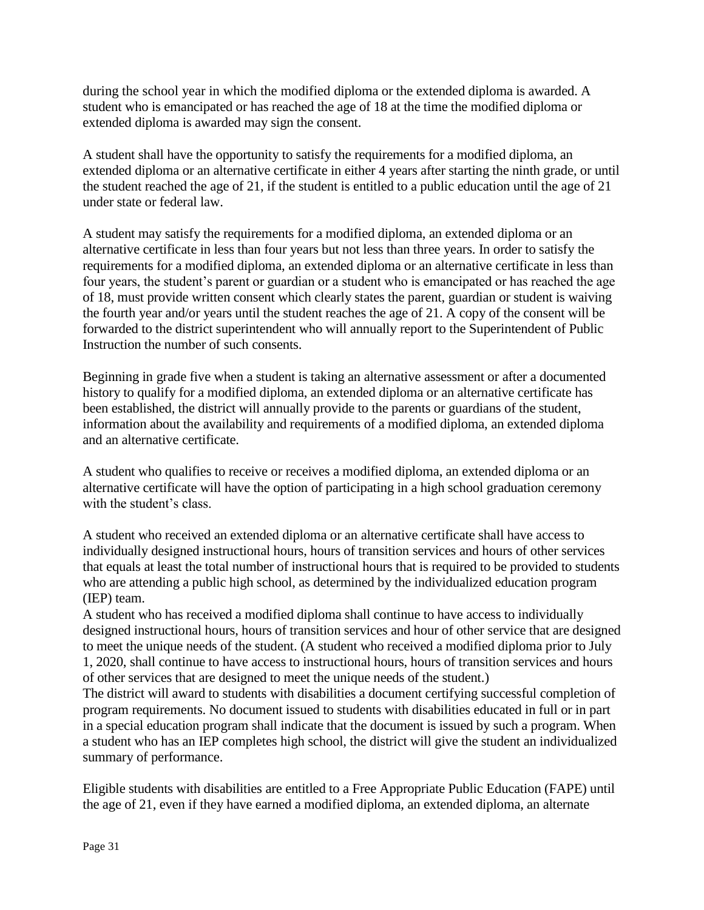during the school year in which the modified diploma or the extended diploma is awarded. A student who is emancipated or has reached the age of 18 at the time the modified diploma or extended diploma is awarded may sign the consent.

A student shall have the opportunity to satisfy the requirements for a modified diploma, an extended diploma or an alternative certificate in either 4 years after starting the ninth grade, or until the student reached the age of 21, if the student is entitled to a public education until the age of 21 under state or federal law.

A student may satisfy the requirements for a modified diploma, an extended diploma or an alternative certificate in less than four years but not less than three years. In order to satisfy the requirements for a modified diploma, an extended diploma or an alternative certificate in less than four years, the student's parent or guardian or a student who is emancipated or has reached the age of 18, must provide written consent which clearly states the parent, guardian or student is waiving the fourth year and/or years until the student reaches the age of 21. A copy of the consent will be forwarded to the district superintendent who will annually report to the Superintendent of Public Instruction the number of such consents.

Beginning in grade five when a student is taking an alternative assessment or after a documented history to qualify for a modified diploma, an extended diploma or an alternative certificate has been established, the district will annually provide to the parents or guardians of the student, information about the availability and requirements of a modified diploma, an extended diploma and an alternative certificate.

A student who qualifies to receive or receives a modified diploma, an extended diploma or an alternative certificate will have the option of participating in a high school graduation ceremony with the student's class.

A student who received an extended diploma or an alternative certificate shall have access to individually designed instructional hours, hours of transition services and hours of other services that equals at least the total number of instructional hours that is required to be provided to students who are attending a public high school, as determined by the individualized education program (IEP) team.

A student who has received a modified diploma shall continue to have access to individually designed instructional hours, hours of transition services and hour of other service that are designed to meet the unique needs of the student. (A student who received a modified diploma prior to July 1, 2020, shall continue to have access to instructional hours, hours of transition services and hours of other services that are designed to meet the unique needs of the student.)

The district will award to students with disabilities a document certifying successful completion of program requirements. No document issued to students with disabilities educated in full or in part in a special education program shall indicate that the document is issued by such a program. When a student who has an IEP completes high school, the district will give the student an individualized summary of performance.

Eligible students with disabilities are entitled to a Free Appropriate Public Education (FAPE) until the age of 21, even if they have earned a modified diploma, an extended diploma, an alternate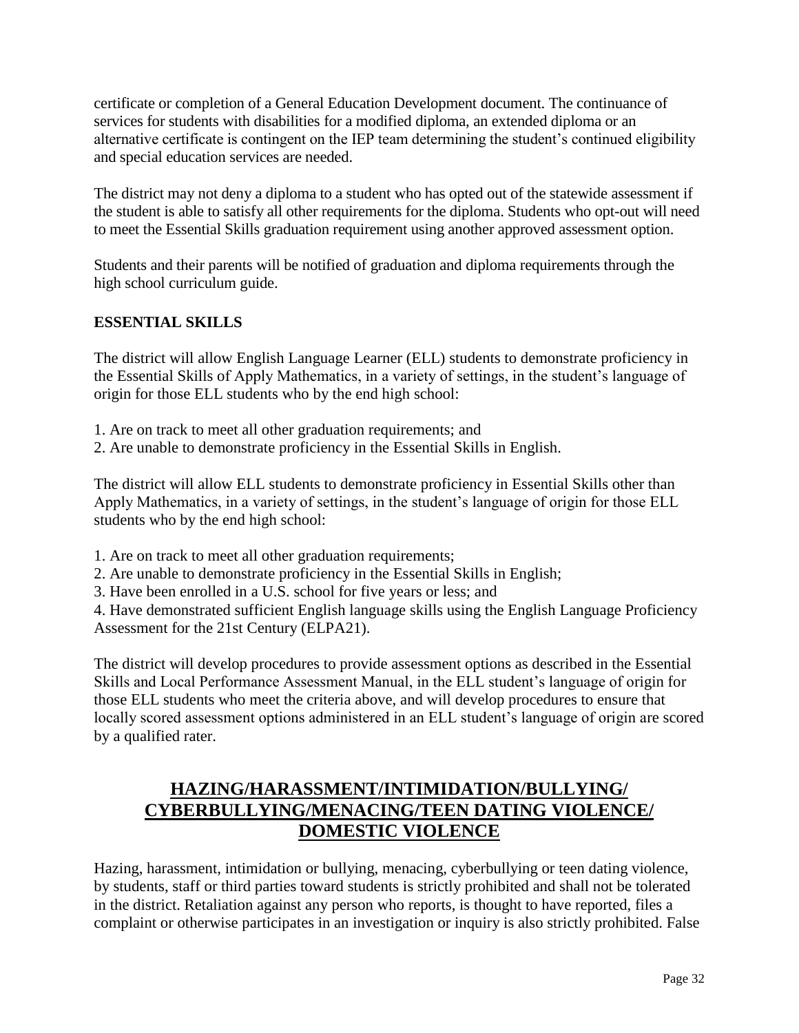certificate or completion of a General Education Development document. The continuance of services for students with disabilities for a modified diploma, an extended diploma or an alternative certificate is contingent on the IEP team determining the student's continued eligibility and special education services are needed.

The district may not deny a diploma to a student who has opted out of the statewide assessment if the student is able to satisfy all other requirements for the diploma. Students who opt-out will need to meet the Essential Skills graduation requirement using another approved assessment option.

Students and their parents will be notified of graduation and diploma requirements through the high school curriculum guide.

**ESSENTIAL SKILLS**

The district will allow English Language Learner (ELL) students to demonstrate proficiency in the Essential Skills of Apply Mathematics, in a variety of settings, in the student's language of origin for those ELL students who by the end high school:

1. Are on track to meet all other graduation requirements; and
2. Are unable to demonstrate proficiency in the Essential Skills in English.

The district will allow ELL students to demonstrate proficiency in Essential Skills other than Apply Mathematics, in a variety of settings, in the student's language of origin for those ELL students who by the end high school:

1. Are on track to meet all other graduation requirements;
2. Are unable to demonstrate proficiency in the Essential Skills in English;
3. Have been enrolled in a U.S. school for five years or less; and
4. Have demonstrated sufficient English language skills using the English Language Proficiency Assessment for the 21st Century (ELPA21).

The district will develop procedures to provide assessment options as described in the Essential Skills and Local Performance Assessment Manual, in the ELL student's language of origin for those ELL students who meet the criteria above, and will develop procedures to ensure that locally scored assessment options administered in an ELL student's language of origin are scored by a qualified rater.

## HAZING/HARASSMENT/INTIMIDATION/BULLYING/ CYBERBULLYING/MENACING/TEEN DATING VIOLENCE/ DOMESTIC VIOLENCE

Hazing, harassment, intimidation or bullying, menacing, cyberbullying or teen dating violence, by students, staff or third parties toward students is strictly prohibited and shall not be tolerated in the district. Retaliation against any person who reports, is thought to have reported, files a complaint or otherwise participates in an investigation or inquiry is also strictly prohibited. False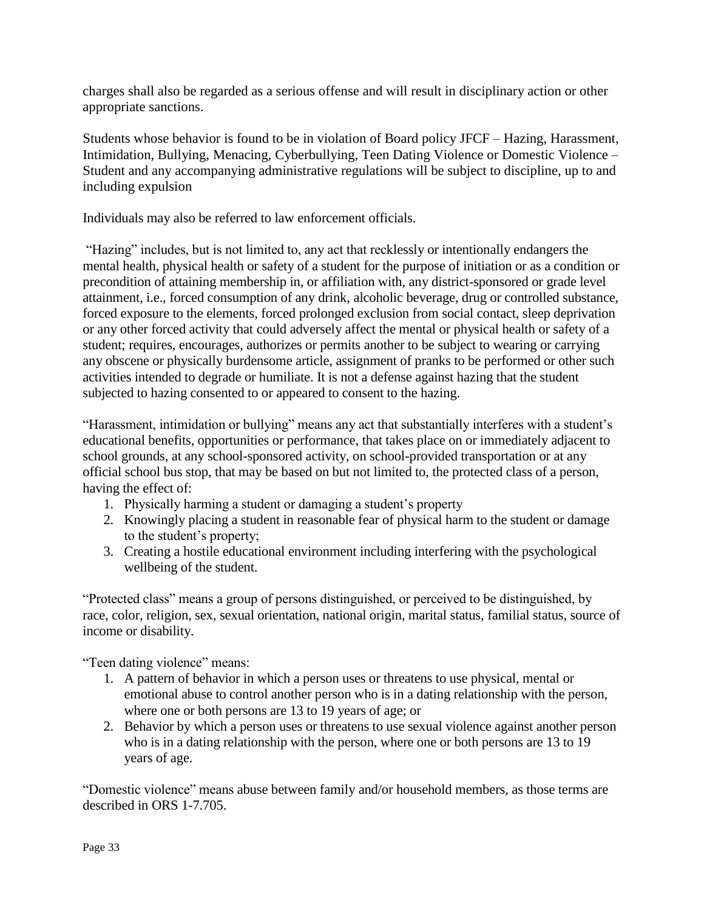charges shall also be regarded as a serious offense and will result in disciplinary action or other appropriate sanctions.

Students whose behavior is found to be in violation of Board policy JFCF – Hazing, Harassment, Intimidation, Bullying, Menacing, Cyberbullying, Teen Dating Violence or Domestic Violence – Student and any accompanying administrative regulations will be subject to discipline, up to and including expulsion

Individuals may also be referred to law enforcement officials.

"Hazing" includes, but is not limited to, any act that recklessly or intentionally endangers the mental health, physical health or safety of a student for the purpose of initiation or as a condition or precondition of attaining membership in, or affiliation with, any district-sponsored or grade level attainment, i.e., forced consumption of any drink, alcoholic beverage, drug or controlled substance, forced exposure to the elements, forced prolonged exclusion from social contact, sleep deprivation or any other forced activity that could adversely affect the mental or physical health or safety of a student; requires, encourages, authorizes or permits another to be subject to wearing or carrying any obscene or physically burdensome article, assignment of pranks to be performed or other such activities intended to degrade or humiliate. It is not a defense against hazing that the student subjected to hazing consented to or appeared to consent to the hazing.

"Harassment, intimidation or bullying" means any act that substantially interferes with a student's educational benefits, opportunities or performance, that takes place on or immediately adjacent to school grounds, at any school-sponsored activity, on school-provided transportation or at any official school bus stop, that may be based on but not limited to, the protected class of a person, having the effect of:

1. Physically harming a student or damaging a student's property
2. Knowingly placing a student in reasonable fear of physical harm to the student or damage to the student's property;
3. Creating a hostile educational environment including interfering with the psychological wellbeing of the student.

"Protected class" means a group of persons distinguished, or perceived to be distinguished, by race, color, religion, sex, sexual orientation, national origin, marital status, familial status, source of income or disability.

"Teen dating violence" means:

1. A pattern of behavior in which a person uses or threatens to use physical, mental or emotional abuse to control another person who is in a dating relationship with the person, where one or both persons are 13 to 19 years of age; or
2. Behavior by which a person uses or threatens to use sexual violence against another person who is in a dating relationship with the person, where one or both persons are 13 to 19 years of age.

"Domestic violence" means abuse between family and/or household members, as those terms are described in ORS 1-7.705.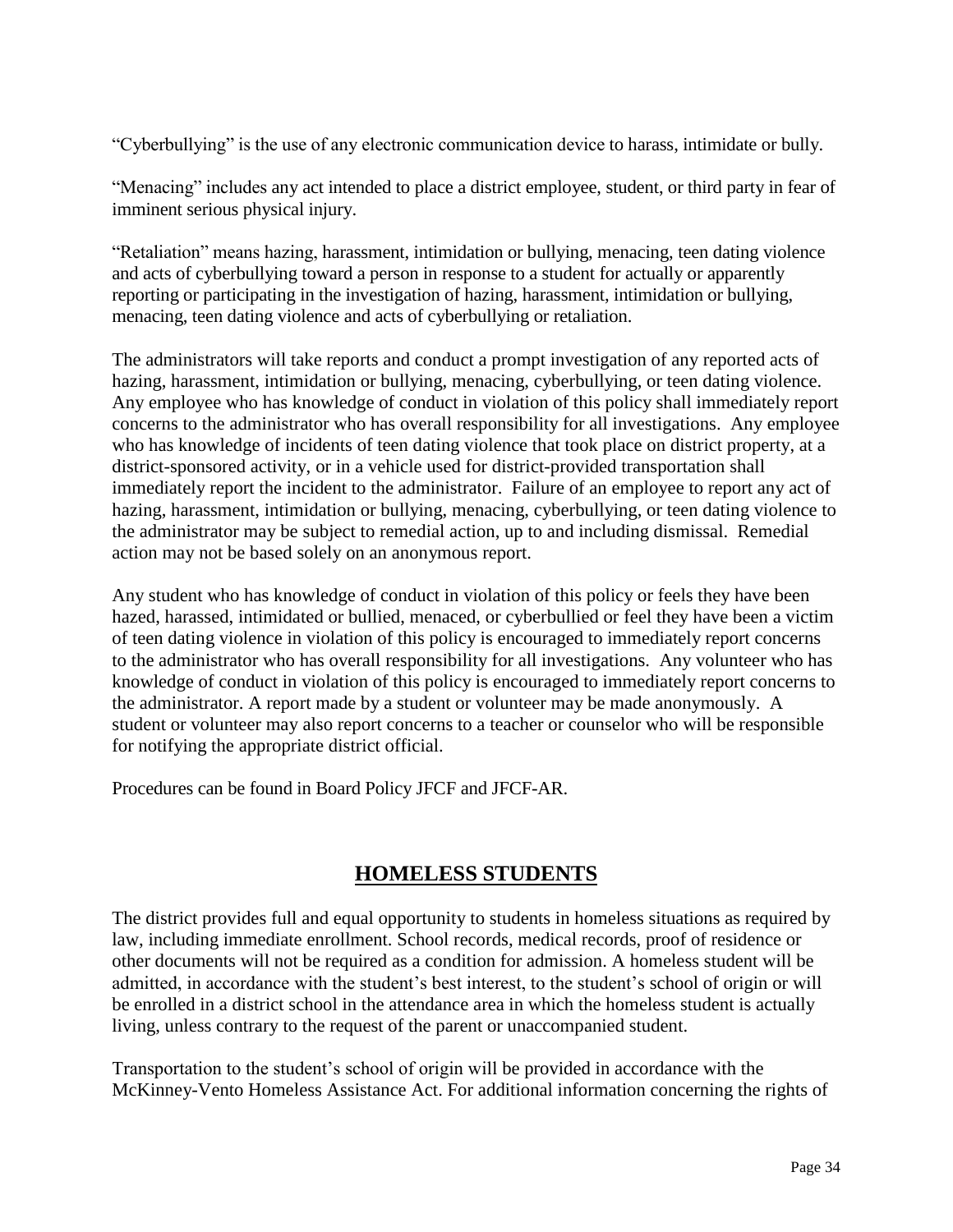"Cyberbullying" is the use of any electronic communication device to harass, intimidate or bully.

"Menacing" includes any act intended to place a district employee, student, or third party in fear of imminent serious physical injury.

"Retaliation" means hazing, harassment, intimidation or bullying, menacing, teen dating violence and acts of cyberbullying toward a person in response to a student for actually or apparently reporting or participating in the investigation of hazing, harassment, intimidation or bullying, menacing, teen dating violence and acts of cyberbullying or retaliation.

The administrators will take reports and conduct a prompt investigation of any reported acts of hazing, harassment, intimidation or bullying, menacing, cyberbullying, or teen dating violence. Any employee who has knowledge of conduct in violation of this policy shall immediately report concerns to the administrator who has overall responsibility for all investigations. Any employee who has knowledge of incidents of teen dating violence that took place on district property, at a district-sponsored activity, or in a vehicle used for district-provided transportation shall immediately report the incident to the administrator. Failure of an employee to report any act of hazing, harassment, intimidation or bullying, menacing, cyberbullying, or teen dating violence to the administrator may be subject to remedial action, up to and including dismissal. Remedial action may not be based solely on an anonymous report.

Any student who has knowledge of conduct in violation of this policy or feels they have been hazed, harassed, intimidated or bullied, menaced, or cyberbullied or feel they have been a victim of teen dating violence in violation of this policy is encouraged to immediately report concerns to the administrator who has overall responsibility for all investigations. Any volunteer who has knowledge of conduct in violation of this policy is encouraged to immediately report concerns to the administrator. A report made by a student or volunteer may be made anonymously. A student or volunteer may also report concerns to a teacher or counselor who will be responsible for notifying the appropriate district official.

Procedures can be found in Board Policy JFCF and JFCF-AR.

## HOMELESS STUDENTS

The district provides full and equal opportunity to students in homeless situations as required by law, including immediate enrollment. School records, medical records, proof of residence or other documents will not be required as a condition for admission. A homeless student will be admitted, in accordance with the student's best interest, to the student's school of origin or will be enrolled in a district school in the attendance area in which the homeless student is actually living, unless contrary to the request of the parent or unaccompanied student.

Transportation to the student's school of origin will be provided in accordance with the McKinney-Vento Homeless Assistance Act. For additional information concerning the rights of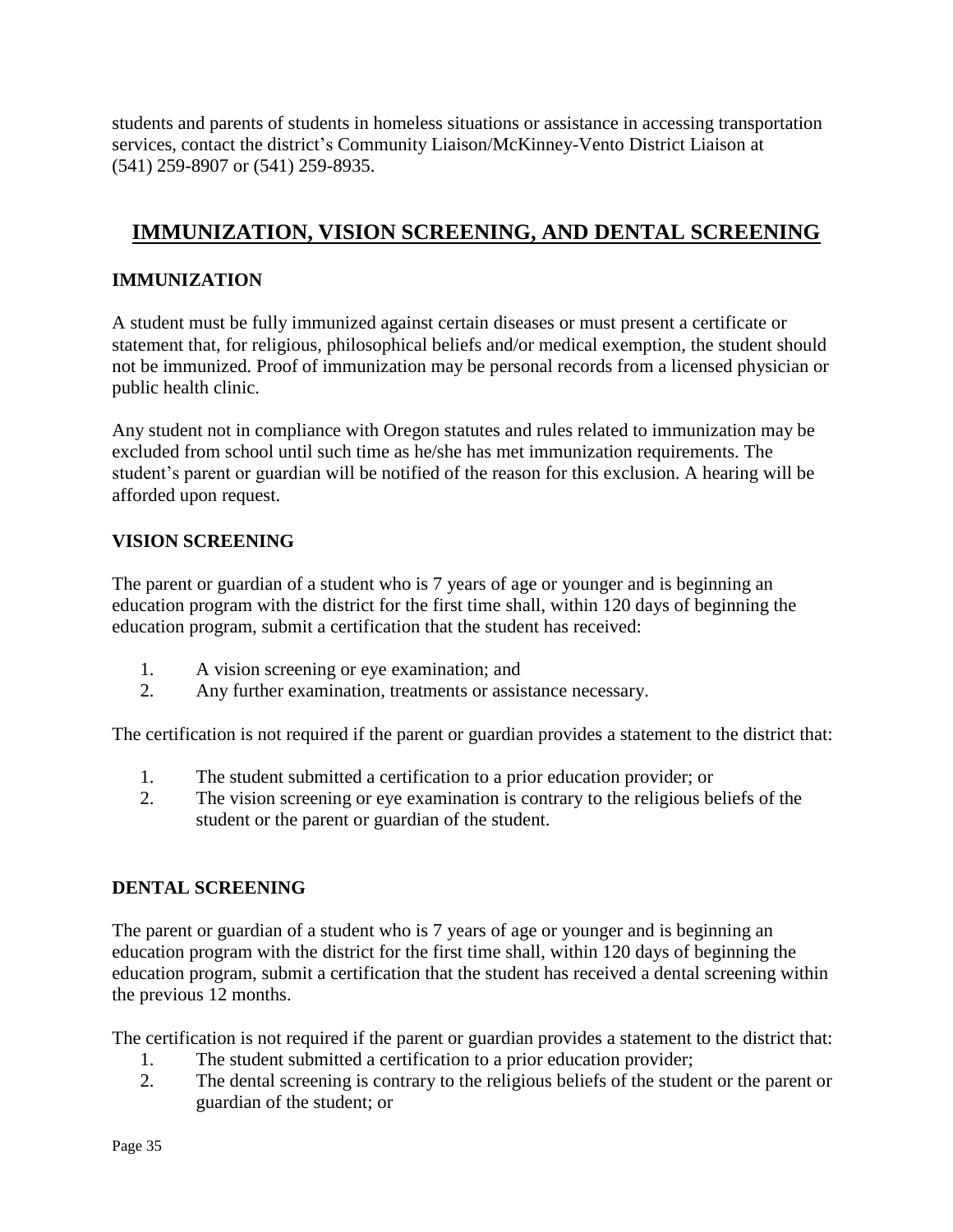students and parents of students in homeless situations or assistance in accessing transportation services, contact the district's Community Liaison/McKinney-Vento District Liaison at (541) 259-8907 or (541) 259-8935.

## IMMUNIZATION, VISION SCREENING, AND DENTAL SCREENING

### IMMUNIZATION

A student must be fully immunized against certain diseases or must present a certificate or statement that, for religious, philosophical beliefs and/or medical exemption, the student should not be immunized. Proof of immunization may be personal records from a licensed physician or public health clinic.

Any student not in compliance with Oregon statutes and rules related to immunization may be excluded from school until such time as he/she has met immunization requirements. The student's parent or guardian will be notified of the reason for this exclusion. A hearing will be afforded upon request.

### VISION SCREENING

The parent or guardian of a student who is 7 years of age or younger and is beginning an education program with the district for the first time shall, within 120 days of beginning the education program, submit a certification that the student has received:

1. A vision screening or eye examination; and
2. Any further examination, treatments or assistance necessary.

The certification is not required if the parent or guardian provides a statement to the district that:

1. The student submitted a certification to a prior education provider; or
2. The vision screening or eye examination is contrary to the religious beliefs of the student or the parent or guardian of the student.

### DENTAL SCREENING

The parent or guardian of a student who is 7 years of age or younger and is beginning an education program with the district for the first time shall, within 120 days of beginning the education program, submit a certification that the student has received a dental screening within the previous 12 months.

The certification is not required if the parent or guardian provides a statement to the district that:

1. The student submitted a certification to a prior education provider;
2. The dental screening is contrary to the religious beliefs of the student or the parent or guardian of the student; or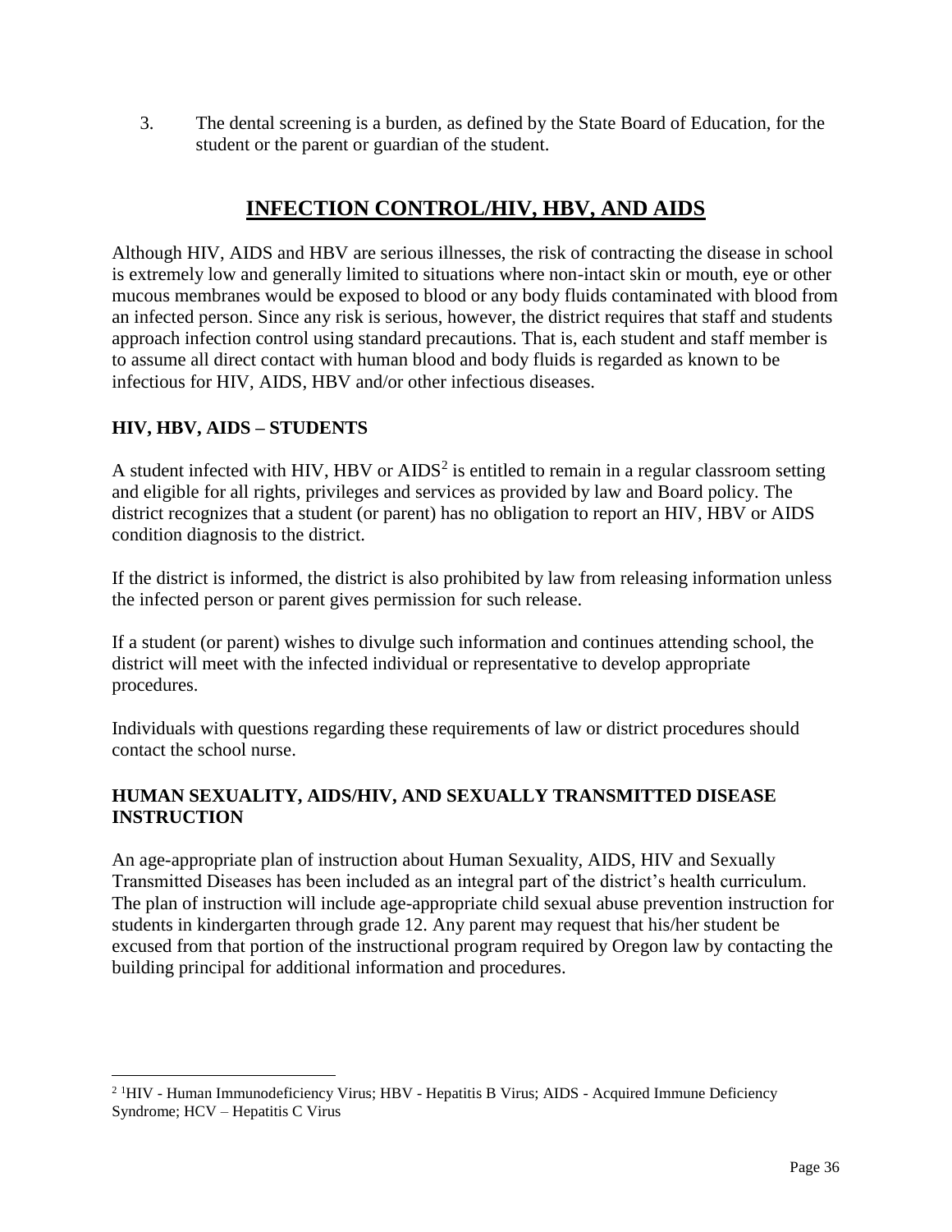3. The dental screening is a burden, as defined by the State Board of Education, for the student or the parent or guardian of the student.

## INFECTION CONTROL/HIV, HBV, AND AIDS

Although HIV, AIDS and HBV are serious illnesses, the risk of contracting the disease in school is extremely low and generally limited to situations where non-intact skin or mouth, eye or other mucous membranes would be exposed to blood or any body fluids contaminated with blood from an infected person. Since any risk is serious, however, the district requires that staff and students approach infection control using standard precautions. That is, each student and staff member is to assume all direct contact with human blood and body fluids is regarded as known to be infectious for HIV, AIDS, HBV and/or other infectious diseases.

### HIV, HBV, AIDS – STUDENTS

A student infected with HIV, HBV or AIDS[2] is entitled to remain in a regular classroom setting and eligible for all rights, privileges and services as provided by law and Board policy. The district recognizes that a student (or parent) has no obligation to report an HIV, HBV or AIDS condition diagnosis to the district.

If the district is informed, the district is also prohibited by law from releasing information unless the infected person or parent gives permission for such release.

If a student (or parent) wishes to divulge such information and continues attending school, the district will meet with the infected individual or representative to develop appropriate procedures.

Individuals with questions regarding these requirements of law or district procedures should contact the school nurse.

### HUMAN SEXUALITY, AIDS/HIV, AND SEXUALLY TRANSMITTED DISEASE INSTRUCTION

An age-appropriate plan of instruction about Human Sexuality, AIDS, HIV and Sexually Transmitted Diseases has been included as an integral part of the district's health curriculum. The plan of instruction will include age-appropriate child sexual abuse prevention instruction for students in kindergarten through grade 12. Any parent may request that his/her student be excused from that portion of the instructional program required by Oregon law by contacting the building principal for additional information and procedures.

---

[2] [1]HIV - Human Immunodeficiency Virus; HBV - Hepatitis B Virus; AIDS - Acquired Immune Deficiency Syndrome; HCV – Hepatitis C Virus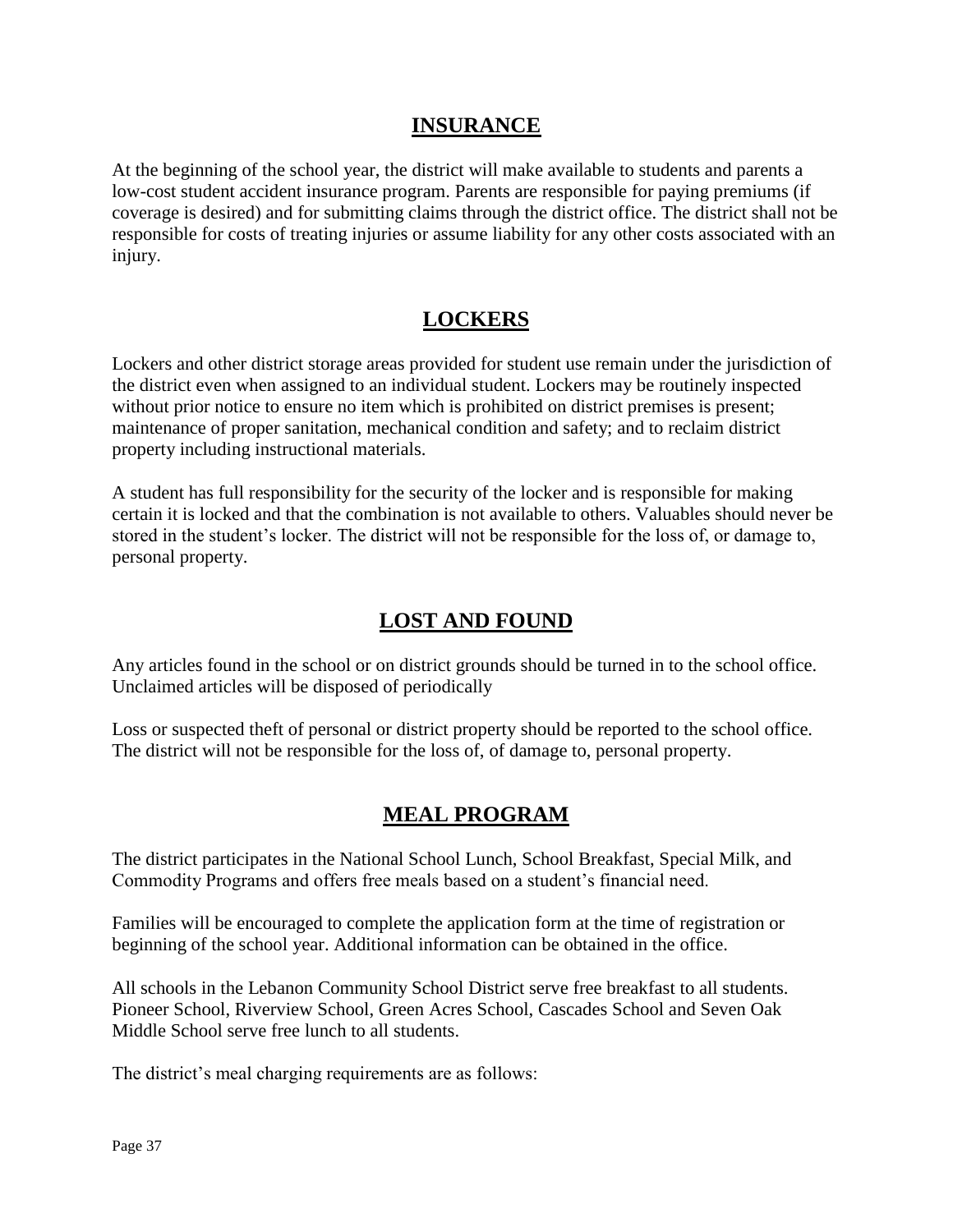## INSURANCE

At the beginning of the school year, the district will make available to students and parents a low-cost student accident insurance program. Parents are responsible for paying premiums (if coverage is desired) and for submitting claims through the district office. The district shall not be responsible for costs of treating injuries or assume liability for any other costs associated with an injury.

## LOCKERS

Lockers and other district storage areas provided for student use remain under the jurisdiction of the district even when assigned to an individual student. Lockers may be routinely inspected without prior notice to ensure no item which is prohibited on district premises is present; maintenance of proper sanitation, mechanical condition and safety; and to reclaim district property including instructional materials.

A student has full responsibility for the security of the locker and is responsible for making certain it is locked and that the combination is not available to others. Valuables should never be stored in the student's locker. The district will not be responsible for the loss of, or damage to, personal property.

## LOST AND FOUND

Any articles found in the school or on district grounds should be turned in to the school office. Unclaimed articles will be disposed of periodically

Loss or suspected theft of personal or district property should be reported to the school office. The district will not be responsible for the loss of, of damage to, personal property.

## MEAL PROGRAM

The district participates in the National School Lunch, School Breakfast, Special Milk, and Commodity Programs and offers free meals based on a student's financial need.

Families will be encouraged to complete the application form at the time of registration or beginning of the school year. Additional information can be obtained in the office.

All schools in the Lebanon Community School District serve free breakfast to all students. Pioneer School, Riverview School, Green Acres School, Cascades School and Seven Oak Middle School serve free lunch to all students.

The district's meal charging requirements are as follows: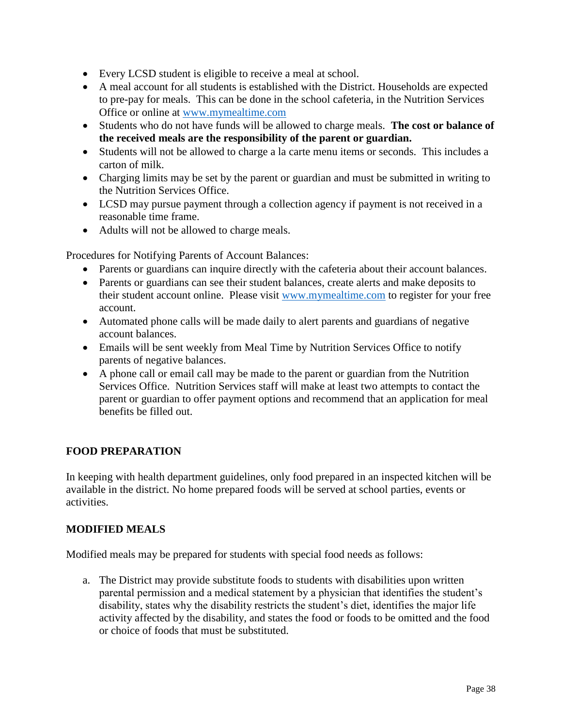- Every LCSD student is eligible to receive a meal at school.
- A meal account for all students is established with the District. Households are expected to pre-pay for meals. This can be done in the school cafeteria, in the Nutrition Services Office or online at [www.mymealtime.com](http://www.mymealtime.com)
- Students who do not have funds will be allowed to charge meals. **The cost or balance of the received meals are the responsibility of the parent or guardian.**
- Students will not be allowed to charge a la carte menu items or seconds. This includes a carton of milk.
- Charging limits may be set by the parent or guardian and must be submitted in writing to the Nutrition Services Office.
- LCSD may pursue payment through a collection agency if payment is not received in a reasonable time frame.
- Adults will not be allowed to charge meals.

Procedures for Notifying Parents of Account Balances:

- Parents or guardians can inquire directly with the cafeteria about their account balances.
- Parents or guardians can see their student balances, create alerts and make deposits to their student account online. Please visit [www.mymealtime.com](http://www.mymealtime.com) to register for your free account.
- Automated phone calls will be made daily to alert parents and guardians of negative account balances.
- Emails will be sent weekly from Meal Time by Nutrition Services Office to notify parents of negative balances.
- A phone call or email call may be made to the parent or guardian from the Nutrition Services Office. Nutrition Services staff will make at least two attempts to contact the parent or guardian to offer payment options and recommend that an application for meal benefits be filled out.

## FOOD PREPARATION

In keeping with health department guidelines, only food prepared in an inspected kitchen will be available in the district. No home prepared foods will be served at school parties, events or activities.

## MODIFIED MEALS

Modified meals may be prepared for students with special food needs as follows:

a. The District may provide substitute foods to students with disabilities upon written parental permission and a medical statement by a physician that identifies the student's disability, states why the disability restricts the student's diet, identifies the major life activity affected by the disability, and states the food or foods to be omitted and the food or choice of foods that must be substituted.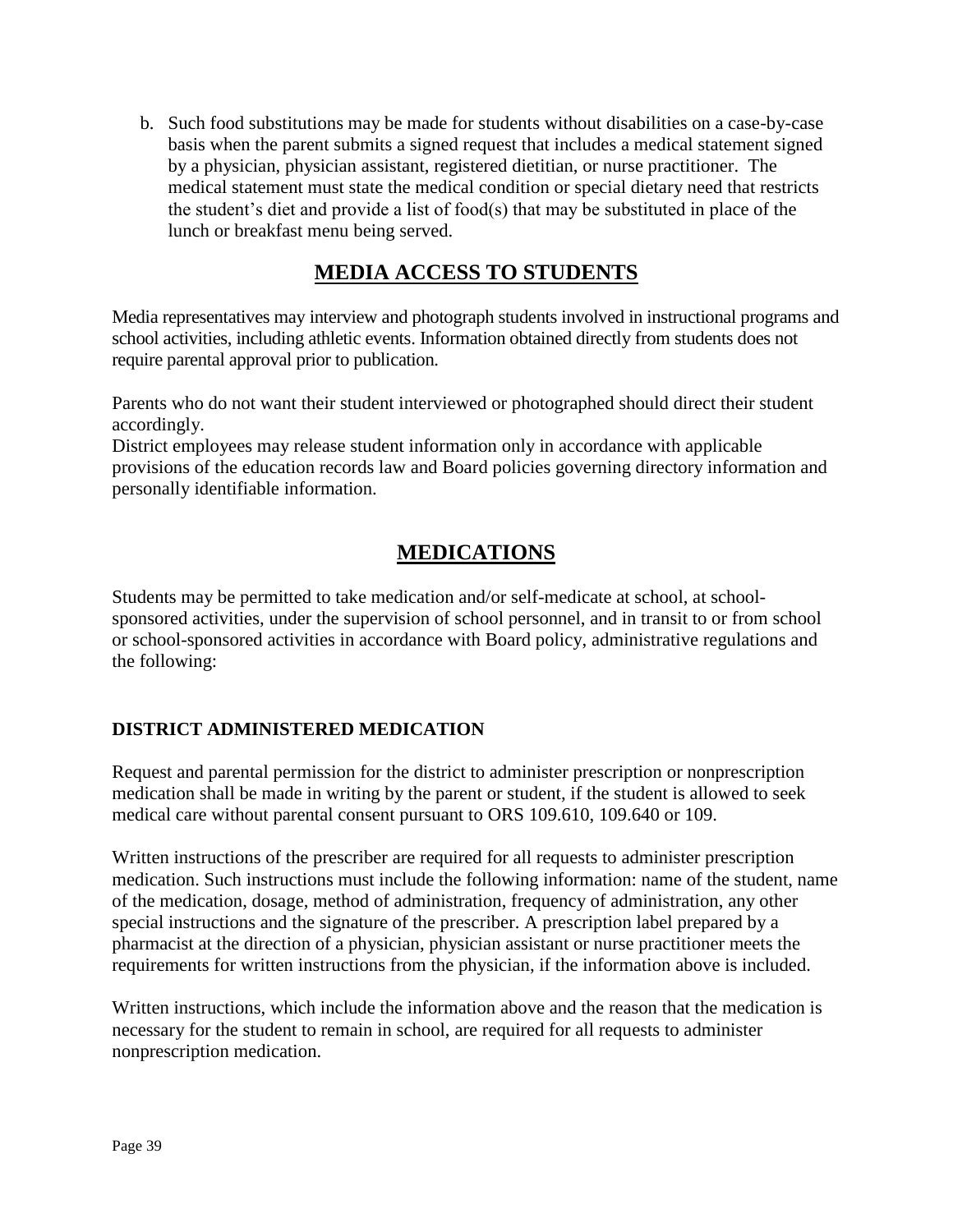b. Such food substitutions may be made for students without disabilities on a case-by-case basis when the parent submits a signed request that includes a medical statement signed by a physician, physician assistant, registered dietitian, or nurse practitioner. The medical statement must state the medical condition or special dietary need that restricts the student's diet and provide a list of food(s) that may be substituted in place of the lunch or breakfast menu being served.

## MEDIA ACCESS TO STUDENTS

Media representatives may interview and photograph students involved in instructional programs and school activities, including athletic events. Information obtained directly from students does not require parental approval prior to publication.

Parents who do not want their student interviewed or photographed should direct their student accordingly.
District employees may release student information only in accordance with applicable provisions of the education records law and Board policies governing directory information and personally identifiable information.

## MEDICATIONS

Students may be permitted to take medication and/or self-medicate at school, at school-sponsored activities, under the supervision of school personnel, and in transit to or from school or school-sponsored activities in accordance with Board policy, administrative regulations and the following:

### DISTRICT ADMINISTERED MEDICATION

Request and parental permission for the district to administer prescription or nonprescription medication shall be made in writing by the parent or student, if the student is allowed to seek medical care without parental consent pursuant to ORS 109.610, 109.640 or 109.

Written instructions of the prescriber are required for all requests to administer prescription medication. Such instructions must include the following information: name of the student, name of the medication, dosage, method of administration, frequency of administration, any other special instructions and the signature of the prescriber. A prescription label prepared by a pharmacist at the direction of a physician, physician assistant or nurse practitioner meets the requirements for written instructions from the physician, if the information above is included.

Written instructions, which include the information above and the reason that the medication is necessary for the student to remain in school, are required for all requests to administer nonprescription medication.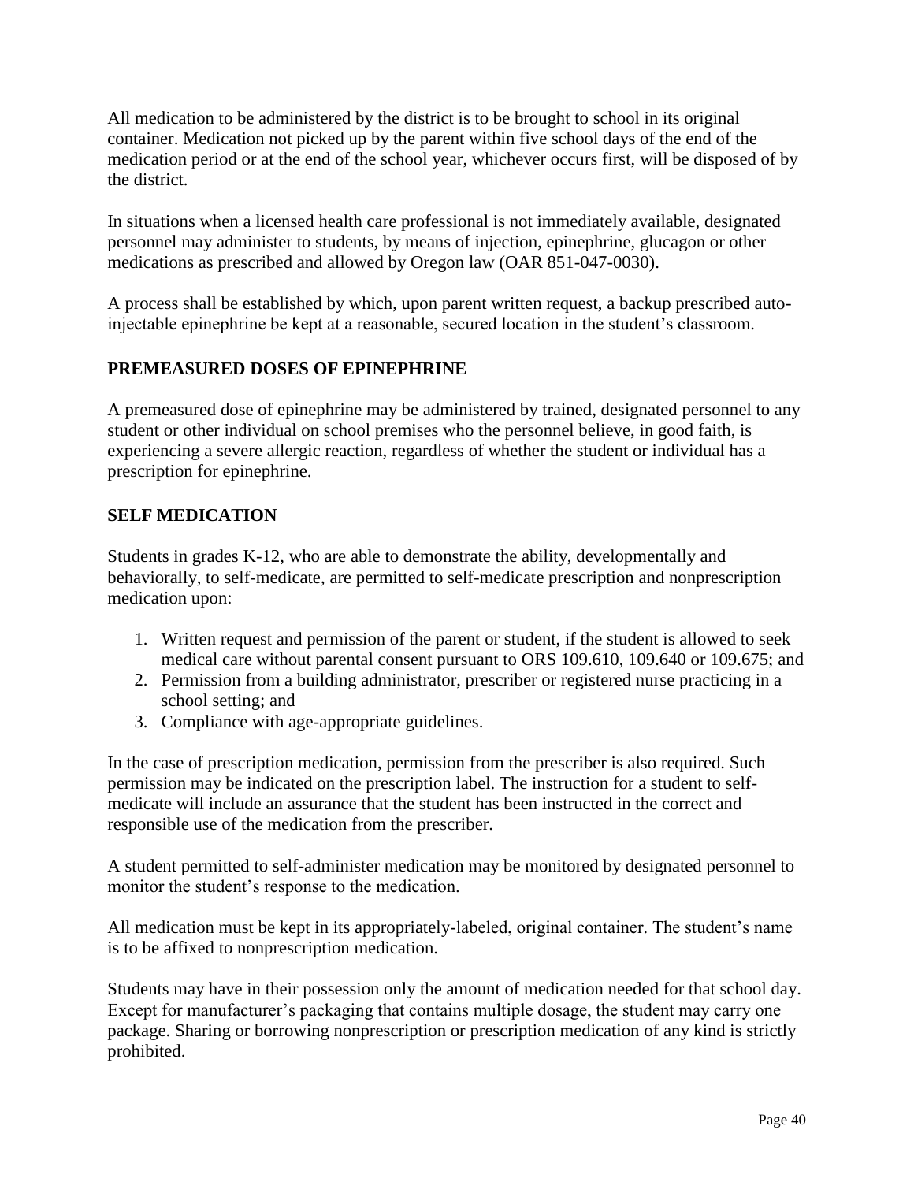All medication to be administered by the district is to be brought to school in its original container. Medication not picked up by the parent within five school days of the end of the medication period or at the end of the school year, whichever occurs first, will be disposed of by the district.

In situations when a licensed health care professional is not immediately available, designated personnel may administer to students, by means of injection, epinephrine, glucagon or other medications as prescribed and allowed by Oregon law (OAR 851-047-0030).

A process shall be established by which, upon parent written request, a backup prescribed auto-injectable epinephrine be kept at a reasonable, secured location in the student's classroom.

## PREMEASURED DOSES OF EPINEPHRINE

A premeasured dose of epinephrine may be administered by trained, designated personnel to any student or other individual on school premises who the personnel believe, in good faith, is experiencing a severe allergic reaction, regardless of whether the student or individual has a prescription for epinephrine.

## SELF MEDICATION

Students in grades K-12, who are able to demonstrate the ability, developmentally and behaviorally, to self-medicate, are permitted to self-medicate prescription and nonprescription medication upon:

1. Written request and permission of the parent or student, if the student is allowed to seek medical care without parental consent pursuant to ORS 109.610, 109.640 or 109.675; and
2. Permission from a building administrator, prescriber or registered nurse practicing in a school setting; and
3. Compliance with age-appropriate guidelines.

In the case of prescription medication, permission from the prescriber is also required. Such permission may be indicated on the prescription label. The instruction for a student to self-medicate will include an assurance that the student has been instructed in the correct and responsible use of the medication from the prescriber.

A student permitted to self-administer medication may be monitored by designated personnel to monitor the student's response to the medication.

All medication must be kept in its appropriately-labeled, original container. The student's name is to be affixed to nonprescription medication.

Students may have in their possession only the amount of medication needed for that school day. Except for manufacturer's packaging that contains multiple dosage, the student may carry one package. Sharing or borrowing nonprescription or prescription medication of any kind is strictly prohibited.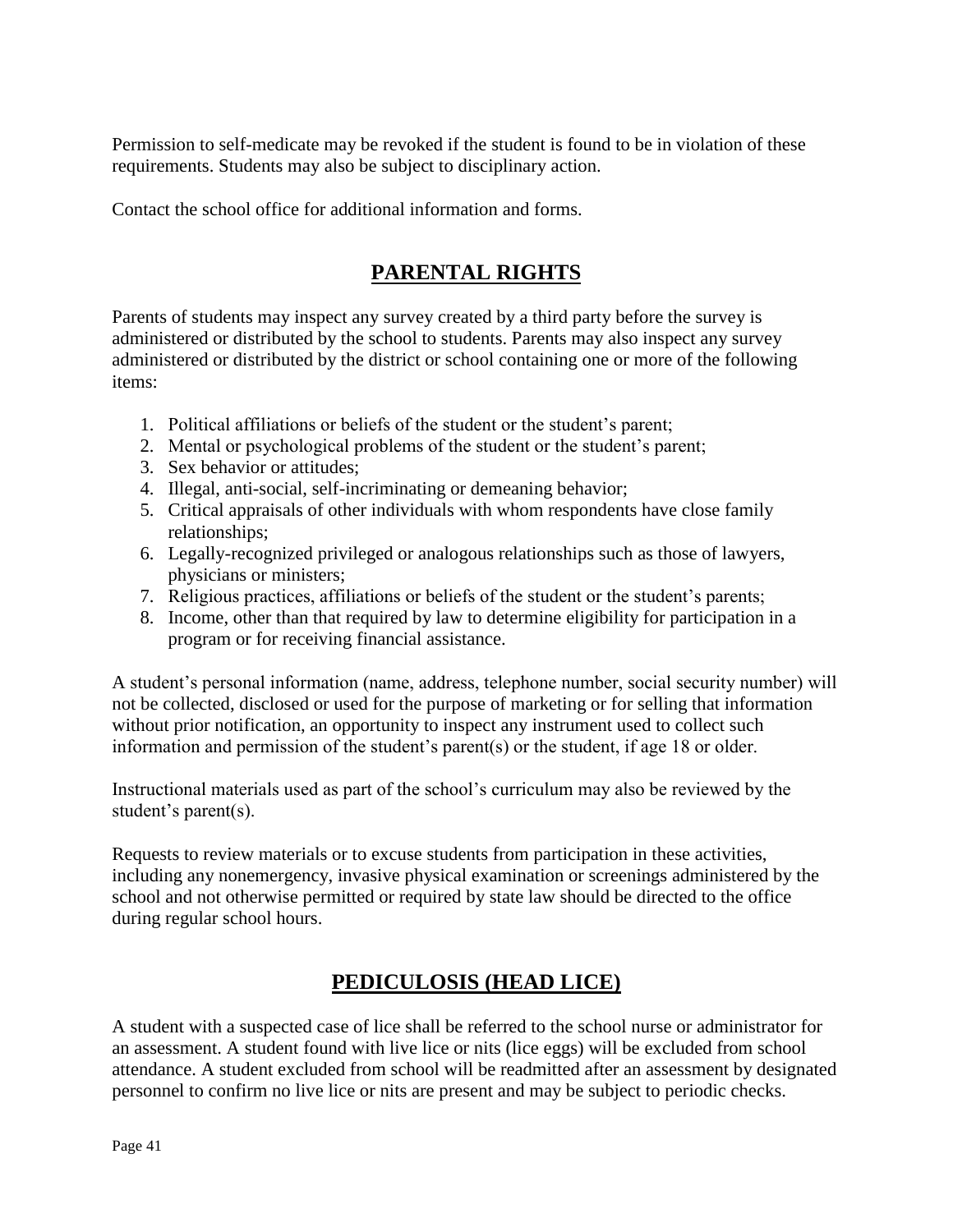Permission to self-medicate may be revoked if the student is found to be in violation of these requirements. Students may also be subject to disciplinary action.

Contact the school office for additional information and forms.

## PARENTAL RIGHTS

Parents of students may inspect any survey created by a third party before the survey is administered or distributed by the school to students. Parents may also inspect any survey administered or distributed by the district or school containing one or more of the following items:

1. Political affiliations or beliefs of the student or the student's parent;
2. Mental or psychological problems of the student or the student's parent;
3. Sex behavior or attitudes;
4. Illegal, anti-social, self-incriminating or demeaning behavior;
5. Critical appraisals of other individuals with whom respondents have close family relationships;
6. Legally-recognized privileged or analogous relationships such as those of lawyers, physicians or ministers;
7. Religious practices, affiliations or beliefs of the student or the student's parents;
8. Income, other than that required by law to determine eligibility for participation in a program or for receiving financial assistance.

A student's personal information (name, address, telephone number, social security number) will not be collected, disclosed or used for the purpose of marketing or for selling that information without prior notification, an opportunity to inspect any instrument used to collect such information and permission of the student's parent(s) or the student, if age 18 or older.

Instructional materials used as part of the school's curriculum may also be reviewed by the student's parent(s).

Requests to review materials or to excuse students from participation in these activities, including any nonemergency, invasive physical examination or screenings administered by the school and not otherwise permitted or required by state law should be directed to the office during regular school hours.

## PEDICULOSIS (HEAD LICE)

A student with a suspected case of lice shall be referred to the school nurse or administrator for an assessment. A student found with live lice or nits (lice eggs) will be excluded from school attendance. A student excluded from school will be readmitted after an assessment by designated personnel to confirm no live lice or nits are present and may be subject to periodic checks.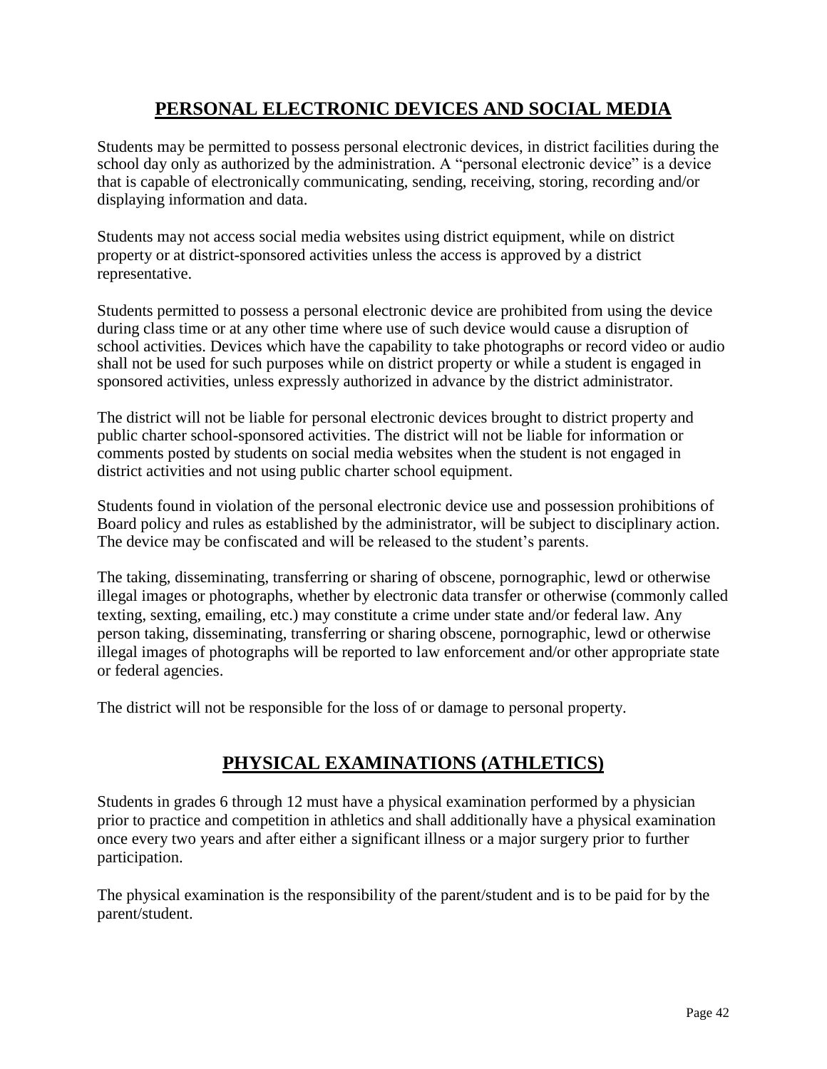## PERSONAL ELECTRONIC DEVICES AND SOCIAL MEDIA

Students may be permitted to possess personal electronic devices, in district facilities during the school day only as authorized by the administration. A "personal electronic device" is a device that is capable of electronically communicating, sending, receiving, storing, recording and/or displaying information and data.

Students may not access social media websites using district equipment, while on district property or at district-sponsored activities unless the access is approved by a district representative.

Students permitted to possess a personal electronic device are prohibited from using the device during class time or at any other time where use of such device would cause a disruption of school activities. Devices which have the capability to take photographs or record video or audio shall not be used for such purposes while on district property or while a student is engaged in sponsored activities, unless expressly authorized in advance by the district administrator.

The district will not be liable for personal electronic devices brought to district property and public charter school-sponsored activities. The district will not be liable for information or comments posted by students on social media websites when the student is not engaged in district activities and not using public charter school equipment.

Students found in violation of the personal electronic device use and possession prohibitions of Board policy and rules as established by the administrator, will be subject to disciplinary action. The device may be confiscated and will be released to the student's parents.

The taking, disseminating, transferring or sharing of obscene, pornographic, lewd or otherwise illegal images or photographs, whether by electronic data transfer or otherwise (commonly called texting, sexting, emailing, etc.) may constitute a crime under state and/or federal law. Any person taking, disseminating, transferring or sharing obscene, pornographic, lewd or otherwise illegal images of photographs will be reported to law enforcement and/or other appropriate state or federal agencies.

The district will not be responsible for the loss of or damage to personal property.

## PHYSICAL EXAMINATIONS (ATHLETICS)

Students in grades 6 through 12 must have a physical examination performed by a physician prior to practice and competition in athletics and shall additionally have a physical examination once every two years and after either a significant illness or a major surgery prior to further participation.

The physical examination is the responsibility of the parent/student and is to be paid for by the parent/student.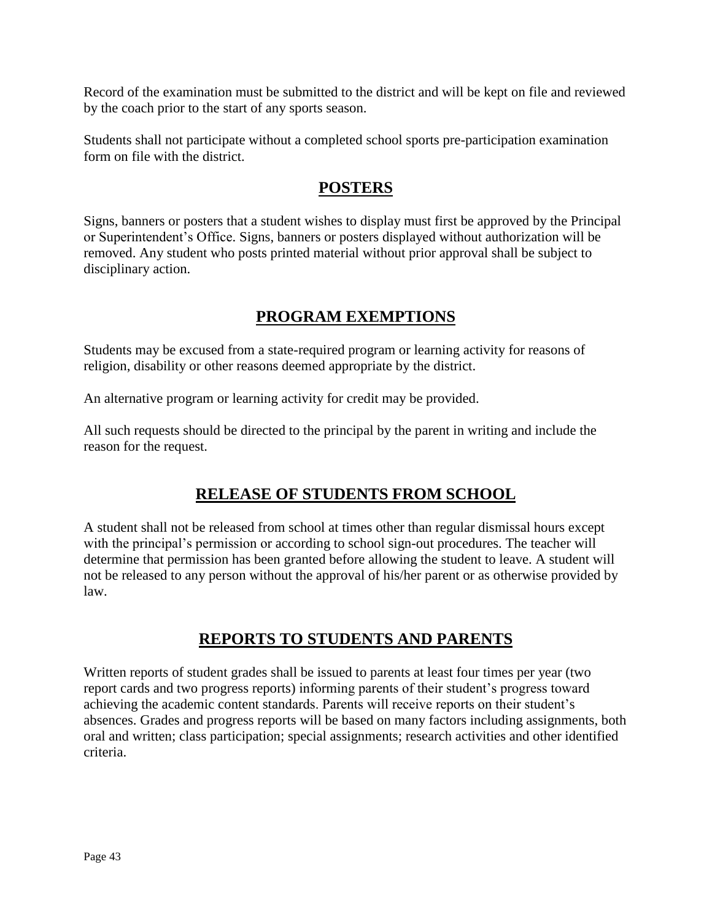Record of the examination must be submitted to the district and will be kept on file and reviewed by the coach prior to the start of any sports season.

Students shall not participate without a completed school sports pre-participation examination form on file with the district.

## POSTERS

Signs, banners or posters that a student wishes to display must first be approved by the Principal or Superintendent's Office. Signs, banners or posters displayed without authorization will be removed. Any student who posts printed material without prior approval shall be subject to disciplinary action.

## PROGRAM EXEMPTIONS

Students may be excused from a state-required program or learning activity for reasons of religion, disability or other reasons deemed appropriate by the district.

An alternative program or learning activity for credit may be provided.

All such requests should be directed to the principal by the parent in writing and include the reason for the request.

## RELEASE OF STUDENTS FROM SCHOOL

A student shall not be released from school at times other than regular dismissal hours except with the principal's permission or according to school sign-out procedures. The teacher will determine that permission has been granted before allowing the student to leave. A student will not be released to any person without the approval of his/her parent or as otherwise provided by law.

## REPORTS TO STUDENTS AND PARENTS

Written reports of student grades shall be issued to parents at least four times per year (two report cards and two progress reports) informing parents of their student's progress toward achieving the academic content standards. Parents will receive reports on their student's absences. Grades and progress reports will be based on many factors including assignments, both oral and written; class participation; special assignments; research activities and other identified criteria.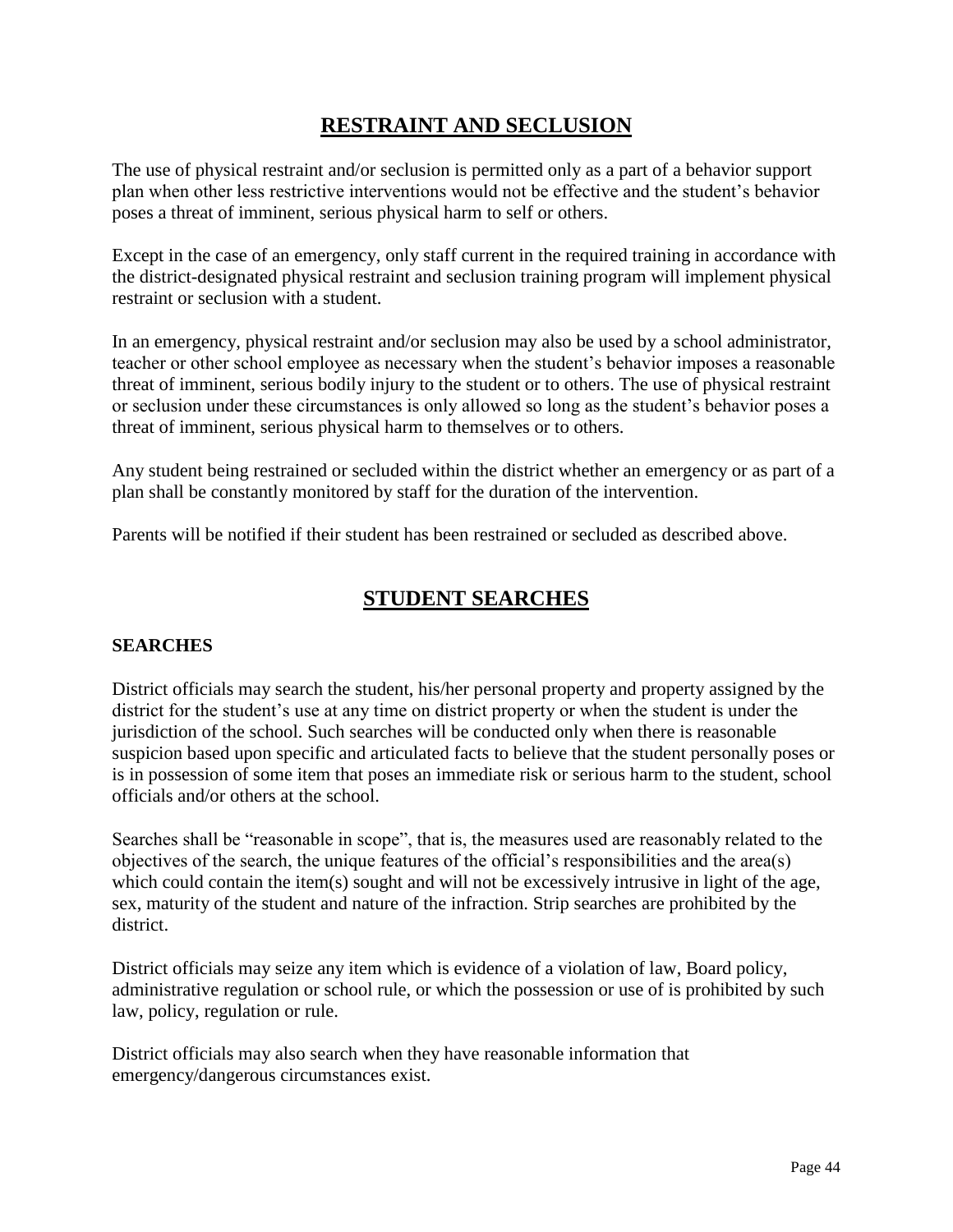## RESTRAINT AND SECLUSION

The use of physical restraint and/or seclusion is permitted only as a part of a behavior support plan when other less restrictive interventions would not be effective and the student's behavior poses a threat of imminent, serious physical harm to self or others.

Except in the case of an emergency, only staff current in the required training in accordance with the district-designated physical restraint and seclusion training program will implement physical restraint or seclusion with a student.

In an emergency, physical restraint and/or seclusion may also be used by a school administrator, teacher or other school employee as necessary when the student's behavior imposes a reasonable threat of imminent, serious bodily injury to the student or to others. The use of physical restraint or seclusion under these circumstances is only allowed so long as the student's behavior poses a threat of imminent, serious physical harm to themselves or to others.

Any student being restrained or secluded within the district whether an emergency or as part of a plan shall be constantly monitored by staff for the duration of the intervention.

Parents will be notified if their student has been restrained or secluded as described above.

## STUDENT SEARCHES

### SEARCHES

District officials may search the student, his/her personal property and property assigned by the district for the student's use at any time on district property or when the student is under the jurisdiction of the school. Such searches will be conducted only when there is reasonable suspicion based upon specific and articulated facts to believe that the student personally poses or is in possession of some item that poses an immediate risk or serious harm to the student, school officials and/or others at the school.

Searches shall be "reasonable in scope", that is, the measures used are reasonably related to the objectives of the search, the unique features of the official's responsibilities and the area(s) which could contain the item(s) sought and will not be excessively intrusive in light of the age, sex, maturity of the student and nature of the infraction. Strip searches are prohibited by the district.

District officials may seize any item which is evidence of a violation of law, Board policy, administrative regulation or school rule, or which the possession or use of is prohibited by such law, policy, regulation or rule.

District officials may also search when they have reasonable information that emergency/dangerous circumstances exist.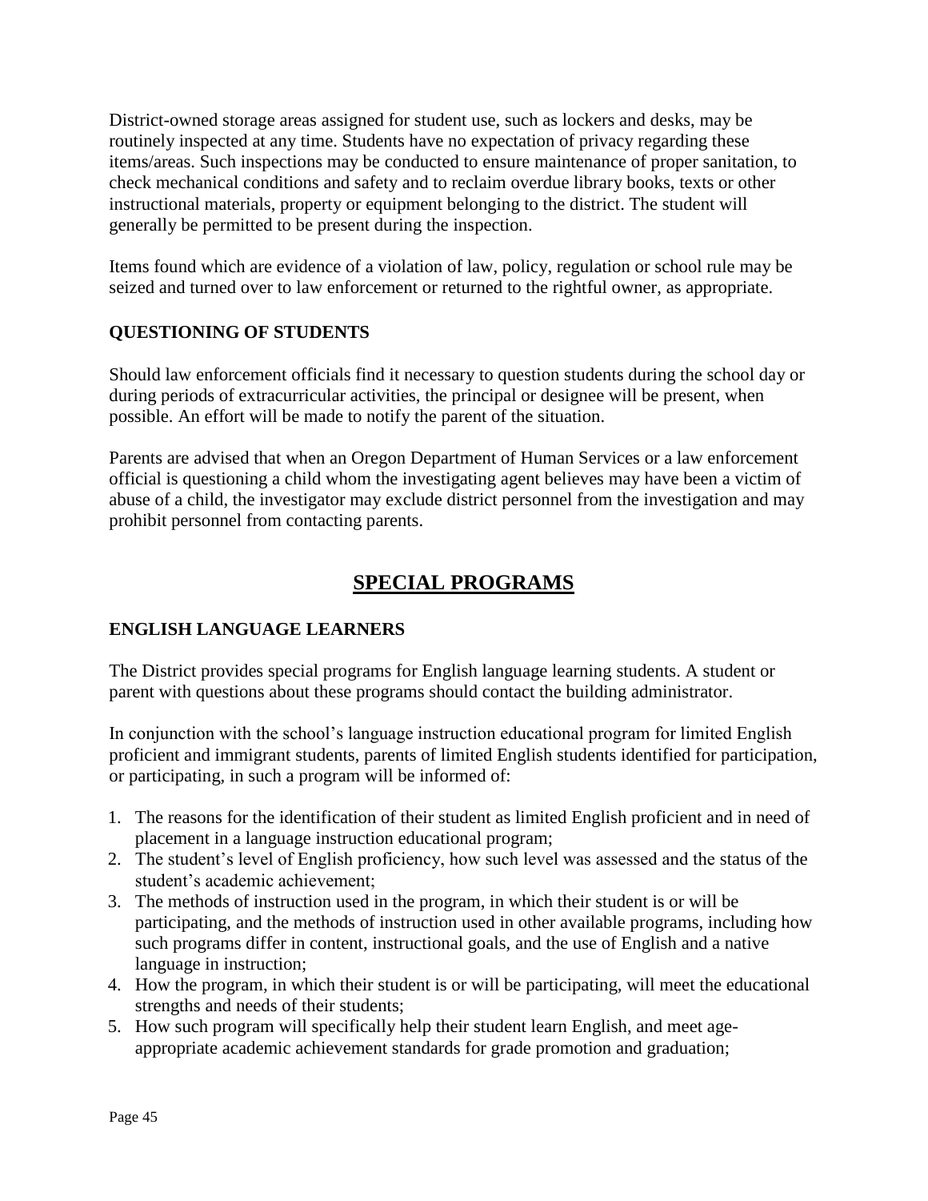District-owned storage areas assigned for student use, such as lockers and desks, may be routinely inspected at any time. Students have no expectation of privacy regarding these items/areas. Such inspections may be conducted to ensure maintenance of proper sanitation, to check mechanical conditions and safety and to reclaim overdue library books, texts or other instructional materials, property or equipment belonging to the district. The student will generally be permitted to be present during the inspection.

Items found which are evidence of a violation of law, policy, regulation or school rule may be seized and turned over to law enforcement or returned to the rightful owner, as appropriate.

### QUESTIONING OF STUDENTS

Should law enforcement officials find it necessary to question students during the school day or during periods of extracurricular activities, the principal or designee will be present, when possible. An effort will be made to notify the parent of the situation.

Parents are advised that when an Oregon Department of Human Services or a law enforcement official is questioning a child whom the investigating agent believes may have been a victim of abuse of a child, the investigator may exclude district personnel from the investigation and may prohibit personnel from contacting parents.

## SPECIAL PROGRAMS

### ENGLISH LANGUAGE LEARNERS

The District provides special programs for English language learning students. A student or parent with questions about these programs should contact the building administrator.

In conjunction with the school's language instruction educational program for limited English proficient and immigrant students, parents of limited English students identified for participation, or participating, in such a program will be informed of:

1. The reasons for the identification of their student as limited English proficient and in need of placement in a language instruction educational program;
2. The student's level of English proficiency, how such level was assessed and the status of the student's academic achievement;
3. The methods of instruction used in the program, in which their student is or will be participating, and the methods of instruction used in other available programs, including how such programs differ in content, instructional goals, and the use of English and a native language in instruction;
4. How the program, in which their student is or will be participating, will meet the educational strengths and needs of their students;
5. How such program will specifically help their student learn English, and meet age-appropriate academic achievement standards for grade promotion and graduation;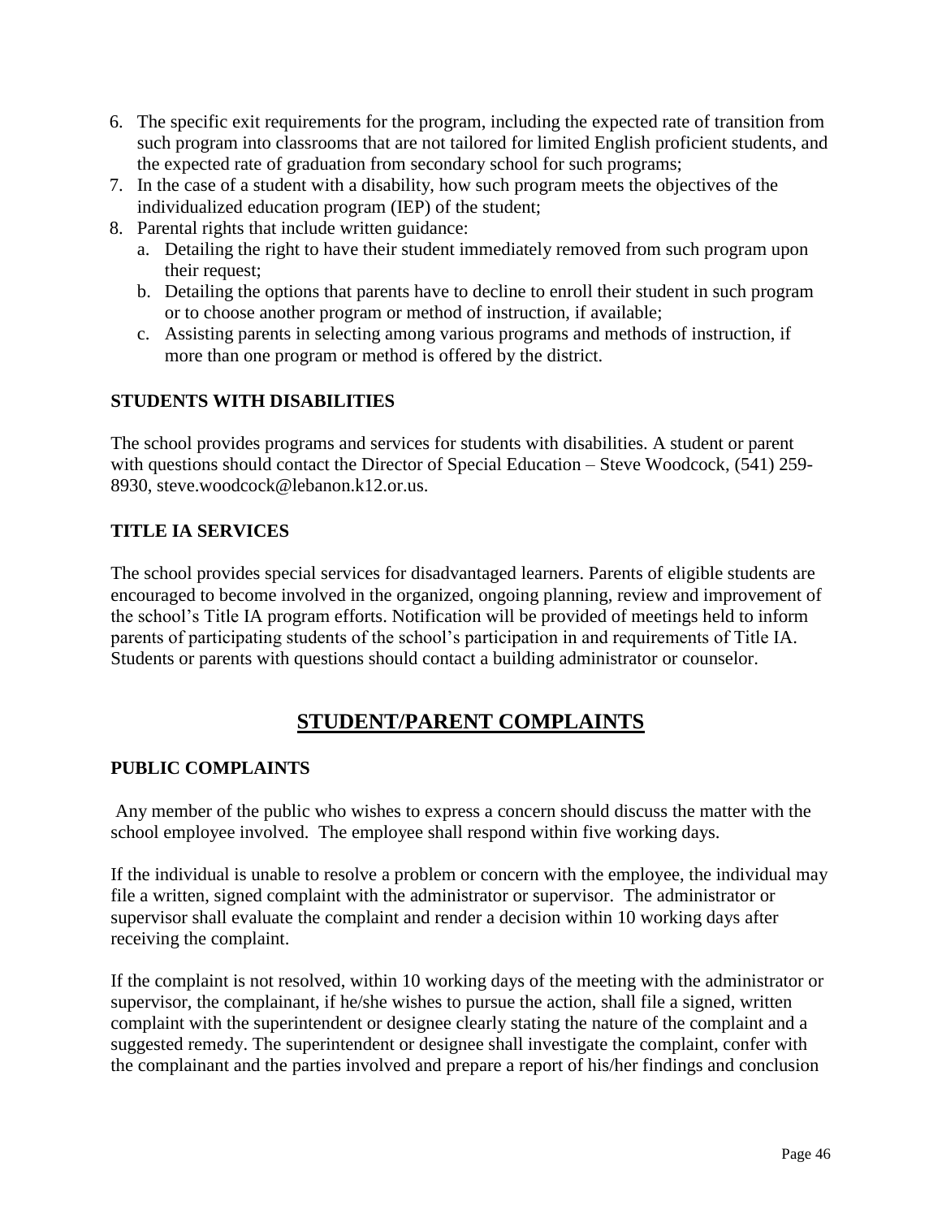6. The specific exit requirements for the program, including the expected rate of transition from such program into classrooms that are not tailored for limited English proficient students, and the expected rate of graduation from secondary school for such programs;
7. In the case of a student with a disability, how such program meets the objectives of the individualized education program (IEP) of the student;
8. Parental rights that include written guidance:
   a. Detailing the right to have their student immediately removed from such program upon their request;
   b. Detailing the options that parents have to decline to enroll their student in such program or to choose another program or method of instruction, if available;
   c. Assisting parents in selecting among various programs and methods of instruction, if more than one program or method is offered by the district.

### STUDENTS WITH DISABILITIES

The school provides programs and services for students with disabilities. A student or parent with questions should contact the Director of Special Education – Steve Woodcock, (541) 259-8930, steve.woodcock@lebanon.k12.or.us.

### TITLE IA SERVICES

The school provides special services for disadvantaged learners. Parents of eligible students are encouraged to become involved in the organized, ongoing planning, review and improvement of the school's Title IA program efforts. Notification will be provided of meetings held to inform parents of participating students of the school's participation in and requirements of Title IA. Students or parents with questions should contact a building administrator or counselor.

## STUDENT/PARENT COMPLAINTS

### PUBLIC COMPLAINTS

Any member of the public who wishes to express a concern should discuss the matter with the school employee involved. The employee shall respond within five working days.

If the individual is unable to resolve a problem or concern with the employee, the individual may file a written, signed complaint with the administrator or supervisor. The administrator or supervisor shall evaluate the complaint and render a decision within 10 working days after receiving the complaint.

If the complaint is not resolved, within 10 working days of the meeting with the administrator or supervisor, the complainant, if he/she wishes to pursue the action, shall file a signed, written complaint with the superintendent or designee clearly stating the nature of the complaint and a suggested remedy. The superintendent or designee shall investigate the complaint, confer with the complainant and the parties involved and prepare a report of his/her findings and conclusion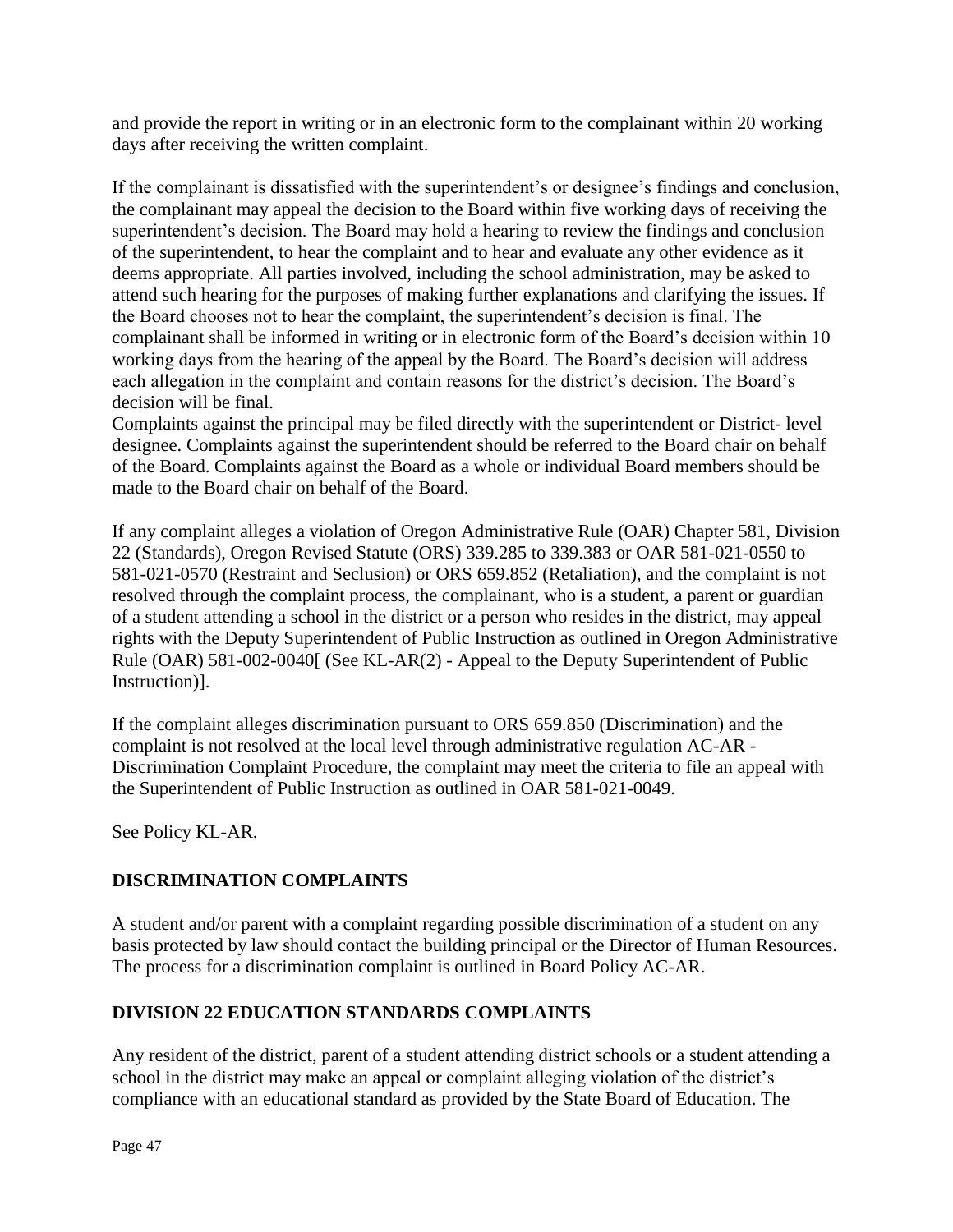and provide the report in writing or in an electronic form to the complainant within 20 working days after receiving the written complaint.

If the complainant is dissatisfied with the superintendent's or designee's findings and conclusion, the complainant may appeal the decision to the Board within five working days of receiving the superintendent's decision. The Board may hold a hearing to review the findings and conclusion of the superintendent, to hear the complaint and to hear and evaluate any other evidence as it deems appropriate. All parties involved, including the school administration, may be asked to attend such hearing for the purposes of making further explanations and clarifying the issues. If the Board chooses not to hear the complaint, the superintendent's decision is final. The complainant shall be informed in writing or in electronic form of the Board's decision within 10 working days from the hearing of the appeal by the Board. The Board's decision will address each allegation in the complaint and contain reasons for the district's decision. The Board's decision will be final.
Complaints against the principal may be filed directly with the superintendent or District- level designee. Complaints against the superintendent should be referred to the Board chair on behalf of the Board. Complaints against the Board as a whole or individual Board members should be made to the Board chair on behalf of the Board.

If any complaint alleges a violation of Oregon Administrative Rule (OAR) Chapter 581, Division 22 (Standards), Oregon Revised Statute (ORS) 339.285 to 339.383 or OAR 581-021-0550 to 581-021-0570 (Restraint and Seclusion) or ORS 659.852 (Retaliation), and the complaint is not resolved through the complaint process, the complainant, who is a student, a parent or guardian of a student attending a school in the district or a person who resides in the district, may appeal rights with the Deputy Superintendent of Public Instruction as outlined in Oregon Administrative Rule (OAR) 581-002-0040[ (See KL-AR(2) - Appeal to the Deputy Superintendent of Public Instruction)].

If the complaint alleges discrimination pursuant to ORS 659.850 (Discrimination) and the complaint is not resolved at the local level through administrative regulation AC-AR - Discrimination Complaint Procedure, the complaint may meet the criteria to file an appeal with the Superintendent of Public Instruction as outlined in OAR 581-021-0049.

See Policy KL-AR.

## DISCRIMINATION COMPLAINTS

A student and/or parent with a complaint regarding possible discrimination of a student on any basis protected by law should contact the building principal or the Director of Human Resources. The process for a discrimination complaint is outlined in Board Policy AC-AR.

## DIVISION 22 EDUCATION STANDARDS COMPLAINTS

Any resident of the district, parent of a student attending district schools or a student attending a school in the district may make an appeal or complaint alleging violation of the district's compliance with an educational standard as provided by the State Board of Education. The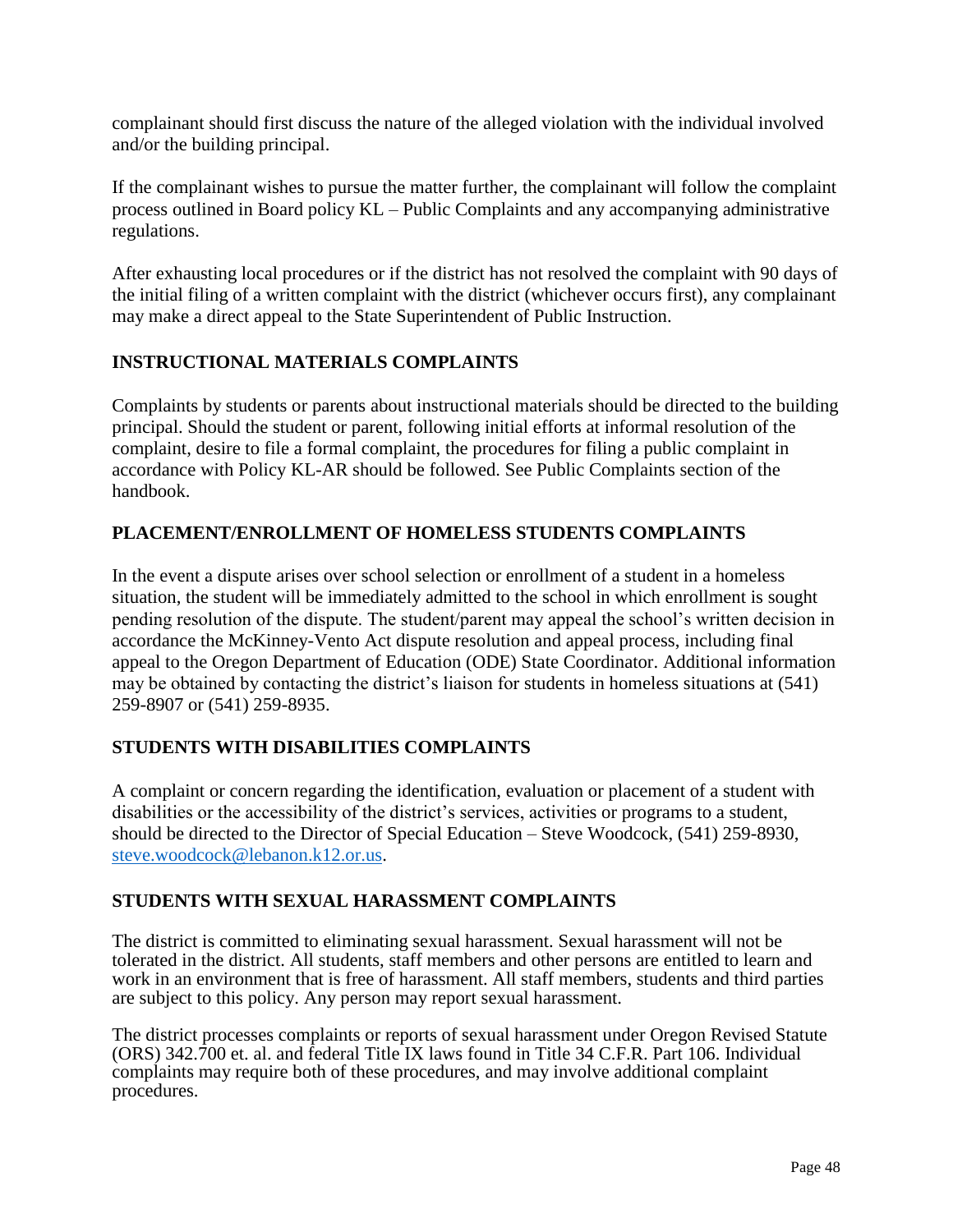complainant should first discuss the nature of the alleged violation with the individual involved and/or the building principal.

If the complainant wishes to pursue the matter further, the complainant will follow the complaint process outlined in Board policy KL – Public Complaints and any accompanying administrative regulations.

After exhausting local procedures or if the district has not resolved the complaint with 90 days of the initial filing of a written complaint with the district (whichever occurs first), any complainant may make a direct appeal to the State Superintendent of Public Instruction.

## INSTRUCTIONAL MATERIALS COMPLAINTS

Complaints by students or parents about instructional materials should be directed to the building principal. Should the student or parent, following initial efforts at informal resolution of the complaint, desire to file a formal complaint, the procedures for filing a public complaint in accordance with Policy KL-AR should be followed. See Public Complaints section of the handbook.

## PLACEMENT/ENROLLMENT OF HOMELESS STUDENTS COMPLAINTS

In the event a dispute arises over school selection or enrollment of a student in a homeless situation, the student will be immediately admitted to the school in which enrollment is sought pending resolution of the dispute. The student/parent may appeal the school's written decision in accordance the McKinney-Vento Act dispute resolution and appeal process, including final appeal to the Oregon Department of Education (ODE) State Coordinator. Additional information may be obtained by contacting the district's liaison for students in homeless situations at (541) 259-8907 or (541) 259-8935.

## STUDENTS WITH DISABILITIES COMPLAINTS

A complaint or concern regarding the identification, evaluation or placement of a student with disabilities or the accessibility of the district's services, activities or programs to a student, should be directed to the Director of Special Education – Steve Woodcock, (541) 259-8930, steve.woodcock@lebanon.k12.or.us.

## STUDENTS WITH SEXUAL HARASSMENT COMPLAINTS

The district is committed to eliminating sexual harassment. Sexual harassment will not be tolerated in the district. All students, staff members and other persons are entitled to learn and work in an environment that is free of harassment. All staff members, students and third parties are subject to this policy. Any person may report sexual harassment.

The district processes complaints or reports of sexual harassment under Oregon Revised Statute (ORS) 342.700 et. al. and federal Title IX laws found in Title 34 C.F.R. Part 106. Individual complaints may require both of these procedures, and may involve additional complaint procedures.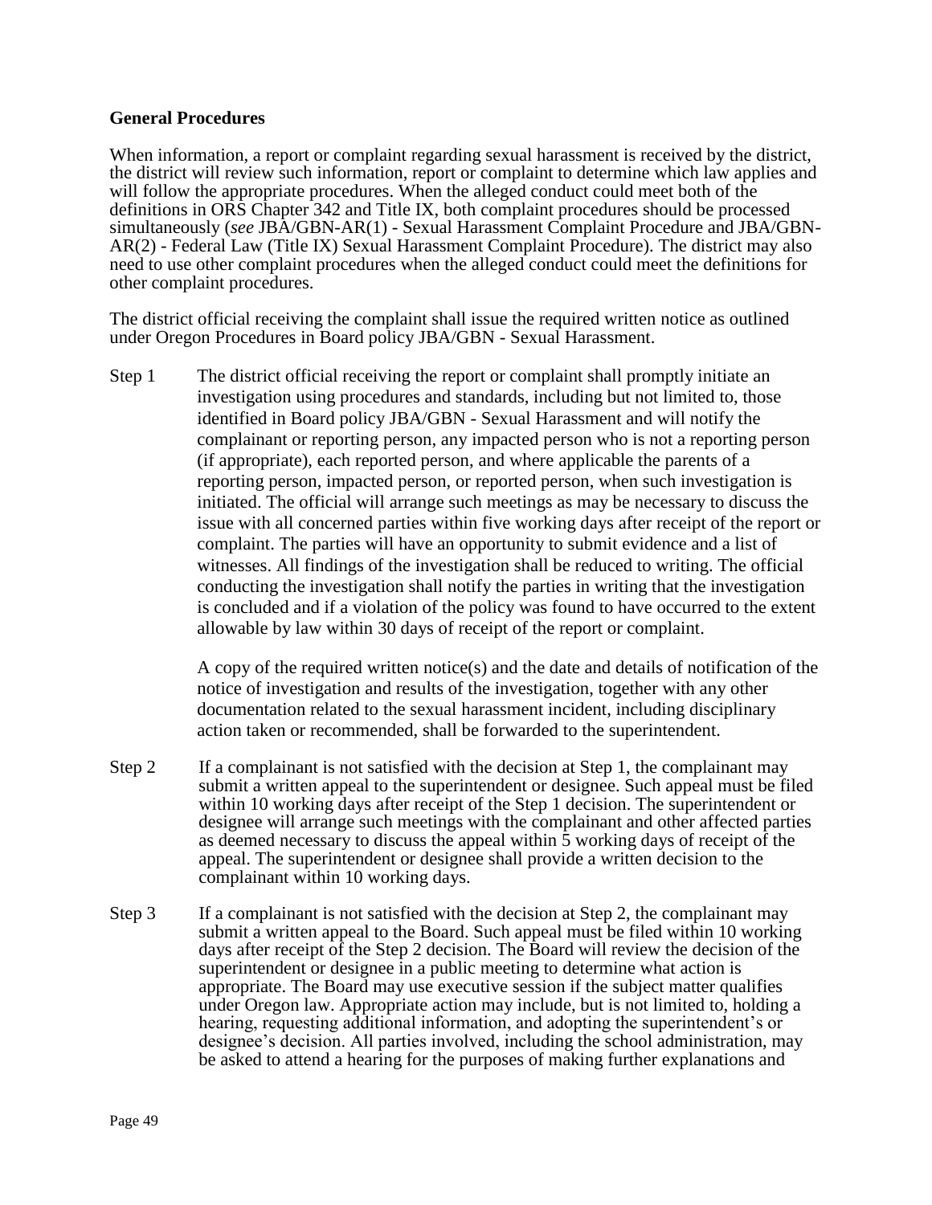### General Procedures

When information, a report or complaint regarding sexual harassment is received by the district, the district will review such information, report or complaint to determine which law applies and will follow the appropriate procedures. When the alleged conduct could meet both of the definitions in ORS Chapter 342 and Title IX, both complaint procedures should be processed simultaneously (*see* JBA/GBN-AR(1) - Sexual Harassment Complaint Procedure and JBA/GBN-AR(2) - Federal Law (Title IX) Sexual Harassment Complaint Procedure). The district may also need to use other complaint procedures when the alleged conduct could meet the definitions for other complaint procedures.

The district official receiving the complaint shall issue the required written notice as outlined under Oregon Procedures in Board policy JBA/GBN - Sexual Harassment.

Step 1 The district official receiving the report or complaint shall promptly initiate an investigation using procedures and standards, including but not limited to, those identified in Board policy JBA/GBN - Sexual Harassment and will notify the complainant or reporting person, any impacted person who is not a reporting person (if appropriate), each reported person, and where applicable the parents of a reporting person, impacted person, or reported person, when such investigation is initiated. The official will arrange such meetings as may be necessary to discuss the issue with all concerned parties within five working days after receipt of the report or complaint. The parties will have an opportunity to submit evidence and a list of witnesses. All findings of the investigation shall be reduced to writing. The official conducting the investigation shall notify the parties in writing that the investigation is concluded and if a violation of the policy was found to have occurred to the extent allowable by law within 30 days of receipt of the report or complaint.

A copy of the required written notice(s) and the date and details of notification of the notice of investigation and results of the investigation, together with any other documentation related to the sexual harassment incident, including disciplinary action taken or recommended, shall be forwarded to the superintendent.

Step 2 If a complainant is not satisfied with the decision at Step 1, the complainant may submit a written appeal to the superintendent or designee. Such appeal must be filed within 10 working days after receipt of the Step 1 decision. The superintendent or designee will arrange such meetings with the complainant and other affected parties as deemed necessary to discuss the appeal within 5 working days of receipt of the appeal. The superintendent or designee shall provide a written decision to the complainant within 10 working days.

Step 3 If a complainant is not satisfied with the decision at Step 2, the complainant may submit a written appeal to the Board. Such appeal must be filed within 10 working days after receipt of the Step 2 decision. The Board will review the decision of the superintendent or designee in a public meeting to determine what action is appropriate. The Board may use executive session if the subject matter qualifies under Oregon law. Appropriate action may include, but is not limited to, holding a hearing, requesting additional information, and adopting the superintendent's or designee's decision. All parties involved, including the school administration, may be asked to attend a hearing for the purposes of making further explanations and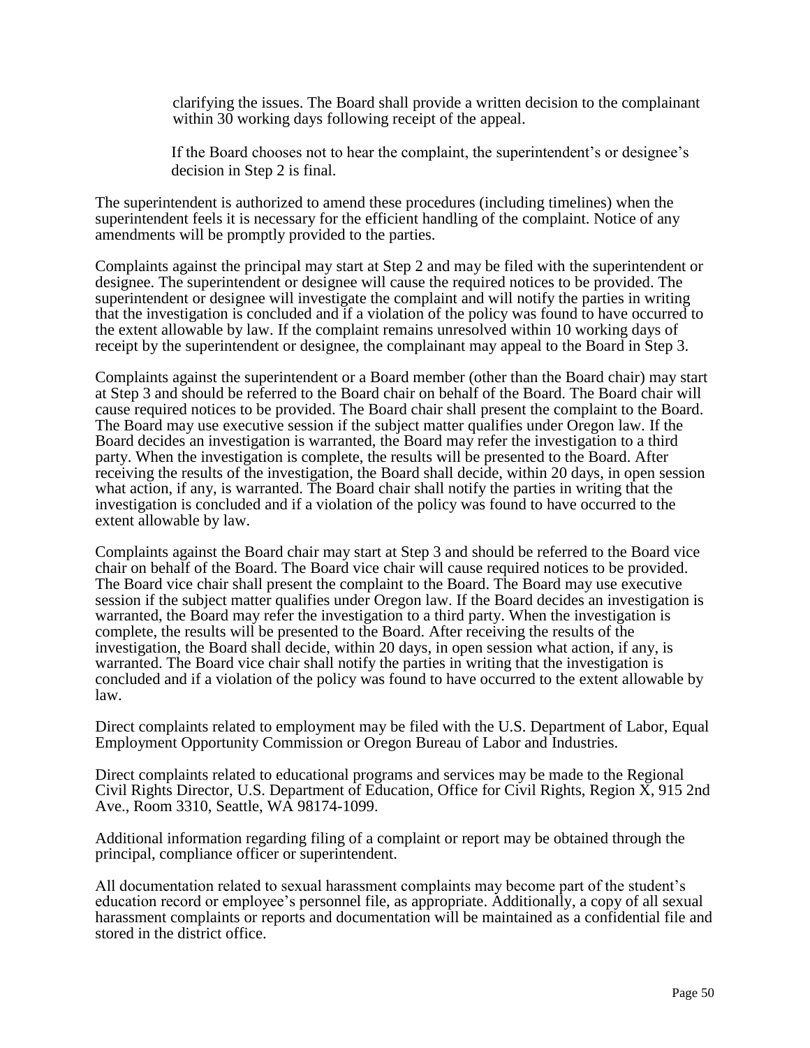clarifying the issues. The Board shall provide a written decision to the complainant within 30 working days following receipt of the appeal.

If the Board chooses not to hear the complaint, the superintendent's or designee's decision in Step 2 is final.

The superintendent is authorized to amend these procedures (including timelines) when the superintendent feels it is necessary for the efficient handling of the complaint. Notice of any amendments will be promptly provided to the parties.

Complaints against the principal may start at Step 2 and may be filed with the superintendent or designee. The superintendent or designee will cause the required notices to be provided. The superintendent or designee will investigate the complaint and will notify the parties in writing that the investigation is concluded and if a violation of the policy was found to have occurred to the extent allowable by law. If the complaint remains unresolved within 10 working days of receipt by the superintendent or designee, the complainant may appeal to the Board in Step 3.

Complaints against the superintendent or a Board member (other than the Board chair) may start at Step 3 and should be referred to the Board chair on behalf of the Board. The Board chair will cause required notices to be provided. The Board chair shall present the complaint to the Board. The Board may use executive session if the subject matter qualifies under Oregon law. If the Board decides an investigation is warranted, the Board may refer the investigation to a third party. When the investigation is complete, the results will be presented to the Board. After receiving the results of the investigation, the Board shall decide, within 20 days, in open session what action, if any, is warranted. The Board chair shall notify the parties in writing that the investigation is concluded and if a violation of the policy was found to have occurred to the extent allowable by law.

Complaints against the Board chair may start at Step 3 and should be referred to the Board vice chair on behalf of the Board. The Board vice chair will cause required notices to be provided. The Board vice chair shall present the complaint to the Board. The Board may use executive session if the subject matter qualifies under Oregon law. If the Board decides an investigation is warranted, the Board may refer the investigation to a third party. When the investigation is complete, the results will be presented to the Board. After receiving the results of the investigation, the Board shall decide, within 20 days, in open session what action, if any, is warranted. The Board vice chair shall notify the parties in writing that the investigation is concluded and if a violation of the policy was found to have occurred to the extent allowable by law.

Direct complaints related to employment may be filed with the U.S. Department of Labor, Equal Employment Opportunity Commission or Oregon Bureau of Labor and Industries.

Direct complaints related to educational programs and services may be made to the Regional Civil Rights Director, U.S. Department of Education, Office for Civil Rights, Region X, 915 2nd Ave., Room 3310, Seattle, WA 98174-1099.

Additional information regarding filing of a complaint or report may be obtained through the principal, compliance officer or superintendent.

All documentation related to sexual harassment complaints may become part of the student's education record or employee's personnel file, as appropriate. Additionally, a copy of all sexual harassment complaints or reports and documentation will be maintained as a confidential file and stored in the district office.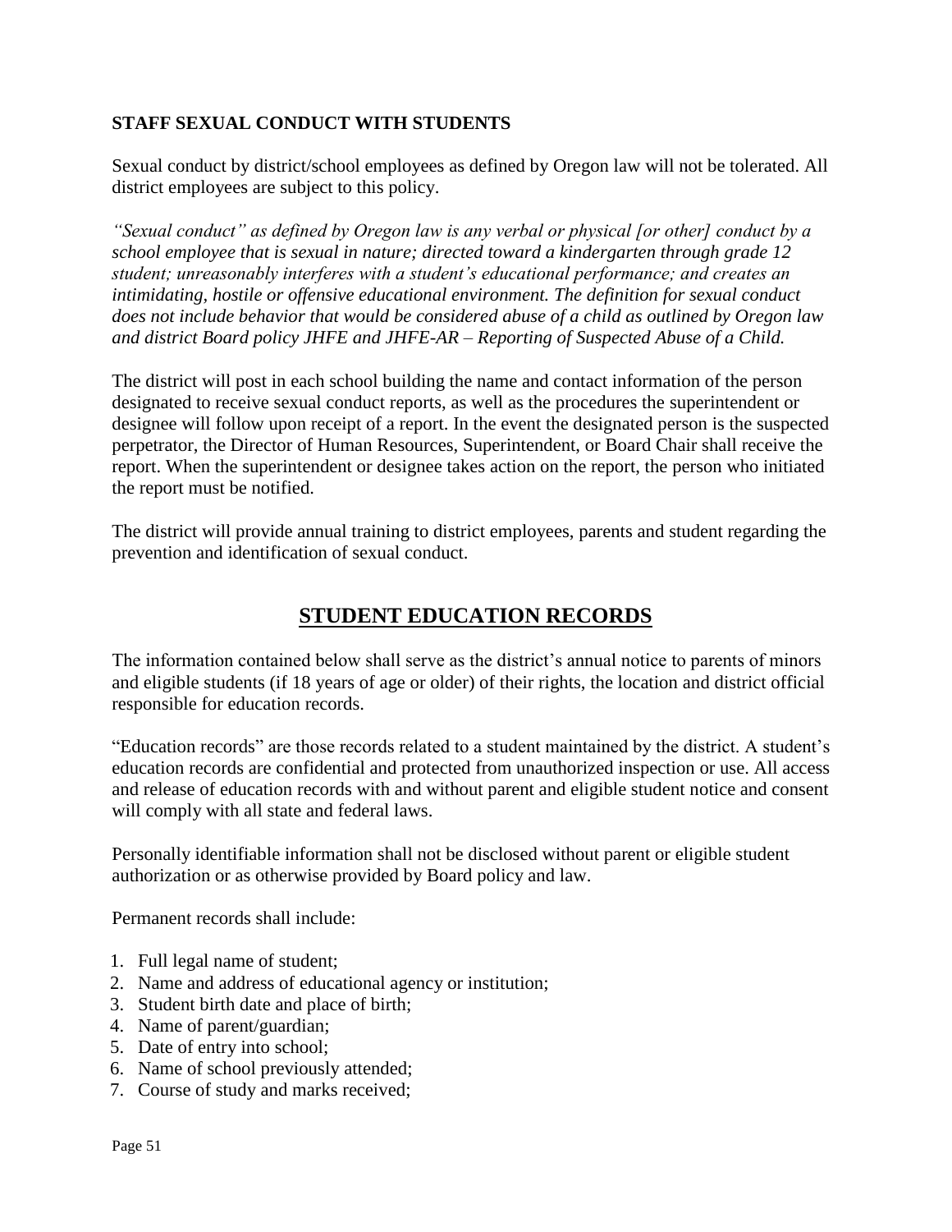**STAFF SEXUAL CONDUCT WITH STUDENTS**

Sexual conduct by district/school employees as defined by Oregon law will not be tolerated. All district employees are subject to this policy.

*"Sexual conduct" as defined by Oregon law is any verbal or physical [or other] conduct by a school employee that is sexual in nature; directed toward a kindergarten through grade 12 student; unreasonably interferes with a student's educational performance; and creates an intimidating, hostile or offensive educational environment. The definition for sexual conduct does not include behavior that would be considered abuse of a child as outlined by Oregon law and district Board policy JHFE and JHFE-AR – Reporting of Suspected Abuse of a Child.*

The district will post in each school building the name and contact information of the person designated to receive sexual conduct reports, as well as the procedures the superintendent or designee will follow upon receipt of a report. In the event the designated person is the suspected perpetrator, the Director of Human Resources, Superintendent, or Board Chair shall receive the report. When the superintendent or designee takes action on the report, the person who initiated the report must be notified.

The district will provide annual training to district employees, parents and student regarding the prevention and identification of sexual conduct.

## STUDENT EDUCATION RECORDS

The information contained below shall serve as the district's annual notice to parents of minors and eligible students (if 18 years of age or older) of their rights, the location and district official responsible for education records.

"Education records" are those records related to a student maintained by the district. A student's education records are confidential and protected from unauthorized inspection or use. All access and release of education records with and without parent and eligible student notice and consent will comply with all state and federal laws.

Personally identifiable information shall not be disclosed without parent or eligible student authorization or as otherwise provided by Board policy and law.

Permanent records shall include:

1. Full legal name of student;
2. Name and address of educational agency or institution;
3. Student birth date and place of birth;
4. Name of parent/guardian;
5. Date of entry into school;
6. Name of school previously attended;
7. Course of study and marks received;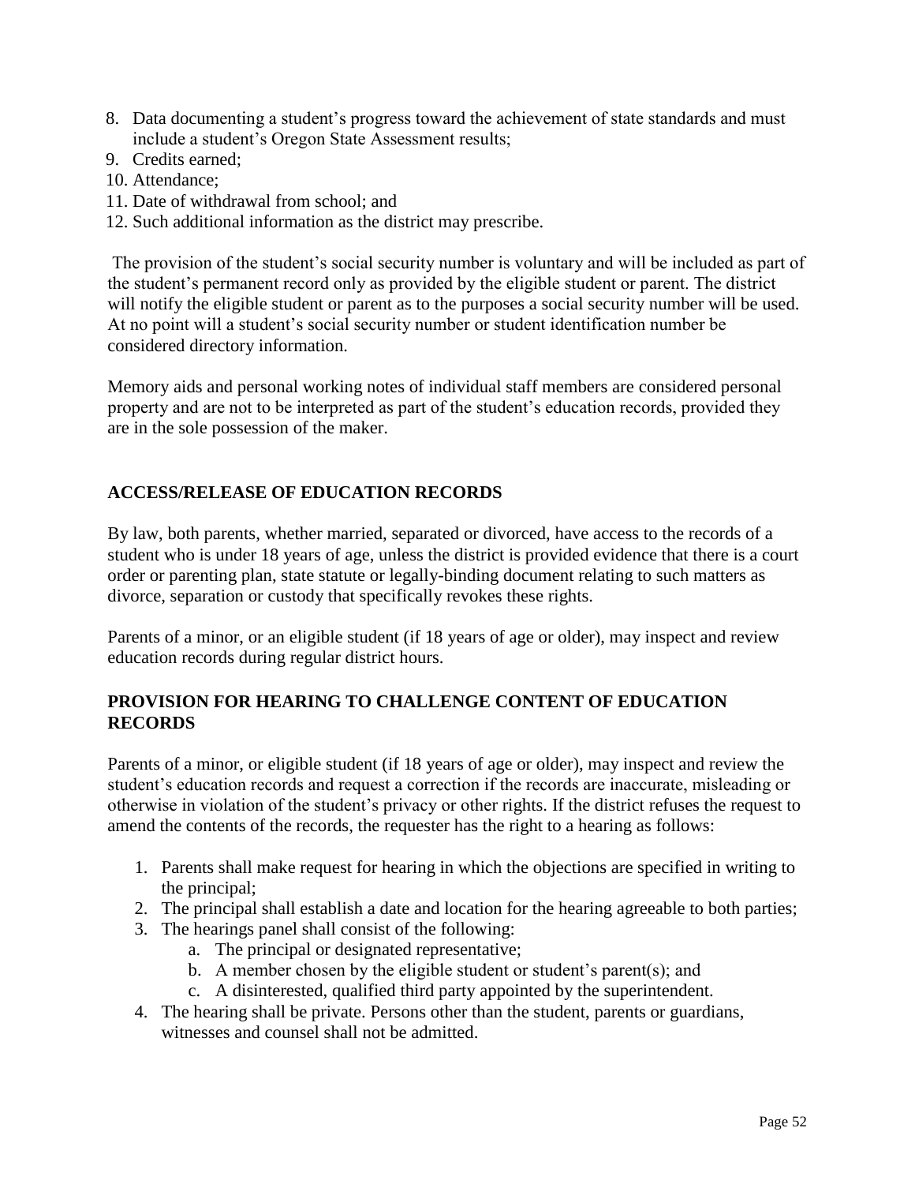8. Data documenting a student's progress toward the achievement of state standards and must include a student's Oregon State Assessment results;
9. Credits earned;
10. Attendance;
11. Date of withdrawal from school; and
12. Such additional information as the district may prescribe.

The provision of the student's social security number is voluntary and will be included as part of the student's permanent record only as provided by the eligible student or parent. The district will notify the eligible student or parent as to the purposes a social security number will be used. At no point will a student's social security number or student identification number be considered directory information.

Memory aids and personal working notes of individual staff members are considered personal property and are not to be interpreted as part of the student's education records, provided they are in the sole possession of the maker.

## ACCESS/RELEASE OF EDUCATION RECORDS

By law, both parents, whether married, separated or divorced, have access to the records of a student who is under 18 years of age, unless the district is provided evidence that there is a court order or parenting plan, state statute or legally-binding document relating to such matters as divorce, separation or custody that specifically revokes these rights.

Parents of a minor, or an eligible student (if 18 years of age or older), may inspect and review education records during regular district hours.

## PROVISION FOR HEARING TO CHALLENGE CONTENT OF EDUCATION RECORDS

Parents of a minor, or eligible student (if 18 years of age or older), may inspect and review the student's education records and request a correction if the records are inaccurate, misleading or otherwise in violation of the student's privacy or other rights. If the district refuses the request to amend the contents of the records, the requester has the right to a hearing as follows:

1. Parents shall make request for hearing in which the objections are specified in writing to the principal;
2. The principal shall establish a date and location for the hearing agreeable to both parties;
3. The hearings panel shall consist of the following:
    a. The principal or designated representative;
    b. A member chosen by the eligible student or student's parent(s); and
    c. A disinterested, qualified third party appointed by the superintendent.
4. The hearing shall be private. Persons other than the student, parents or guardians, witnesses and counsel shall not be admitted.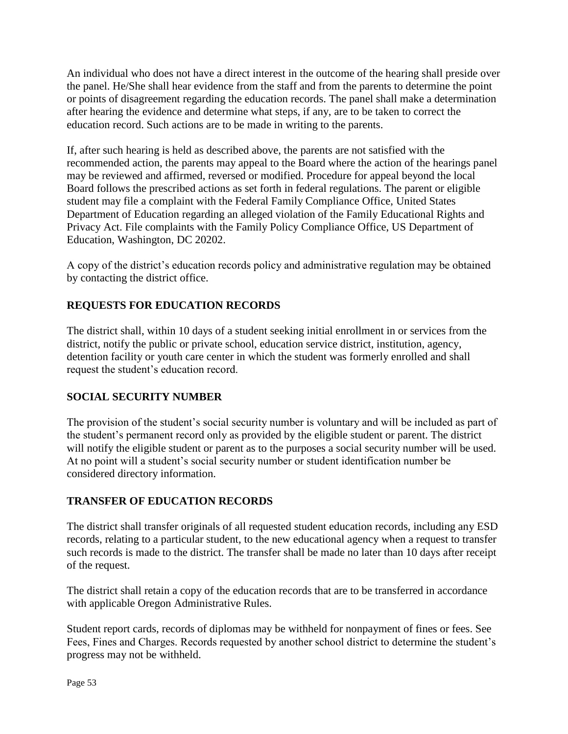An individual who does not have a direct interest in the outcome of the hearing shall preside over the panel. He/She shall hear evidence from the staff and from the parents to determine the point or points of disagreement regarding the education records. The panel shall make a determination after hearing the evidence and determine what steps, if any, are to be taken to correct the education record. Such actions are to be made in writing to the parents.

If, after such hearing is held as described above, the parents are not satisfied with the recommended action, the parents may appeal to the Board where the action of the hearings panel may be reviewed and affirmed, reversed or modified. Procedure for appeal beyond the local Board follows the prescribed actions as set forth in federal regulations. The parent or eligible student may file a complaint with the Federal Family Compliance Office, United States Department of Education regarding an alleged violation of the Family Educational Rights and Privacy Act. File complaints with the Family Policy Compliance Office, US Department of Education, Washington, DC 20202.

A copy of the district's education records policy and administrative regulation may be obtained by contacting the district office.

## REQUESTS FOR EDUCATION RECORDS

The district shall, within 10 days of a student seeking initial enrollment in or services from the district, notify the public or private school, education service district, institution, agency, detention facility or youth care center in which the student was formerly enrolled and shall request the student's education record.

## SOCIAL SECURITY NUMBER

The provision of the student's social security number is voluntary and will be included as part of the student's permanent record only as provided by the eligible student or parent. The district will notify the eligible student or parent as to the purposes a social security number will be used. At no point will a student's social security number or student identification number be considered directory information.

## TRANSFER OF EDUCATION RECORDS

The district shall transfer originals of all requested student education records, including any ESD records, relating to a particular student, to the new educational agency when a request to transfer such records is made to the district. The transfer shall be made no later than 10 days after receipt of the request.

The district shall retain a copy of the education records that are to be transferred in accordance with applicable Oregon Administrative Rules.

Student report cards, records of diplomas may be withheld for nonpayment of fines or fees. See Fees, Fines and Charges. Records requested by another school district to determine the student's progress may not be withheld.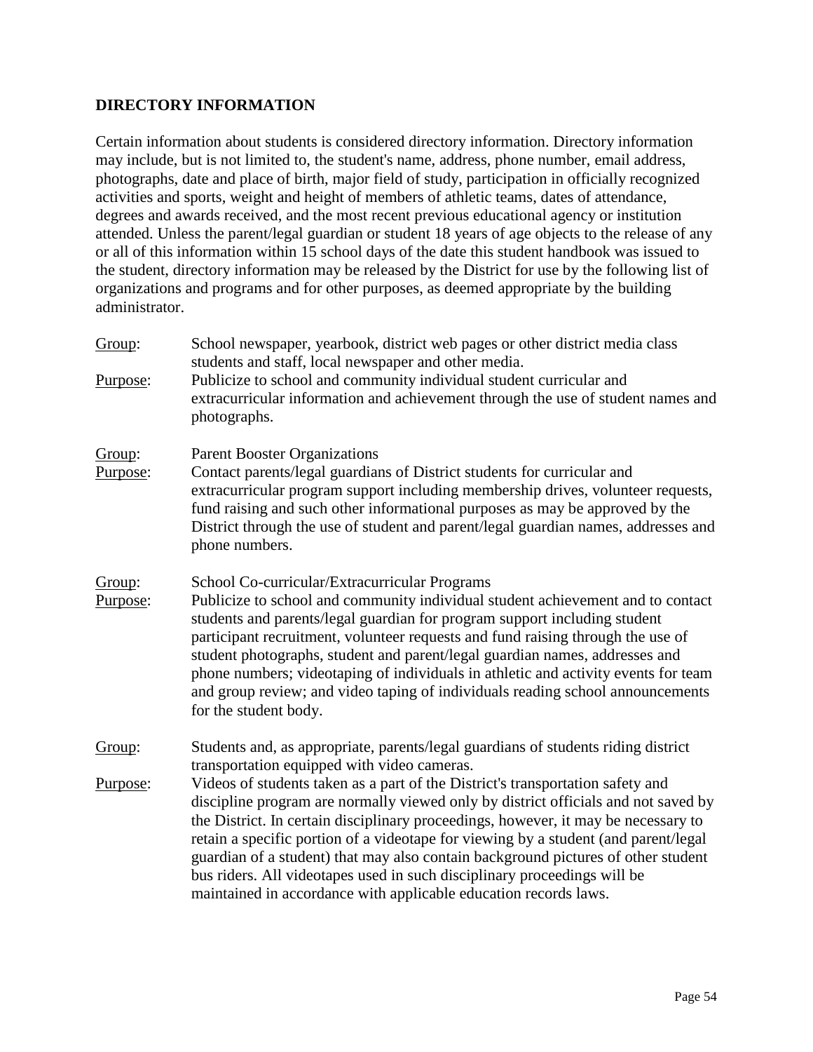## DIRECTORY INFORMATION

Certain information about students is considered directory information. Directory information may include, but is not limited to, the student's name, address, phone number, email address, photographs, date and place of birth, major field of study, participation in officially recognized activities and sports, weight and height of members of athletic teams, dates of attendance, degrees and awards received, and the most recent previous educational agency or institution attended. Unless the parent/legal guardian or student 18 years of age objects to the release of any or all of this information within 15 school days of the date this student handbook was issued to the student, directory information may be released by the District for use by the following list of organizations and programs and for other purposes, as deemed appropriate by the building administrator.

<u>Group</u>: School newspaper, yearbook, district web pages or other district media class students and staff, local newspaper and other media.
<u>Purpose</u>: Publicize to school and community individual student curricular and extracurricular information and achievement through the use of student names and photographs.

<u>Group</u>: Parent Booster Organizations
<u>Purpose</u>: Contact parents/legal guardians of District students for curricular and extracurricular program support including membership drives, volunteer requests, fund raising and such other informational purposes as may be approved by the District through the use of student and parent/legal guardian names, addresses and phone numbers.

<u>Group</u>: School Co-curricular/Extracurricular Programs
<u>Purpose</u>: Publicize to school and community individual student achievement and to contact students and parents/legal guardian for program support including student participant recruitment, volunteer requests and fund raising through the use of student photographs, student and parent/legal guardian names, addresses and phone numbers; videotaping of individuals in athletic and activity events for team and group review; and video taping of individuals reading school announcements for the student body.

<u>Group</u>: Students and, as appropriate, parents/legal guardians of students riding district transportation equipped with video cameras.
<u>Purpose</u>: Videos of students taken as a part of the District's transportation safety and discipline program are normally viewed only by district officials and not saved by the District. In certain disciplinary proceedings, however, it may be necessary to retain a specific portion of a videotape for viewing by a student (and parent/legal guardian of a student) that may also contain background pictures of other student bus riders. All videotapes used in such disciplinary proceedings will be maintained in accordance with applicable education records laws.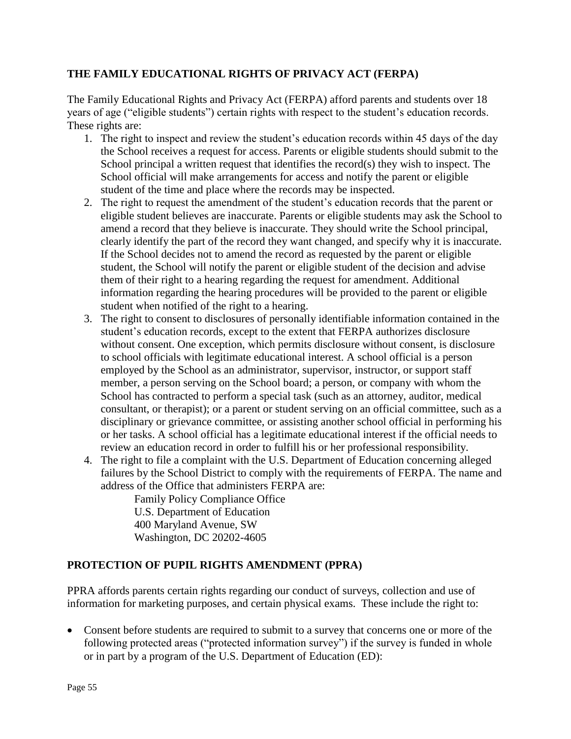## THE FAMILY EDUCATIONAL RIGHTS OF PRIVACY ACT (FERPA)

The Family Educational Rights and Privacy Act (FERPA) afford parents and students over 18 years of age ("eligible students") certain rights with respect to the student's education records. These rights are:

1. The right to inspect and review the student's education records within 45 days of the day the School receives a request for access. Parents or eligible students should submit to the School principal a written request that identifies the record(s) they wish to inspect. The School official will make arrangements for access and notify the parent or eligible student of the time and place where the records may be inspected.
2. The right to request the amendment of the student's education records that the parent or eligible student believes are inaccurate. Parents or eligible students may ask the School to amend a record that they believe is inaccurate. They should write the School principal, clearly identify the part of the record they want changed, and specify why it is inaccurate. If the School decides not to amend the record as requested by the parent or eligible student, the School will notify the parent or eligible student of the decision and advise them of their right to a hearing regarding the request for amendment. Additional information regarding the hearing procedures will be provided to the parent or eligible student when notified of the right to a hearing.
3. The right to consent to disclosures of personally identifiable information contained in the student's education records, except to the extent that FERPA authorizes disclosure without consent. One exception, which permits disclosure without consent, is disclosure to school officials with legitimate educational interest. A school official is a person employed by the School as an administrator, supervisor, instructor, or support staff member, a person serving on the School board; a person, or company with whom the School has contracted to perform a special task (such as an attorney, auditor, medical consultant, or therapist); or a parent or student serving on an official committee, such as a disciplinary or grievance committee, or assisting another school official in performing his or her tasks. A school official has a legitimate educational interest if the official needs to review an education record in order to fulfill his or her professional responsibility.
4. The right to file a complaint with the U.S. Department of Education concerning alleged failures by the School District to comply with the requirements of FERPA. The name and address of the Office that administers FERPA are:

   Family Policy Compliance Office
   U.S. Department of Education
   400 Maryland Avenue, SW
   Washington, DC 20202-4605

## PROTECTION OF PUPIL RIGHTS AMENDMENT (PPRA)

PPRA affords parents certain rights regarding our conduct of surveys, collection and use of information for marketing purposes, and certain physical exams. These include the right to:

- Consent before students are required to submit to a survey that concerns one or more of the following protected areas ("protected information survey") if the survey is funded in whole or in part by a program of the U.S. Department of Education (ED):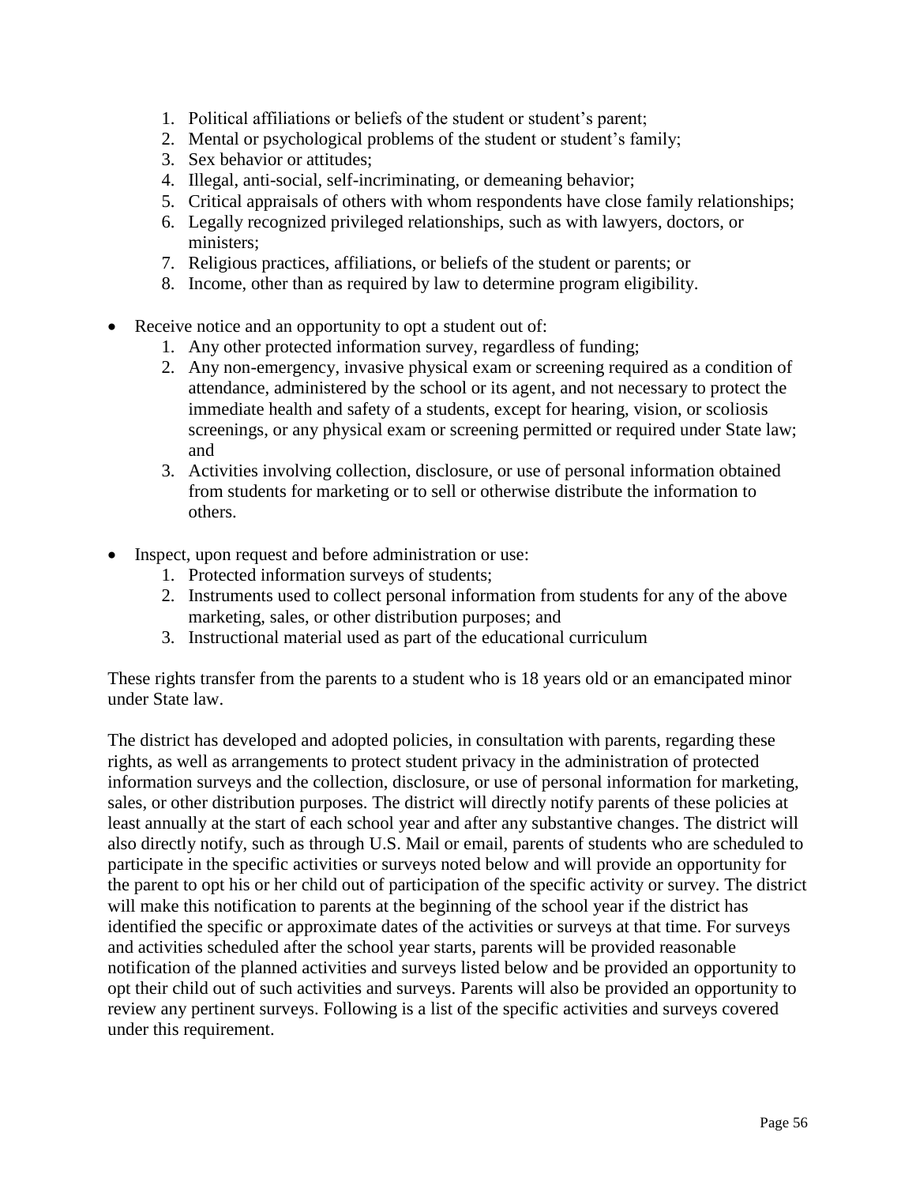1. Political affiliations or beliefs of the student or student's parent;
2. Mental or psychological problems of the student or student's family;
3. Sex behavior or attitudes;
4. Illegal, anti-social, self-incriminating, or demeaning behavior;
5. Critical appraisals of others with whom respondents have close family relationships;
6. Legally recognized privileged relationships, such as with lawyers, doctors, or ministers;
7. Religious practices, affiliations, or beliefs of the student or parents; or
8. Income, other than as required by law to determine program eligibility.

- Receive notice and an opportunity to opt a student out of:
  1. Any other protected information survey, regardless of funding;
  2. Any non-emergency, invasive physical exam or screening required as a condition of attendance, administered by the school or its agent, and not necessary to protect the immediate health and safety of a students, except for hearing, vision, or scoliosis screenings, or any physical exam or screening permitted or required under State law; and
  3. Activities involving collection, disclosure, or use of personal information obtained from students for marketing or to sell or otherwise distribute the information to others.

- Inspect, upon request and before administration or use:
  1. Protected information surveys of students;
  2. Instruments used to collect personal information from students for any of the above marketing, sales, or other distribution purposes; and
  3. Instructional material used as part of the educational curriculum

These rights transfer from the parents to a student who is 18 years old or an emancipated minor under State law.

The district has developed and adopted policies, in consultation with parents, regarding these rights, as well as arrangements to protect student privacy in the administration of protected information surveys and the collection, disclosure, or use of personal information for marketing, sales, or other distribution purposes. The district will directly notify parents of these policies at least annually at the start of each school year and after any substantive changes. The district will also directly notify, such as through U.S. Mail or email, parents of students who are scheduled to participate in the specific activities or surveys noted below and will provide an opportunity for the parent to opt his or her child out of participation of the specific activity or survey. The district will make this notification to parents at the beginning of the school year if the district has identified the specific or approximate dates of the activities or surveys at that time. For surveys and activities scheduled after the school year starts, parents will be provided reasonable notification of the planned activities and surveys listed below and be provided an opportunity to opt their child out of such activities and surveys. Parents will also be provided an opportunity to review any pertinent surveys. Following is a list of the specific activities and surveys covered under this requirement.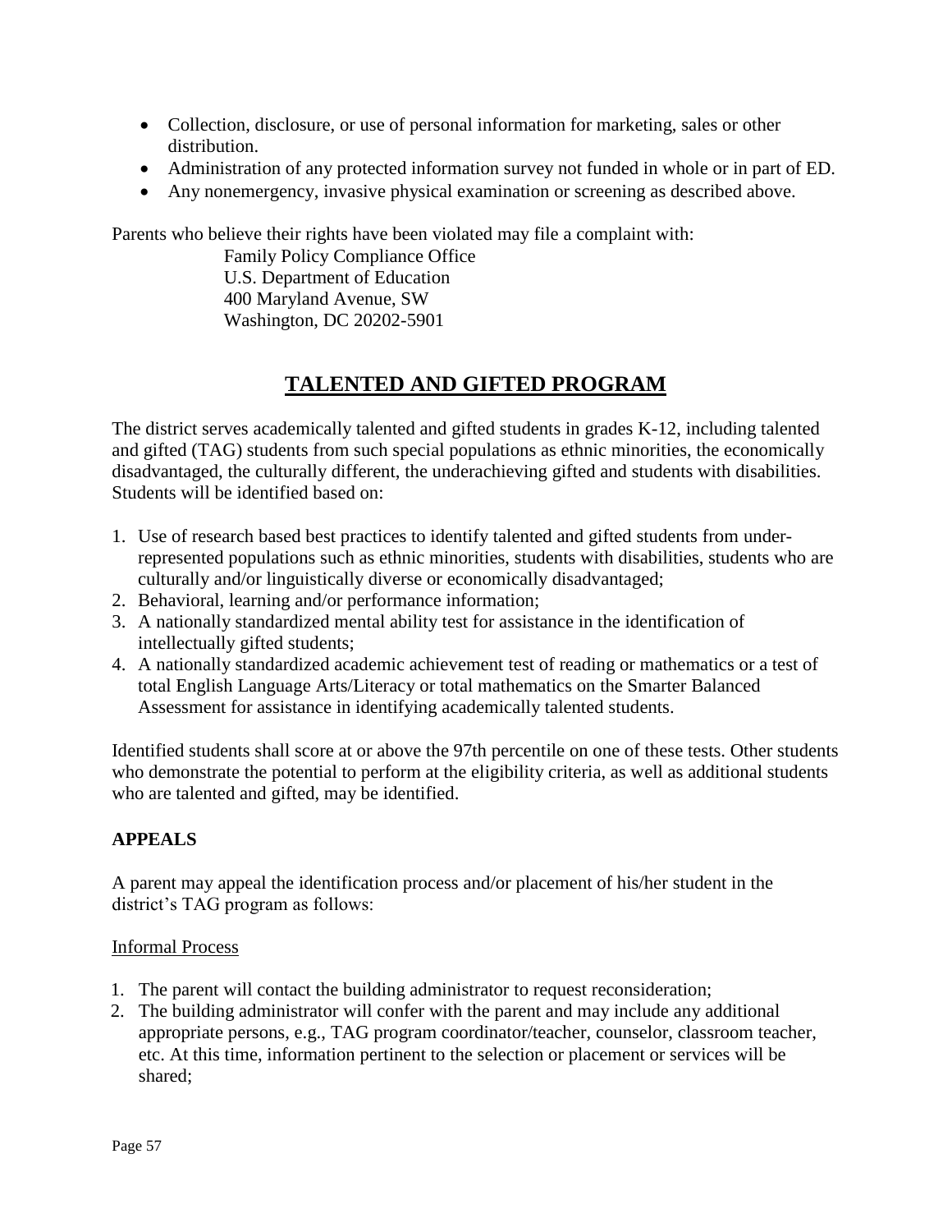- Collection, disclosure, or use of personal information for marketing, sales or other distribution.
- Administration of any protected information survey not funded in whole or in part of ED.
- Any nonemergency, invasive physical examination or screening as described above.

Parents who believe their rights have been violated may file a complaint with:

Family Policy Compliance Office
U.S. Department of Education
400 Maryland Avenue, SW
Washington, DC 20202-5901

## TALENTED AND GIFTED PROGRAM

The district serves academically talented and gifted students in grades K-12, including talented and gifted (TAG) students from such special populations as ethnic minorities, the economically disadvantaged, the culturally different, the underachieving gifted and students with disabilities. Students will be identified based on:

1. Use of research based best practices to identify talented and gifted students from under-represented populations such as ethnic minorities, students with disabilities, students who are culturally and/or linguistically diverse or economically disadvantaged;
2. Behavioral, learning and/or performance information;
3. A nationally standardized mental ability test for assistance in the identification of intellectually gifted students;
4. A nationally standardized academic achievement test of reading or mathematics or a test of total English Language Arts/Literacy or total mathematics on the Smarter Balanced Assessment for assistance in identifying academically talented students.

Identified students shall score at or above the 97th percentile on one of these tests. Other students who demonstrate the potential to perform at the eligibility criteria, as well as additional students who are talented and gifted, may be identified.

### APPEALS

A parent may appeal the identification process and/or placement of his/her student in the district's TAG program as follows:

Informal Process

1. The parent will contact the building administrator to request reconsideration;
2. The building administrator will confer with the parent and may include any additional appropriate persons, e.g., TAG program coordinator/teacher, counselor, classroom teacher, etc. At this time, information pertinent to the selection or placement or services will be shared;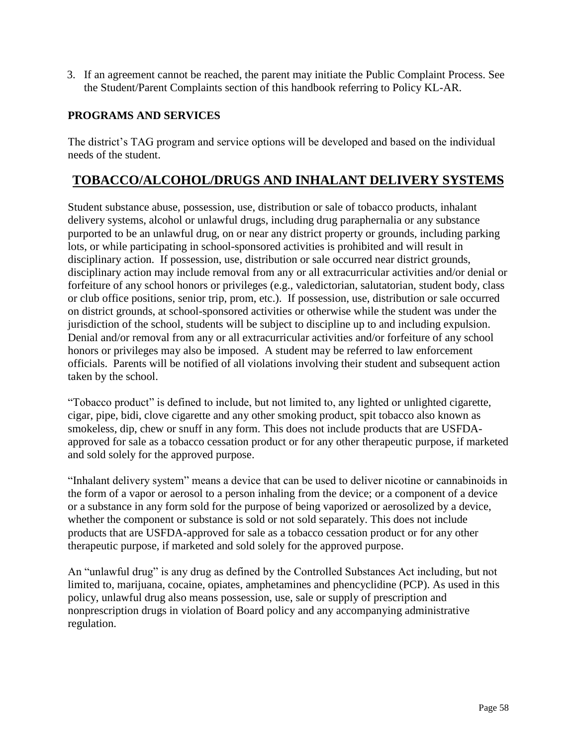3. If an agreement cannot be reached, the parent may initiate the Public Complaint Process. See the Student/Parent Complaints section of this handbook referring to Policy KL-AR.

### PROGRAMS AND SERVICES

The district's TAG program and service options will be developed and based on the individual needs of the student.

## TOBACCO/ALCOHOL/DRUGS AND INHALANT DELIVERY SYSTEMS

Student substance abuse, possession, use, distribution or sale of tobacco products, inhalant delivery systems, alcohol or unlawful drugs, including drug paraphernalia or any substance purported to be an unlawful drug, on or near any district property or grounds, including parking lots, or while participating in school-sponsored activities is prohibited and will result in disciplinary action. If possession, use, distribution or sale occurred near district grounds, disciplinary action may include removal from any or all extracurricular activities and/or denial or forfeiture of any school honors or privileges (e.g., valedictorian, salutatorian, student body, class or club office positions, senior trip, prom, etc.). If possession, use, distribution or sale occurred on district grounds, at school-sponsored activities or otherwise while the student was under the jurisdiction of the school, students will be subject to discipline up to and including expulsion. Denial and/or removal from any or all extracurricular activities and/or forfeiture of any school honors or privileges may also be imposed. A student may be referred to law enforcement officials. Parents will be notified of all violations involving their student and subsequent action taken by the school.

"Tobacco product" is defined to include, but not limited to, any lighted or unlighted cigarette, cigar, pipe, bidi, clove cigarette and any other smoking product, spit tobacco also known as smokeless, dip, chew or snuff in any form. This does not include products that are USFDA-approved for sale as a tobacco cessation product or for any other therapeutic purpose, if marketed and sold solely for the approved purpose.

"Inhalant delivery system" means a device that can be used to deliver nicotine or cannabinoids in the form of a vapor or aerosol to a person inhaling from the device; or a component of a device or a substance in any form sold for the purpose of being vaporized or aerosolized by a device, whether the component or substance is sold or not sold separately. This does not include products that are USFDA-approved for sale as a tobacco cessation product or for any other therapeutic purpose, if marketed and sold solely for the approved purpose.

An "unlawful drug" is any drug as defined by the Controlled Substances Act including, but not limited to, marijuana, cocaine, opiates, amphetamines and phencyclidine (PCP). As used in this policy, unlawful drug also means possession, use, sale or supply of prescription and nonprescription drugs in violation of Board policy and any accompanying administrative regulation.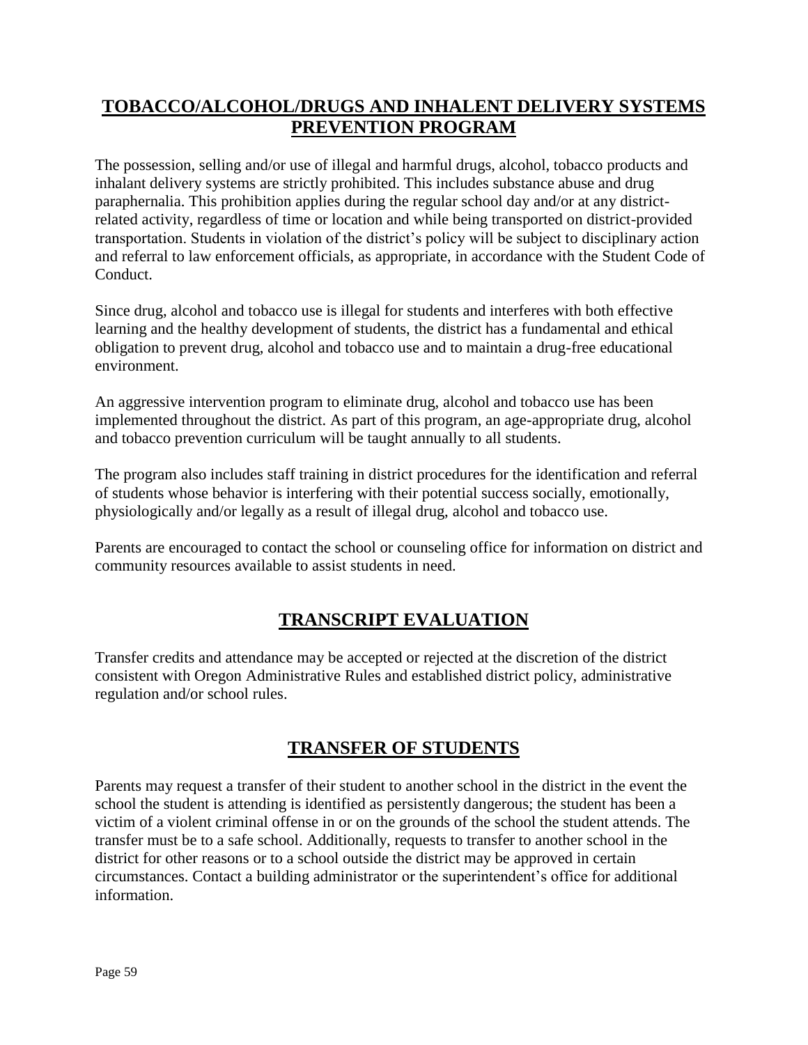## TOBACCO/ALCOHOL/DRUGS AND INHALENT DELIVERY SYSTEMS PREVENTION PROGRAM

The possession, selling and/or use of illegal and harmful drugs, alcohol, tobacco products and inhalant delivery systems are strictly prohibited. This includes substance abuse and drug paraphernalia. This prohibition applies during the regular school day and/or at any district-related activity, regardless of time or location and while being transported on district-provided transportation. Students in violation of the district's policy will be subject to disciplinary action and referral to law enforcement officials, as appropriate, in accordance with the Student Code of Conduct.

Since drug, alcohol and tobacco use is illegal for students and interferes with both effective learning and the healthy development of students, the district has a fundamental and ethical obligation to prevent drug, alcohol and tobacco use and to maintain a drug-free educational environment.

An aggressive intervention program to eliminate drug, alcohol and tobacco use has been implemented throughout the district. As part of this program, an age-appropriate drug, alcohol and tobacco prevention curriculum will be taught annually to all students.

The program also includes staff training in district procedures for the identification and referral of students whose behavior is interfering with their potential success socially, emotionally, physiologically and/or legally as a result of illegal drug, alcohol and tobacco use.

Parents are encouraged to contact the school or counseling office for information on district and community resources available to assist students in need.

## TRANSCRIPT EVALUATION

Transfer credits and attendance may be accepted or rejected at the discretion of the district consistent with Oregon Administrative Rules and established district policy, administrative regulation and/or school rules.

## TRANSFER OF STUDENTS

Parents may request a transfer of their student to another school in the district in the event the school the student is attending is identified as persistently dangerous; the student has been a victim of a violent criminal offense in or on the grounds of the school the student attends. The transfer must be to a safe school. Additionally, requests to transfer to another school in the district for other reasons or to a school outside the district may be approved in certain circumstances. Contact a building administrator or the superintendent's office for additional information.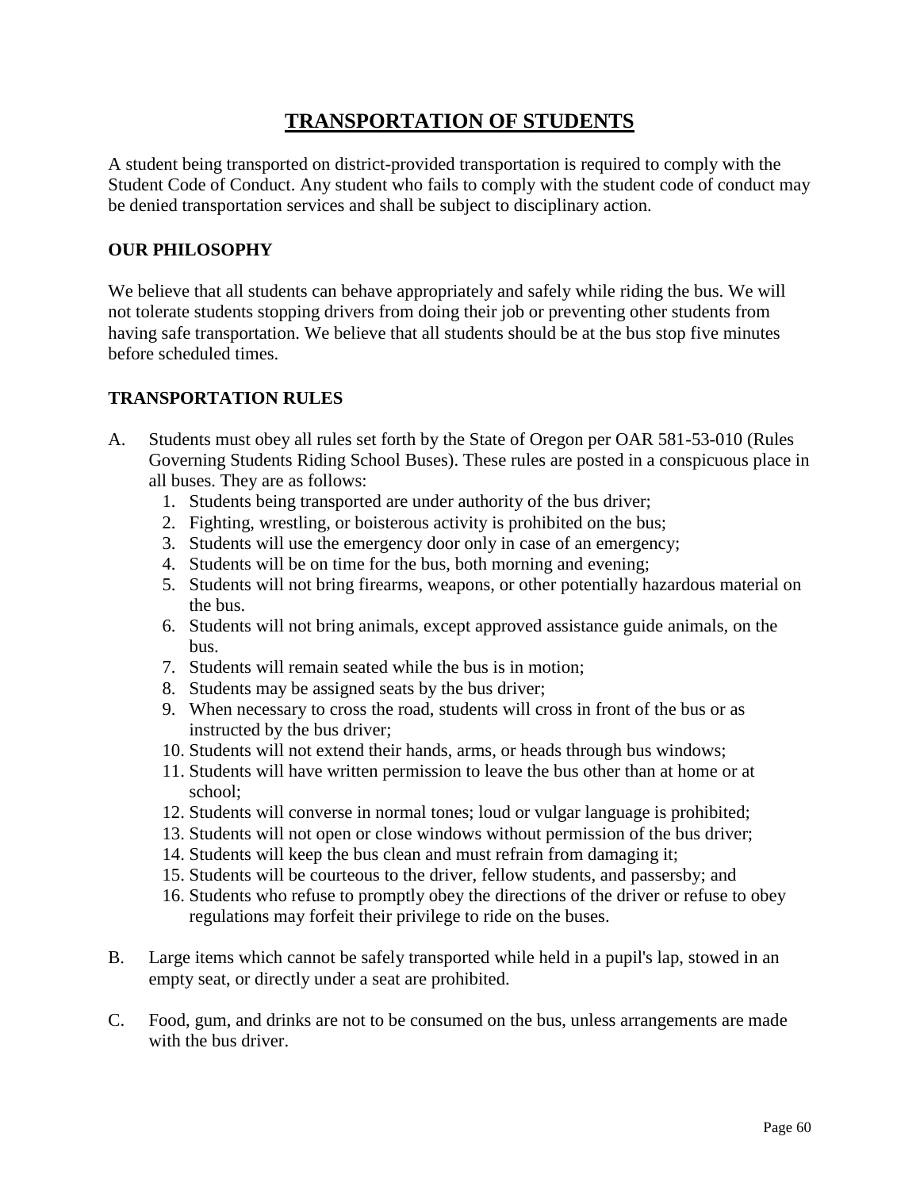# TRANSPORTATION OF STUDENTS

A student being transported on district-provided transportation is required to comply with the Student Code of Conduct. Any student who fails to comply with the student code of conduct may be denied transportation services and shall be subject to disciplinary action.

### OUR PHILOSOPHY

We believe that all students can behave appropriately and safely while riding the bus. We will not tolerate students stopping drivers from doing their job or preventing other students from having safe transportation. We believe that all students should be at the bus stop five minutes before scheduled times.

### TRANSPORTATION RULES

A. Students must obey all rules set forth by the State of Oregon per OAR 581-53-010 (Rules Governing Students Riding School Buses). These rules are posted in a conspicuous place in all buses. They are as follows:

   1. Students being transported are under authority of the bus driver;
   2. Fighting, wrestling, or boisterous activity is prohibited on the bus;
   3. Students will use the emergency door only in case of an emergency;
   4. Students will be on time for the bus, both morning and evening;
   5. Students will not bring firearms, weapons, or other potentially hazardous material on the bus.
   6. Students will not bring animals, except approved assistance guide animals, on the bus.
   7. Students will remain seated while the bus is in motion;
   8. Students may be assigned seats by the bus driver;
   9. When necessary to cross the road, students will cross in front of the bus or as instructed by the bus driver;
   10. Students will not extend their hands, arms, or heads through bus windows;
   11. Students will have written permission to leave the bus other than at home or at school;
   12. Students will converse in normal tones; loud or vulgar language is prohibited;
   13. Students will not open or close windows without permission of the bus driver;
   14. Students will keep the bus clean and must refrain from damaging it;
   15. Students will be courteous to the driver, fellow students, and passersby; and
   16. Students who refuse to promptly obey the directions of the driver or refuse to obey regulations may forfeit their privilege to ride on the buses.

B. Large items which cannot be safely transported while held in a pupil's lap, stowed in an empty seat, or directly under a seat are prohibited.

C. Food, gum, and drinks are not to be consumed on the bus, unless arrangements are made with the bus driver.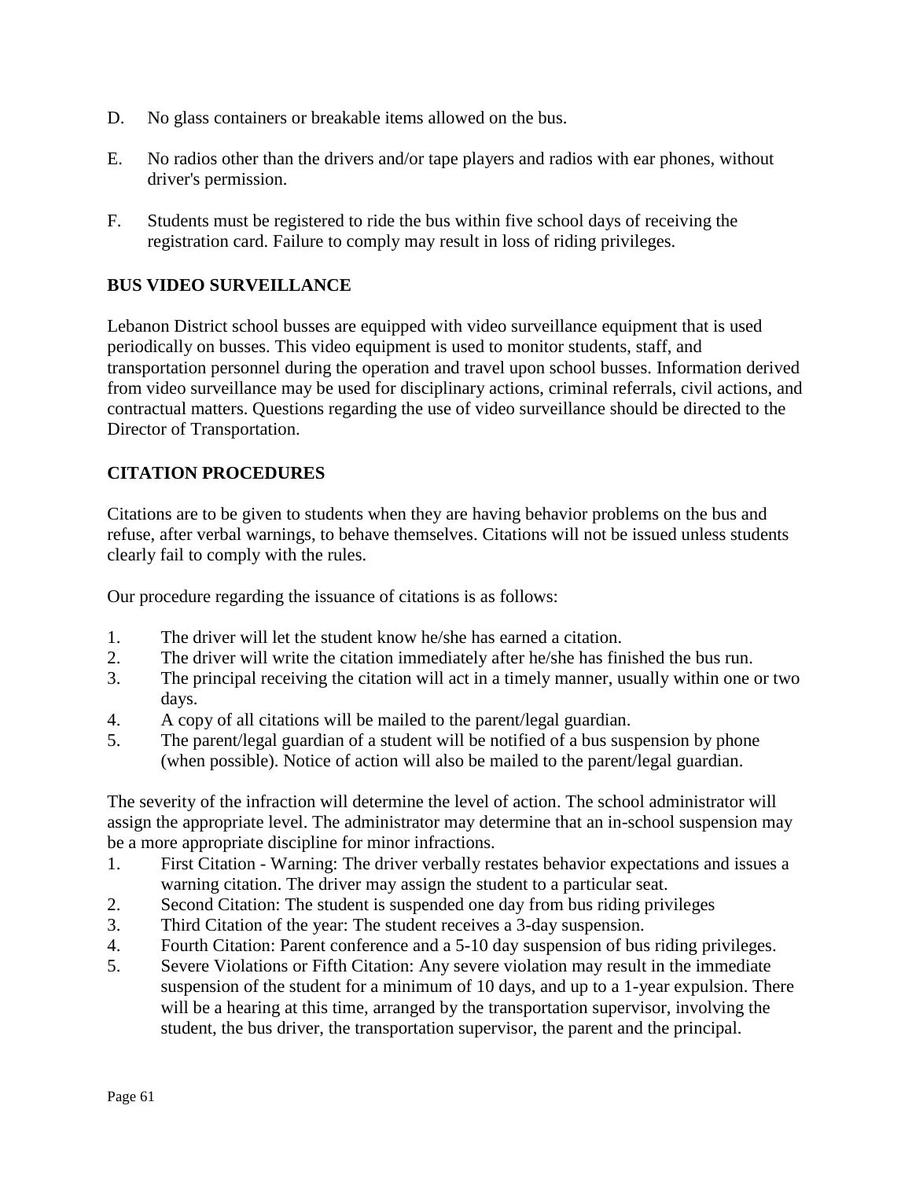D. No glass containers or breakable items allowed on the bus.

E. No radios other than the drivers and/or tape players and radios with ear phones, without driver's permission.

F. Students must be registered to ride the bus within five school days of receiving the registration card. Failure to comply may result in loss of riding privileges.

**BUS VIDEO SURVEILLANCE**

Lebanon District school busses are equipped with video surveillance equipment that is used periodically on busses. This video equipment is used to monitor students, staff, and transportation personnel during the operation and travel upon school busses. Information derived from video surveillance may be used for disciplinary actions, criminal referrals, civil actions, and contractual matters. Questions regarding the use of video surveillance should be directed to the Director of Transportation.

**CITATION PROCEDURES**

Citations are to be given to students when they are having behavior problems on the bus and refuse, after verbal warnings, to behave themselves. Citations will not be issued unless students clearly fail to comply with the rules.

Our procedure regarding the issuance of citations is as follows:

1. The driver will let the student know he/she has earned a citation.
2. The driver will write the citation immediately after he/she has finished the bus run.
3. The principal receiving the citation will act in a timely manner, usually within one or two days.
4. A copy of all citations will be mailed to the parent/legal guardian.
5. The parent/legal guardian of a student will be notified of a bus suspension by phone (when possible). Notice of action will also be mailed to the parent/legal guardian.

The severity of the infraction will determine the level of action. The school administrator will assign the appropriate level. The administrator may determine that an in-school suspension may be a more appropriate discipline for minor infractions.

1. First Citation - Warning: The driver verbally restates behavior expectations and issues a warning citation. The driver may assign the student to a particular seat.
2. Second Citation: The student is suspended one day from bus riding privileges
3. Third Citation of the year: The student receives a 3-day suspension.
4. Fourth Citation: Parent conference and a 5-10 day suspension of bus riding privileges.
5. Severe Violations or Fifth Citation: Any severe violation may result in the immediate suspension of the student for a minimum of 10 days, and up to a 1-year expulsion. There will be a hearing at this time, arranged by the transportation supervisor, involving the student, the bus driver, the transportation supervisor, the parent and the principal.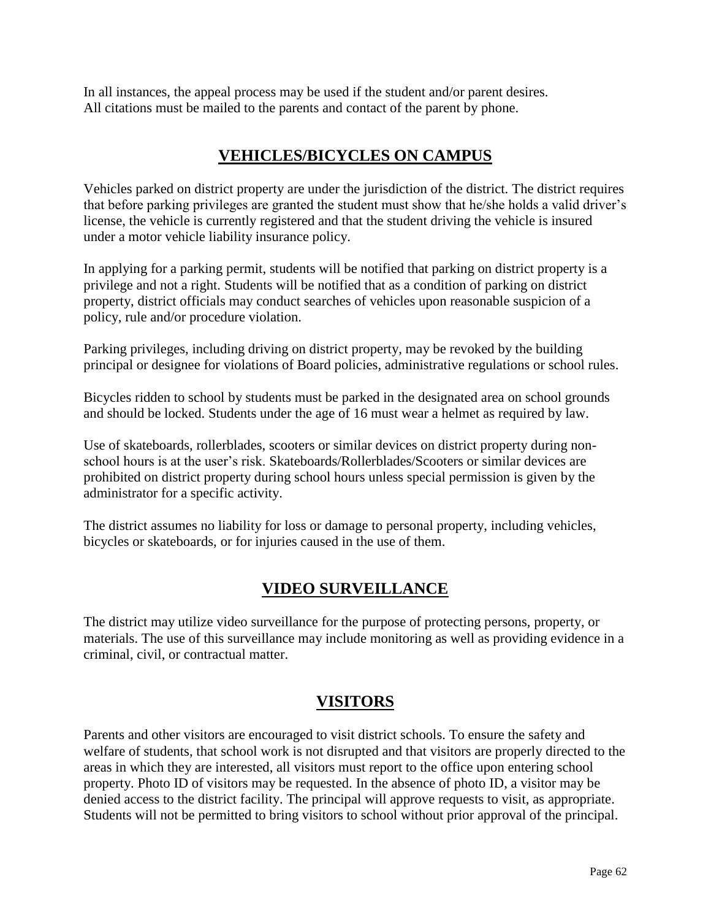In all instances, the appeal process may be used if the student and/or parent desires.
All citations must be mailed to the parents and contact of the parent by phone.

## VEHICLES/BICYCLES ON CAMPUS

Vehicles parked on district property are under the jurisdiction of the district. The district requires that before parking privileges are granted the student must show that he/she holds a valid driver's license, the vehicle is currently registered and that the student driving the vehicle is insured under a motor vehicle liability insurance policy.

In applying for a parking permit, students will be notified that parking on district property is a privilege and not a right. Students will be notified that as a condition of parking on district property, district officials may conduct searches of vehicles upon reasonable suspicion of a policy, rule and/or procedure violation.

Parking privileges, including driving on district property, may be revoked by the building principal or designee for violations of Board policies, administrative regulations or school rules.

Bicycles ridden to school by students must be parked in the designated area on school grounds and should be locked. Students under the age of 16 must wear a helmet as required by law.

Use of skateboards, rollerblades, scooters or similar devices on district property during non-school hours is at the user's risk. Skateboards/Rollerblades/Scooters or similar devices are prohibited on district property during school hours unless special permission is given by the administrator for a specific activity.

The district assumes no liability for loss or damage to personal property, including vehicles, bicycles or skateboards, or for injuries caused in the use of them.

## VIDEO SURVEILLANCE

The district may utilize video surveillance for the purpose of protecting persons, property, or materials. The use of this surveillance may include monitoring as well as providing evidence in a criminal, civil, or contractual matter.

## VISITORS

Parents and other visitors are encouraged to visit district schools. To ensure the safety and welfare of students, that school work is not disrupted and that visitors are properly directed to the areas in which they are interested, all visitors must report to the office upon entering school property. Photo ID of visitors may be requested. In the absence of photo ID, a visitor may be denied access to the district facility. The principal will approve requests to visit, as appropriate. Students will not be permitted to bring visitors to school without prior approval of the principal.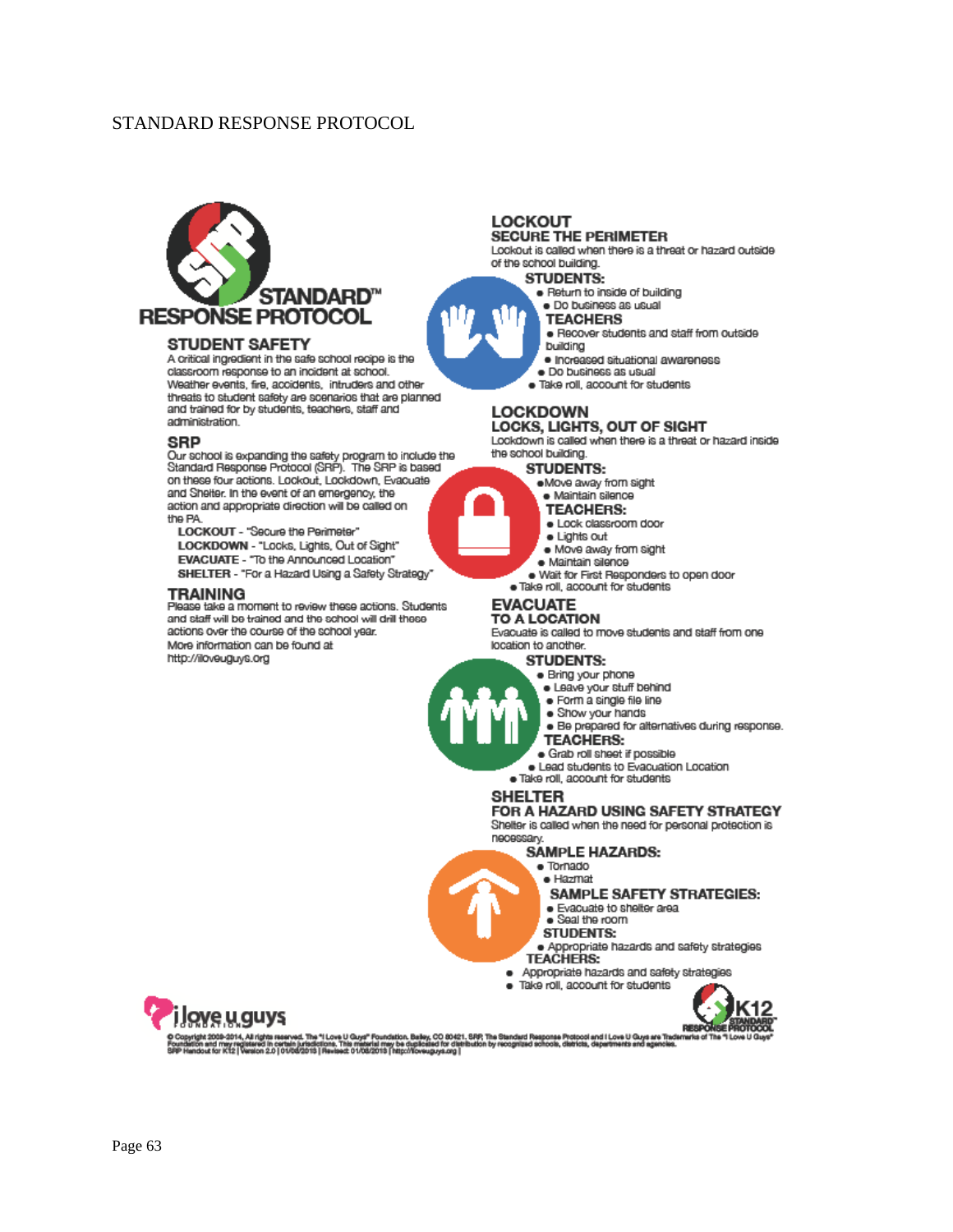STANDARD RESPONSE PROTOCOL

STANDARD™ RESPONSE PROTOCOL

## STUDENT SAFETY

A critical ingredient in the safe school recipe is the classroom response to an incident at school. Weather events, fire, accidents, intruders and other threats to student safety are scenarios that are planned and trained for by students, teachers, staff and administration.

## SRP

Our school is expanding the safety program to include the Standard Response Protocol (SRP). The SRP is based on these four actions. Lockout, Lockdown, Evacuate and Shelter. In the event of an emergency, the action and appropriate direction will be called on the PA.

**LOCKOUT** - "Secure the Perimeter"
**LOCKDOWN** - "Locks, Lights, Out of Sight"
**EVACUATE** - "To the Announced Location"
**SHELTER** - "For a Hazard Using a Safety Strategy"

## TRAINING

Please take a moment to review these actions. Students and staff will be trained and the school will drill these actions over the course of the school year.
More information can be found at
http://iloveuguys.org

## LOCKOUT
### SECURE THE PERIMETER

Lockout is called when there is a threat or hazard outside of the school building.

**STUDENTS:**
- Return to inside of building
- Do business as usual

**TEACHERS**
- Recover students and staff from outside building
- Increased situational awareness
- Do business as usual
- Take roll, account for students

## LOCKDOWN
### LOCKS, LIGHTS, OUT OF SIGHT

Lockdown is called when there is a threat or hazard inside the school building.

**STUDENTS:**
- Move away from sight
- Maintain silence

**TEACHERS:**
- Lock classroom door
- Lights out
- Move away from sight
- Maintain silence
- Wait for First Responders to open door
- Take roll, account for students

## EVACUATE
### TO A LOCATION

Evacuate is called to move students and staff from one location to another.

**STUDENTS:**
- Bring your phone
- Leave your stuff behind
- Form a single file line
- Show your hands
- Be prepared for alternatives during response.

**TEACHERS:**
- Grab roll sheet if possible
- Lead students to Evacuation Location
- Take roll, account for students

## SHELTER
### FOR A HAZARD USING SAFETY STRATEGY

Shelter is called when the need for personal protection is necessary.

**SAMPLE HAZARDS:**
- Tornado
- Hazmat

**SAMPLE SAFETY STRATEGIES:**
- Evacuate to shelter area
- Seal the room

**STUDENTS:**
- Appropriate hazards and safety strategies

**TEACHERS:**
- Appropriate hazards and safety strategies
- Take roll, account for students

i love u guys FOUNDATION

K12 STANDARD RESPONSE PROTOCOL

© Copyright 2009-2014, All rights reserved. The "I Love U Guys" Foundation. Bailey, CO 80421. SRP, The Standard Response Protocol and I Love U Guys are Trademarks of The "I Love U Guys" Foundation and may registered in certain jurisdictions. This material may be duplicated for distribution by recognized schools, districts, departments and agencies.
SRP Handout for K12 | Version 2.0 | 01/08/2013 | Revised: 01/08/2013 | http://iloveuguys.org |